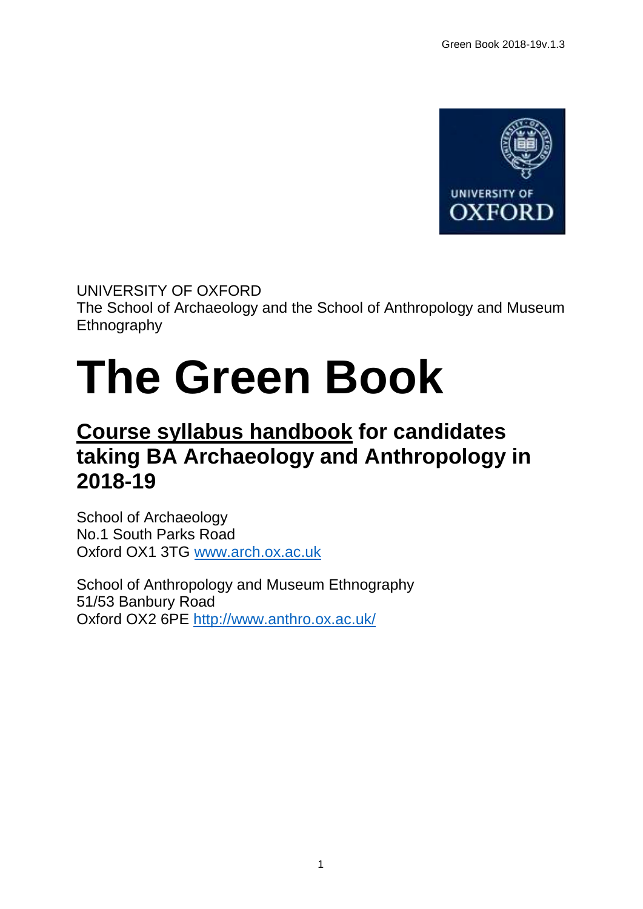UNIVERSITY OF OXFORD

The School of Archaeology and the School of Anthropology and Museum Ethnography

# The Green Book

## Course syllabus handbook for candidates taking BA Archaeology and Anthropology in 2018-19

School of Archaeology
No.1 South Parks Road
Oxford OX1 3TG www.arch.ox.ac.uk

School of Anthropology and Museum Ethnography
51/53 Banbury Road
Oxford OX2 6PE http://www.anthro.ox.ac.uk/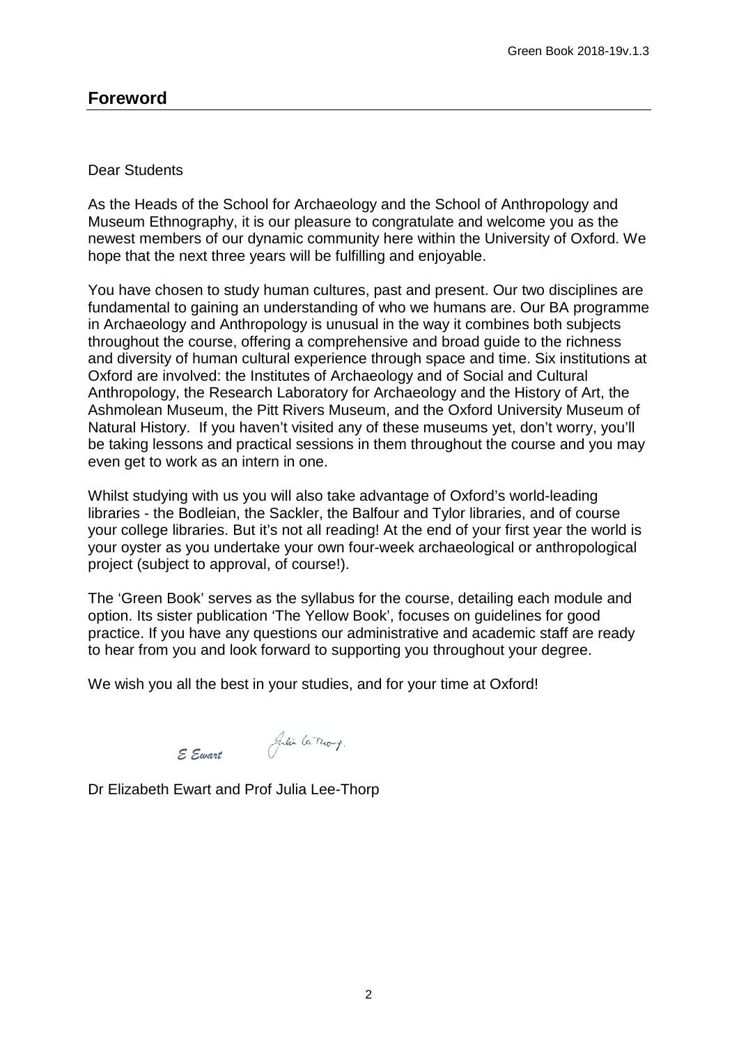## Foreword

Dear Students

As the Heads of the School for Archaeology and the School of Anthropology and Museum Ethnography, it is our pleasure to congratulate and welcome you as the newest members of our dynamic community here within the University of Oxford. We hope that the next three years will be fulfilling and enjoyable.

You have chosen to study human cultures, past and present. Our two disciplines are fundamental to gaining an understanding of who we humans are. Our BA programme in Archaeology and Anthropology is unusual in the way it combines both subjects throughout the course, offering a comprehensive and broad guide to the richness and diversity of human cultural experience through space and time. Six institutions at Oxford are involved: the Institutes of Archaeology and of Social and Cultural Anthropology, the Research Laboratory for Archaeology and the History of Art, the Ashmolean Museum, the Pitt Rivers Museum, and the Oxford University Museum of Natural History. If you haven't visited any of these museums yet, don't worry, you'll be taking lessons and practical sessions in them throughout the course and you may even get to work as an intern in one.

Whilst studying with us you will also take advantage of Oxford's world-leading libraries - the Bodleian, the Sackler, the Balfour and Tylor libraries, and of course your college libraries. But it's not all reading! At the end of your first year the world is your oyster as you undertake your own four-week archaeological or anthropological project (subject to approval, of course!).

The 'Green Book' serves as the syllabus for the course, detailing each module and option. Its sister publication 'The Yellow Book', focuses on guidelines for good practice. If you have any questions our administrative and academic staff are ready to hear from you and look forward to supporting you throughout your degree.

We wish you all the best in your studies, and for your time at Oxford!

*E Ewart* *Julia Lee-Thorp*

Dr Elizabeth Ewart and Prof Julia Lee-Thorp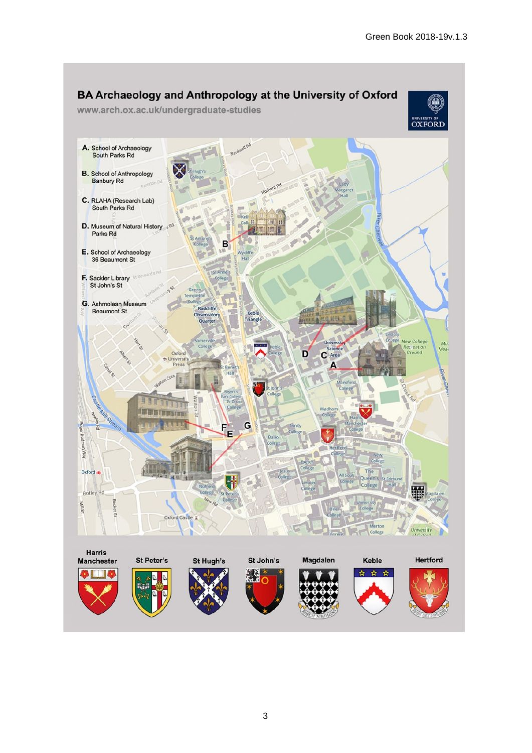## BA Archaeology and Anthropology at the University of Oxford

www.arch.ox.ac.uk/undergraduate-studies

**A.** School of Archaeology
South Parks Rd

**B.** School of Anthropology
Banbury Rd

**C.** RLAHA (Research Lab)
South Parks Rd

**D.** Museum of Natural History
Parks Rd

**E.** School of Archaeology
36 Beaumont St

**F.** Sackler Library
St John's St

**G.** Ashmolean Museum
Beaumont St

Harris Manchester | St Peter's | St Hugh's | St John's | Magdalen | Keble | Hertford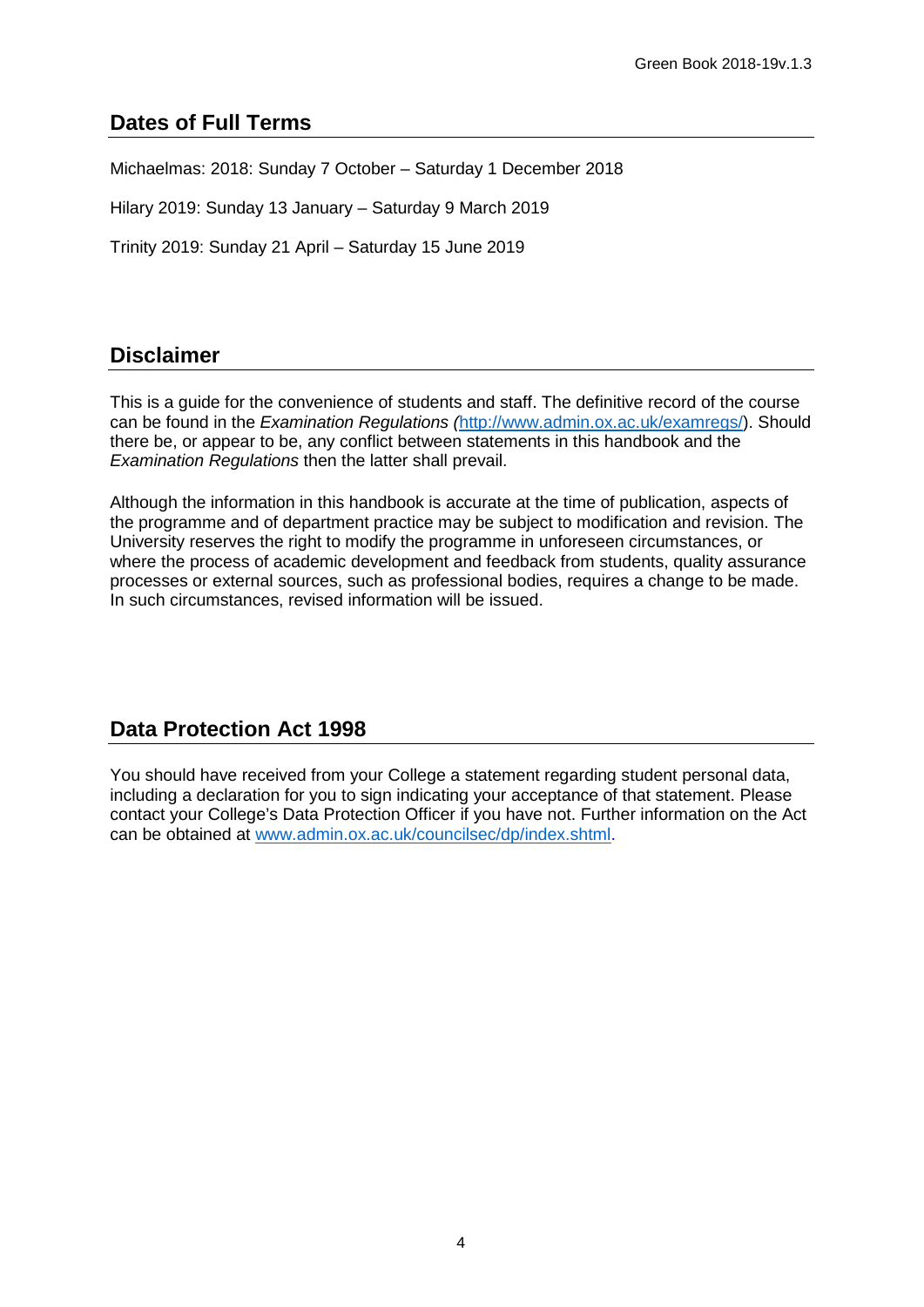## Dates of Full Terms

Michaelmas: 2018: Sunday 7 October – Saturday 1 December 2018

Hilary 2019: Sunday 13 January – Saturday 9 March 2019

Trinity 2019: Sunday 21 April – Saturday 15 June 2019

## Disclaimer

This is a guide for the convenience of students and staff. The definitive record of the course can be found in the *Examination Regulations (*http://www.admin.ox.ac.uk/examregs/). Should there be, or appear to be, any conflict between statements in this handbook and the *Examination Regulations* then the latter shall prevail.

Although the information in this handbook is accurate at the time of publication, aspects of the programme and of department practice may be subject to modification and revision. The University reserves the right to modify the programme in unforeseen circumstances, or where the process of academic development and feedback from students, quality assurance processes or external sources, such as professional bodies, requires a change to be made. In such circumstances, revised information will be issued.

## Data Protection Act 1998

You should have received from your College a statement regarding student personal data, including a declaration for you to sign indicating your acceptance of that statement. Please contact your College's Data Protection Officer if you have not. Further information on the Act can be obtained at www.admin.ox.ac.uk/councilsec/dp/index.shtml.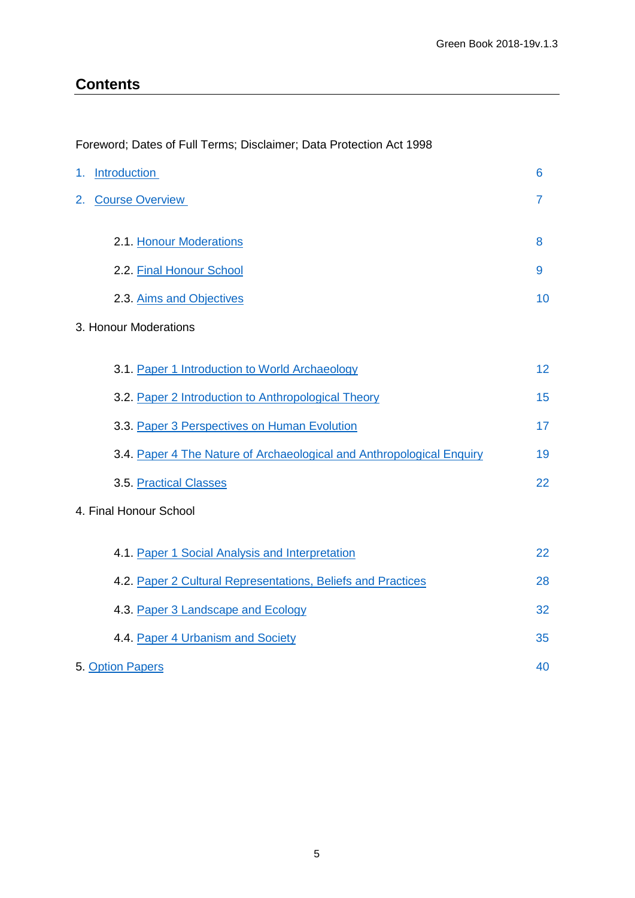## Contents

Foreword; Dates of Full Terms; Disclaimer; Data Protection Act 1998

1. Introduction 6

2. Course Overview 7

    2.1. Honour Moderations 8

    2.2. Final Honour School 9

    2.3. Aims and Objectives 10

3. Honour Moderations

    3.1. Paper 1 Introduction to World Archaeology 12

    3.2. Paper 2 Introduction to Anthropological Theory 15

    3.3. Paper 3 Perspectives on Human Evolution 17

    3.4. Paper 4 The Nature of Archaeological and Anthropological Enquiry 19

    3.5. Practical Classes 22

4. Final Honour School

    4.1. Paper 1 Social Analysis and Interpretation 22

    4.2. Paper 2 Cultural Representations, Beliefs and Practices 28

    4.3. Paper 3 Landscape and Ecology 32

    4.4. Paper 4 Urbanism and Society 35

5. Option Papers 40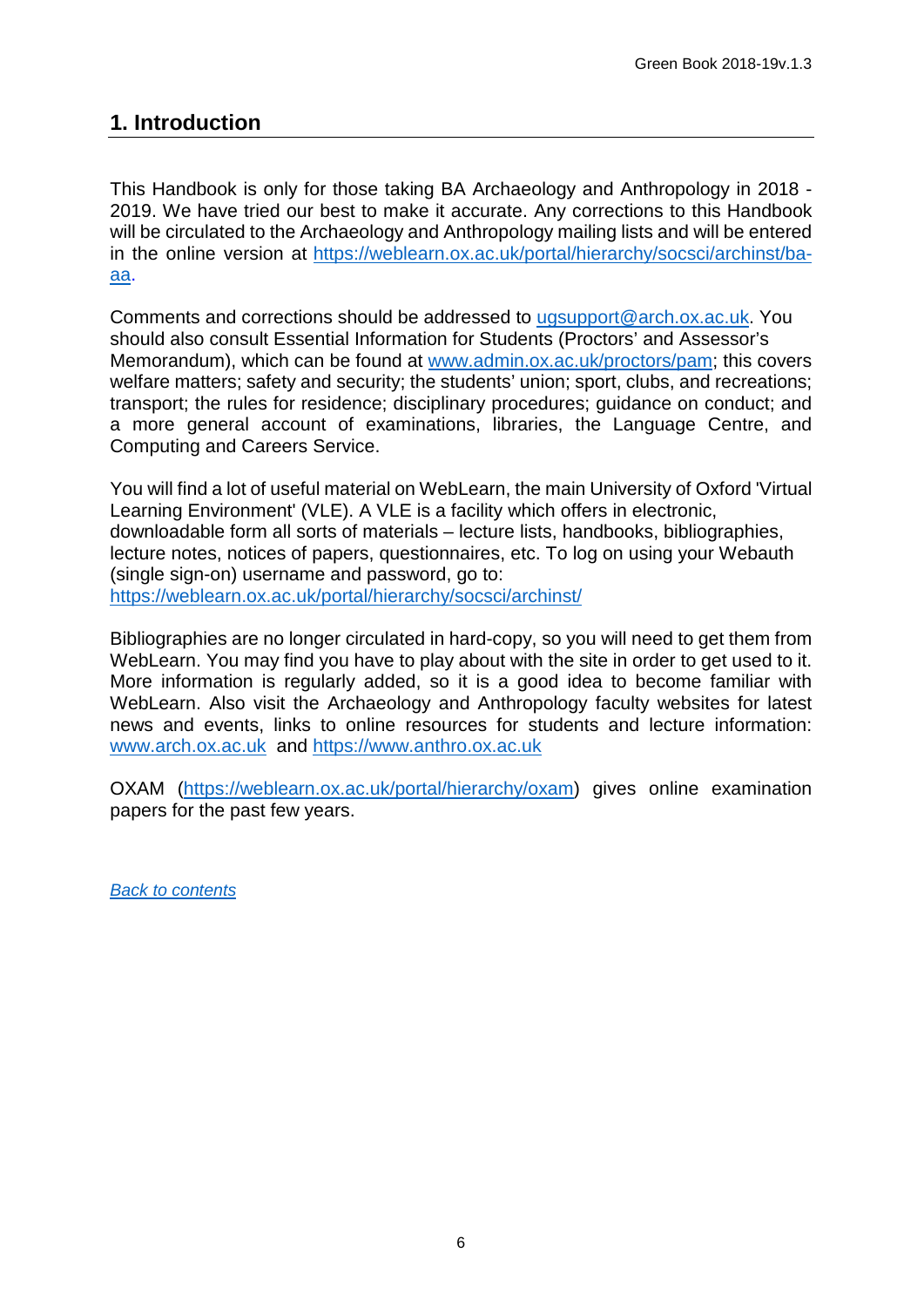## 1. Introduction

This Handbook is only for those taking BA Archaeology and Anthropology in 2018 - 2019. We have tried our best to make it accurate. Any corrections to this Handbook will be circulated to the Archaeology and Anthropology mailing lists and will be entered in the online version at https://weblearn.ox.ac.uk/portal/hierarchy/socsci/archinst/ba-aa.

Comments and corrections should be addressed to ugsupport@arch.ox.ac.uk. You should also consult Essential Information for Students (Proctors' and Assessor's Memorandum), which can be found at www.admin.ox.ac.uk/proctors/pam; this covers welfare matters; safety and security; the students' union; sport, clubs, and recreations; transport; the rules for residence; disciplinary procedures; guidance on conduct; and a more general account of examinations, libraries, the Language Centre, and Computing and Careers Service.

You will find a lot of useful material on WebLearn, the main University of Oxford 'Virtual Learning Environment' (VLE). A VLE is a facility which offers in electronic, downloadable form all sorts of materials – lecture lists, handbooks, bibliographies, lecture notes, notices of papers, questionnaires, etc. To log on using your Webauth (single sign-on) username and password, go to: https://weblearn.ox.ac.uk/portal/hierarchy/socsci/archinst/

Bibliographies are no longer circulated in hard-copy, so you will need to get them from WebLearn. You may find you have to play about with the site in order to get used to it. More information is regularly added, so it is a good idea to become familiar with WebLearn. Also visit the Archaeology and Anthropology faculty websites for latest news and events, links to online resources for students and lecture information: www.arch.ox.ac.uk and https://www.anthro.ox.ac.uk

OXAM (https://weblearn.ox.ac.uk/portal/hierarchy/oxam) gives online examination papers for the past few years.

*Back to contents*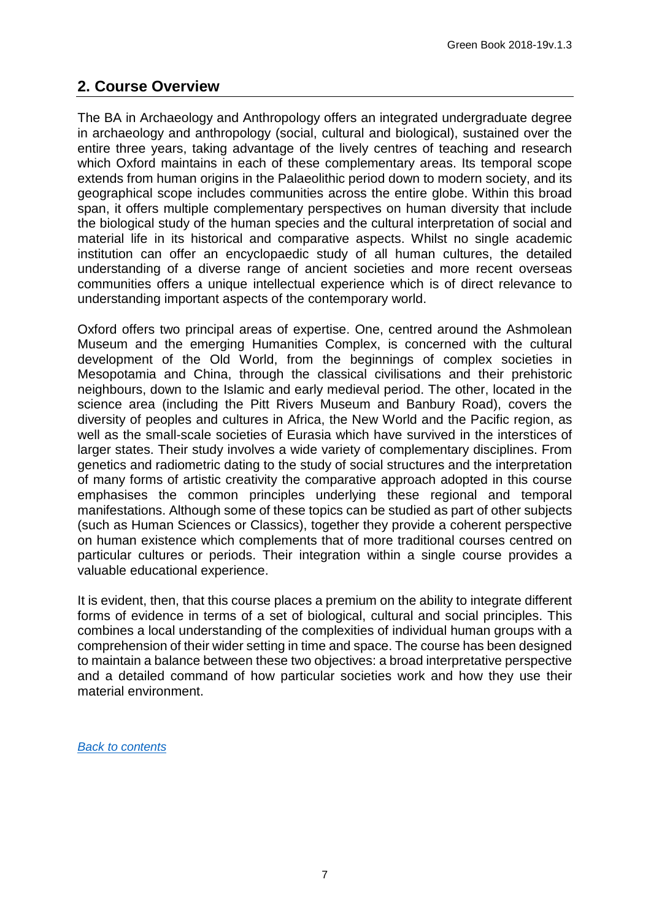## 2. Course Overview

The BA in Archaeology and Anthropology offers an integrated undergraduate degree in archaeology and anthropology (social, cultural and biological), sustained over the entire three years, taking advantage of the lively centres of teaching and research which Oxford maintains in each of these complementary areas. Its temporal scope extends from human origins in the Palaeolithic period down to modern society, and its geographical scope includes communities across the entire globe. Within this broad span, it offers multiple complementary perspectives on human diversity that include the biological study of the human species and the cultural interpretation of social and material life in its historical and comparative aspects. Whilst no single academic institution can offer an encyclopaedic study of all human cultures, the detailed understanding of a diverse range of ancient societies and more recent overseas communities offers a unique intellectual experience which is of direct relevance to understanding important aspects of the contemporary world.

Oxford offers two principal areas of expertise. One, centred around the Ashmolean Museum and the emerging Humanities Complex, is concerned with the cultural development of the Old World, from the beginnings of complex societies in Mesopotamia and China, through the classical civilisations and their prehistoric neighbours, down to the Islamic and early medieval period. The other, located in the science area (including the Pitt Rivers Museum and Banbury Road), covers the diversity of peoples and cultures in Africa, the New World and the Pacific region, as well as the small-scale societies of Eurasia which have survived in the interstices of larger states. Their study involves a wide variety of complementary disciplines. From genetics and radiometric dating to the study of social structures and the interpretation of many forms of artistic creativity the comparative approach adopted in this course emphasises the common principles underlying these regional and temporal manifestations. Although some of these topics can be studied as part of other subjects (such as Human Sciences or Classics), together they provide a coherent perspective on human existence which complements that of more traditional courses centred on particular cultures or periods. Their integration within a single course provides a valuable educational experience.

It is evident, then, that this course places a premium on the ability to integrate different forms of evidence in terms of a set of biological, cultural and social principles. This combines a local understanding of the complexities of individual human groups with a comprehension of their wider setting in time and space. The course has been designed to maintain a balance between these two objectives: a broad interpretative perspective and a detailed command of how particular societies work and how they use their material environment.

*Back to contents*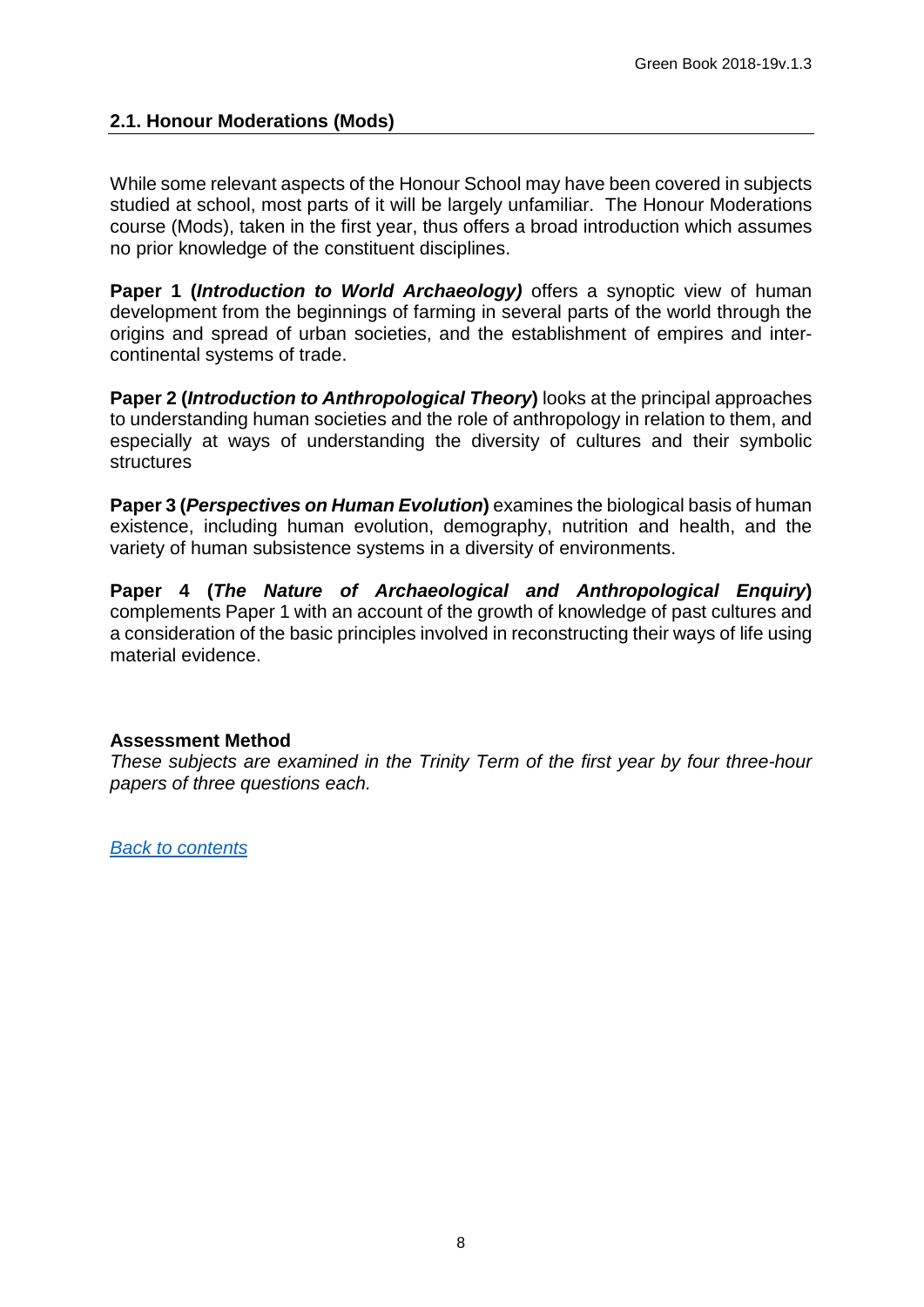## 2.1. Honour Moderations (Mods)

While some relevant aspects of the Honour School may have been covered in subjects studied at school, most parts of it will be largely unfamiliar. The Honour Moderations course (Mods), taken in the first year, thus offers a broad introduction which assumes no prior knowledge of the constituent disciplines.

**Paper 1 (*Introduction to World Archaeology)*** offers a synoptic view of human development from the beginnings of farming in several parts of the world through the origins and spread of urban societies, and the establishment of empires and inter-continental systems of trade.

**Paper 2 (*Introduction to Anthropological Theory*)** looks at the principal approaches to understanding human societies and the role of anthropology in relation to them, and especially at ways of understanding the diversity of cultures and their symbolic structures

**Paper 3 (*Perspectives on Human Evolution*)** examines the biological basis of human existence, including human evolution, demography, nutrition and health, and the variety of human subsistence systems in a diversity of environments.

**Paper 4 (*The Nature of Archaeological and Anthropological Enquiry*)** complements Paper 1 with an account of the growth of knowledge of past cultures and a consideration of the basic principles involved in reconstructing their ways of life using material evidence.

**Assessment Method**

*These subjects are examined in the Trinity Term of the first year by four three-hour papers of three questions each.*

[Back to contents]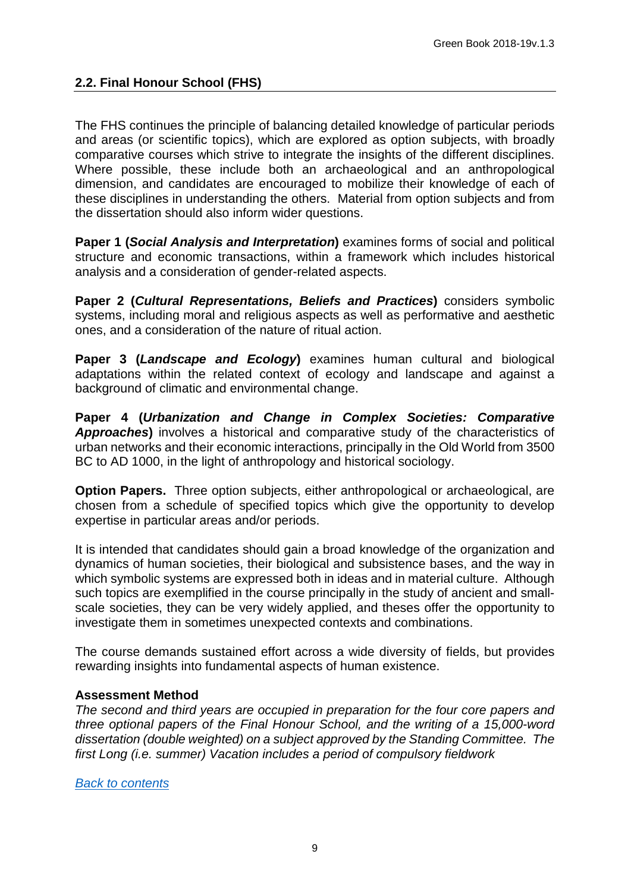## 2.2. Final Honour School (FHS)

The FHS continues the principle of balancing detailed knowledge of particular periods and areas (or scientific topics), which are explored as option subjects, with broadly comparative courses which strive to integrate the insights of the different disciplines. Where possible, these include both an archaeological and an anthropological dimension, and candidates are encouraged to mobilize their knowledge of each of these disciplines in understanding the others. Material from option subjects and from the dissertation should also inform wider questions.

**Paper 1 (*Social Analysis and Interpretation*)** examines forms of social and political structure and economic transactions, within a framework which includes historical analysis and a consideration of gender-related aspects.

**Paper 2 (*Cultural Representations, Beliefs and Practices*)** considers symbolic systems, including moral and religious aspects as well as performative and aesthetic ones, and a consideration of the nature of ritual action.

**Paper 3 (*Landscape and Ecology*)** examines human cultural and biological adaptations within the related context of ecology and landscape and against a background of climatic and environmental change.

**Paper 4 (*Urbanization and Change in Complex Societies: Comparative Approaches*)** involves a historical and comparative study of the characteristics of urban networks and their economic interactions, principally in the Old World from 3500 BC to AD 1000, in the light of anthropology and historical sociology.

**Option Papers.** Three option subjects, either anthropological or archaeological, are chosen from a schedule of specified topics which give the opportunity to develop expertise in particular areas and/or periods.

It is intended that candidates should gain a broad knowledge of the organization and dynamics of human societies, their biological and subsistence bases, and the way in which symbolic systems are expressed both in ideas and in material culture. Although such topics are exemplified in the course principally in the study of ancient and small-scale societies, they can be very widely applied, and theses offer the opportunity to investigate them in sometimes unexpected contexts and combinations.

The course demands sustained effort across a wide diversity of fields, but provides rewarding insights into fundamental aspects of human existence.

**Assessment Method**

*The second and third years are occupied in preparation for the four core papers and three optional papers of the Final Honour School, and the writing of a 15,000-word dissertation (double weighted) on a subject approved by the Standing Committee. The first Long (i.e. summer) Vacation includes a period of compulsory fieldwork*

[Back to contents]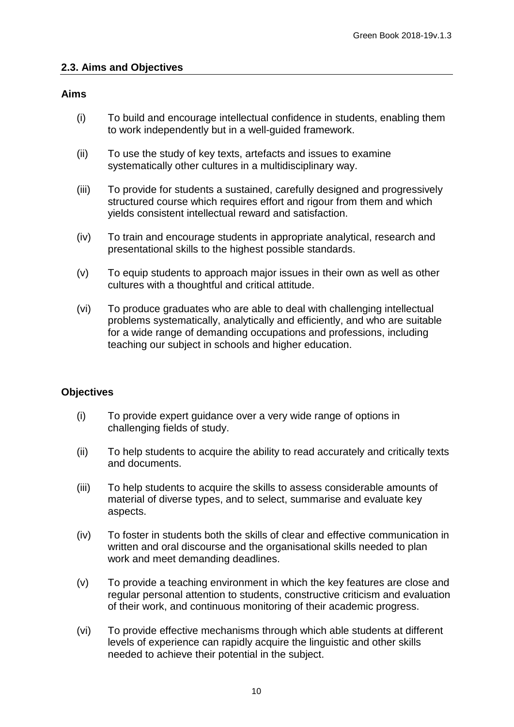## 2.3. Aims and Objectives

### Aims

(i) To build and encourage intellectual confidence in students, enabling them to work independently but in a well-guided framework.

(ii) To use the study of key texts, artefacts and issues to examine systematically other cultures in a multidisciplinary way.

(iii) To provide for students a sustained, carefully designed and progressively structured course which requires effort and rigour from them and which yields consistent intellectual reward and satisfaction.

(iv) To train and encourage students in appropriate analytical, research and presentational skills to the highest possible standards.

(v) To equip students to approach major issues in their own as well as other cultures with a thoughtful and critical attitude.

(vi) To produce graduates who are able to deal with challenging intellectual problems systematically, analytically and efficiently, and who are suitable for a wide range of demanding occupations and professions, including teaching our subject in schools and higher education.

### Objectives

(i) To provide expert guidance over a very wide range of options in challenging fields of study.

(ii) To help students to acquire the ability to read accurately and critically texts and documents.

(iii) To help students to acquire the skills to assess considerable amounts of material of diverse types, and to select, summarise and evaluate key aspects.

(iv) To foster in students both the skills of clear and effective communication in written and oral discourse and the organisational skills needed to plan work and meet demanding deadlines.

(v) To provide a teaching environment in which the key features are close and regular personal attention to students, constructive criticism and evaluation of their work, and continuous monitoring of their academic progress.

(vi) To provide effective mechanisms through which able students at different levels of experience can rapidly acquire the linguistic and other skills needed to achieve their potential in the subject.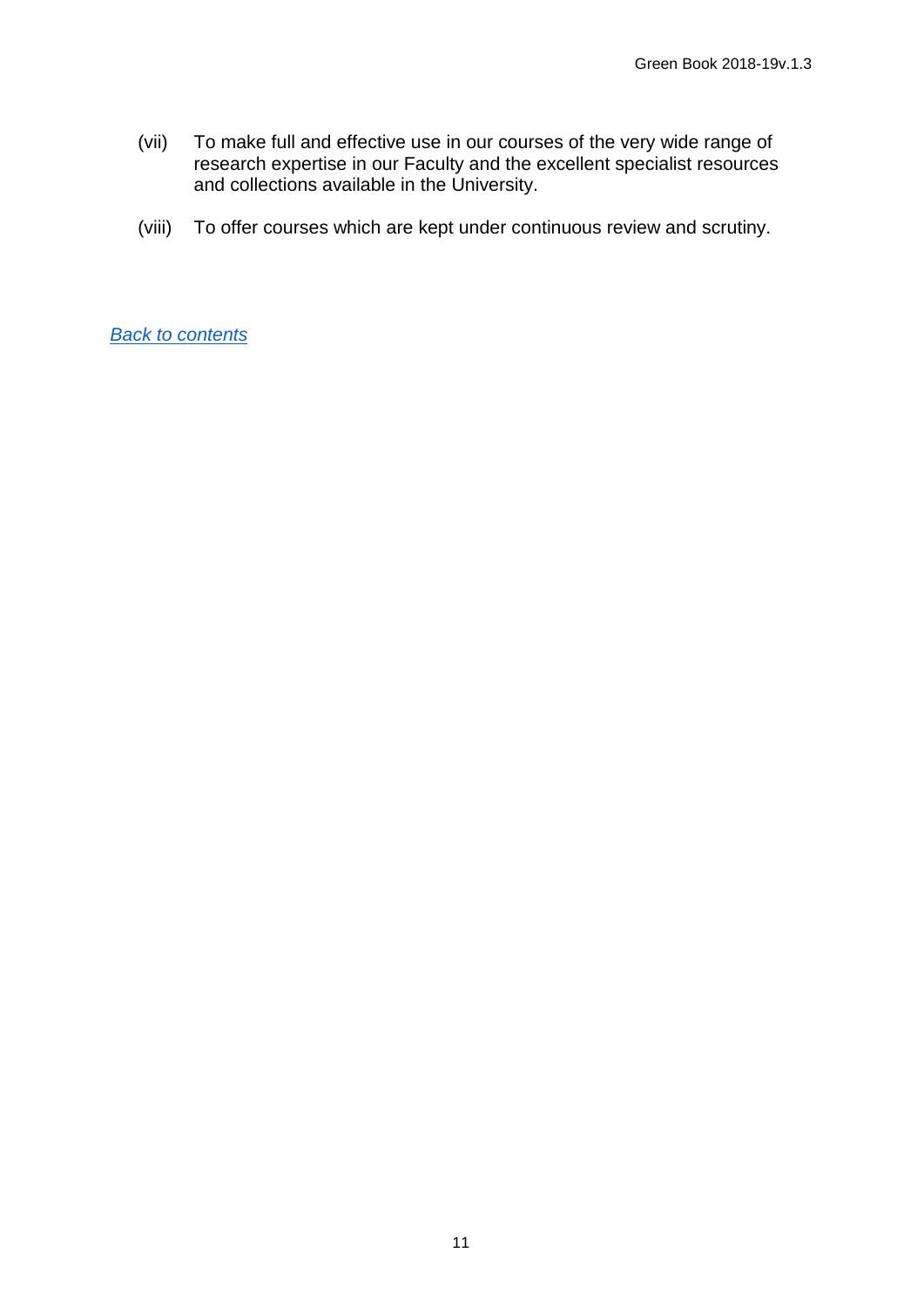(vii) To make full and effective use in our courses of the very wide range of research expertise in our Faculty and the excellent specialist resources and collections available in the University.

(viii) To offer courses which are kept under continuous review and scrutiny.

*Back to contents*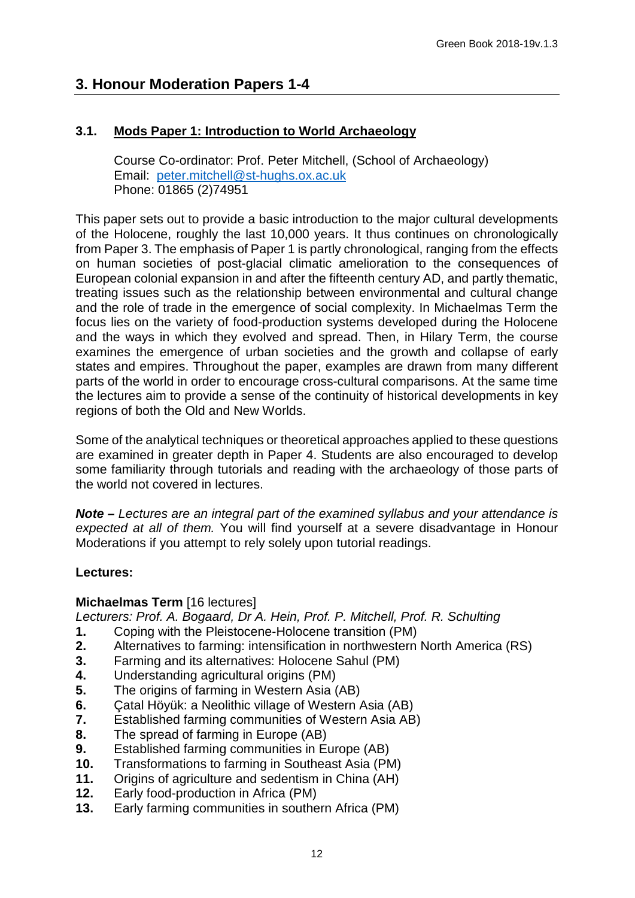# 3. Honour Moderation Papers 1-4

## 3.1. Mods Paper 1: Introduction to World Archaeology

Course Co-ordinator: Prof. Peter Mitchell, (School of Archaeology)
Email: [peter.mitchell@st-hughs.ox.ac.uk](mailto:peter.mitchell@st-hughs.ox.ac.uk)
Phone: 01865 (2)74951

This paper sets out to provide a basic introduction to the major cultural developments of the Holocene, roughly the last 10,000 years. It thus continues on chronologically from Paper 3. The emphasis of Paper 1 is partly chronological, ranging from the effects on human societies of post-glacial climatic amelioration to the consequences of European colonial expansion in and after the fifteenth century AD, and partly thematic, treating issues such as the relationship between environmental and cultural change and the role of trade in the emergence of social complexity. In Michaelmas Term the focus lies on the variety of food-production systems developed during the Holocene and the ways in which they evolved and spread. Then, in Hilary Term, the course examines the emergence of urban societies and the growth and collapse of early states and empires. Throughout the paper, examples are drawn from many different parts of the world in order to encourage cross-cultural comparisons. At the same time the lectures aim to provide a sense of the continuity of historical developments in key regions of both the Old and New Worlds.

Some of the analytical techniques or theoretical approaches applied to these questions are examined in greater depth in Paper 4. Students are also encouraged to develop some familiarity through tutorials and reading with the archaeology of those parts of the world not covered in lectures.

***Note –*** *Lectures are an integral part of the examined syllabus and your attendance is expected at all of them.* You will find yourself at a severe disadvantage in Honour Moderations if you attempt to rely solely upon tutorial readings.

**Lectures:**

**Michaelmas Term** [16 lectures]

*Lecturers: Prof. A. Bogaard, Dr A. Hein, Prof. P. Mitchell, Prof. R. Schulting*

1. Coping with the Pleistocene-Holocene transition (PM)
2. Alternatives to farming: intensification in northwestern North America (RS)
3. Farming and its alternatives: Holocene Sahul (PM)
4. Understanding agricultural origins (PM)
5. The origins of farming in Western Asia (AB)
6. Çatal Höyük: a Neolithic village of Western Asia (AB)
7. Established farming communities of Western Asia AB)
8. The spread of farming in Europe (AB)
9. Established farming communities in Europe (AB)
10. Transformations to farming in Southeast Asia (PM)
11. Origins of agriculture and sedentism in China (AH)
12. Early food-production in Africa (PM)
13. Early farming communities in southern Africa (PM)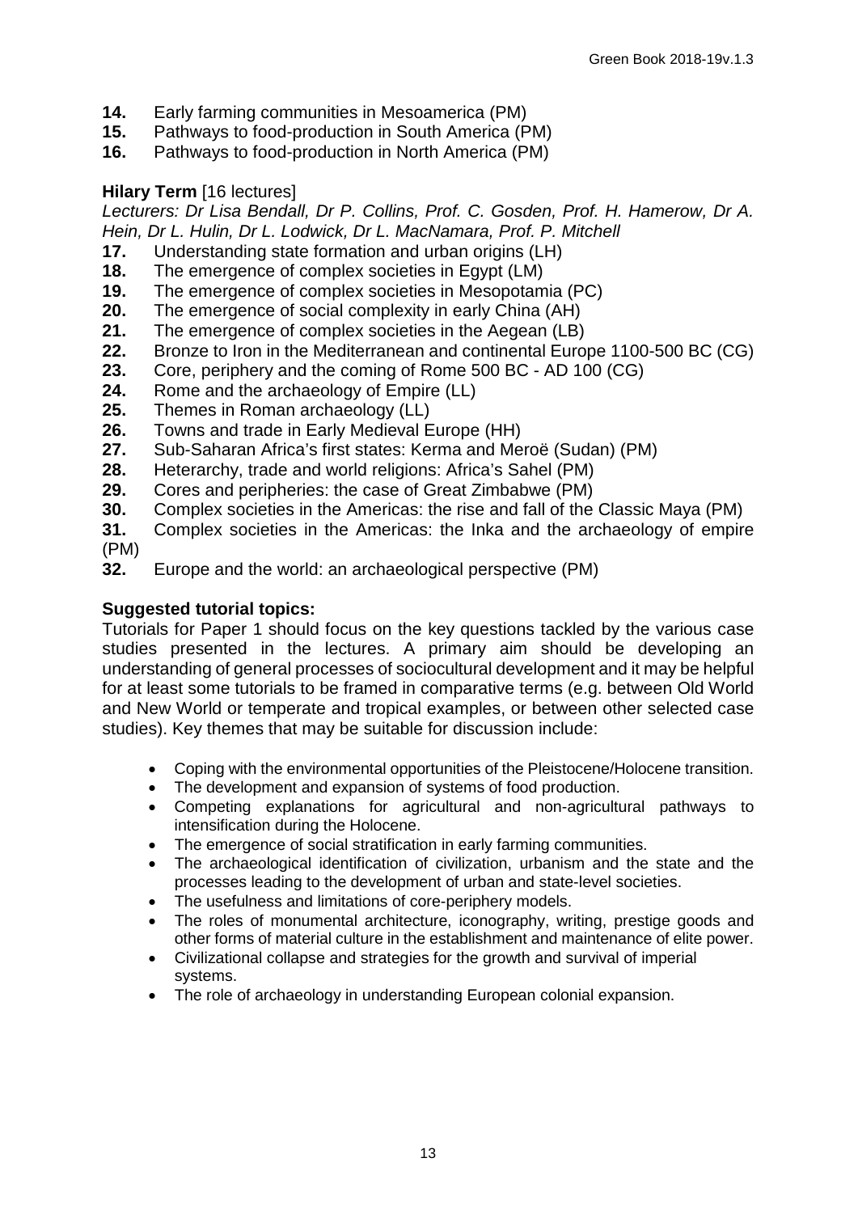**14.** Early farming communities in Mesoamerica (PM)
**15.** Pathways to food-production in South America (PM)
**16.** Pathways to food-production in North America (PM)

**Hilary Term** [16 lectures]

*Lecturers: Dr Lisa Bendall, Dr P. Collins, Prof. C. Gosden, Prof. H. Hamerow, Dr A. Hein, Dr L. Hulin, Dr L. Lodwick, Dr L. MacNamara, Prof. P. Mitchell*

**17.** Understanding state formation and urban origins (LH)
**18.** The emergence of complex societies in Egypt (LM)
**19.** The emergence of complex societies in Mesopotamia (PC)
**20.** The emergence of social complexity in early China (AH)
**21.** The emergence of complex societies in the Aegean (LB)
**22.** Bronze to Iron in the Mediterranean and continental Europe 1100-500 BC (CG)
**23.** Core, periphery and the coming of Rome 500 BC - AD 100 (CG)
**24.** Rome and the archaeology of Empire (LL)
**25.** Themes in Roman archaeology (LL)
**26.** Towns and trade in Early Medieval Europe (HH)
**27.** Sub-Saharan Africa's first states: Kerma and Meroë (Sudan) (PM)
**28.** Heterarchy, trade and world religions: Africa's Sahel (PM)
**29.** Cores and peripheries: the case of Great Zimbabwe (PM)
**30.** Complex societies in the Americas: the rise and fall of the Classic Maya (PM)
**31.** Complex societies in the Americas: the Inka and the archaeology of empire (PM)
**32.** Europe and the world: an archaeological perspective (PM)

**Suggested tutorial topics:**

Tutorials for Paper 1 should focus on the key questions tackled by the various case studies presented in the lectures. A primary aim should be developing an understanding of general processes of sociocultural development and it may be helpful for at least some tutorials to be framed in comparative terms (e.g. between Old World and New World or temperate and tropical examples, or between other selected case studies). Key themes that may be suitable for discussion include:

- Coping with the environmental opportunities of the Pleistocene/Holocene transition.
- The development and expansion of systems of food production.
- Competing explanations for agricultural and non-agricultural pathways to intensification during the Holocene.
- The emergence of social stratification in early farming communities.
- The archaeological identification of civilization, urbanism and the state and the processes leading to the development of urban and state-level societies.
- The usefulness and limitations of core-periphery models.
- The roles of monumental architecture, iconography, writing, prestige goods and other forms of material culture in the establishment and maintenance of elite power.
- Civilizational collapse and strategies for the growth and survival of imperial systems.
- The role of archaeology in understanding European colonial expansion.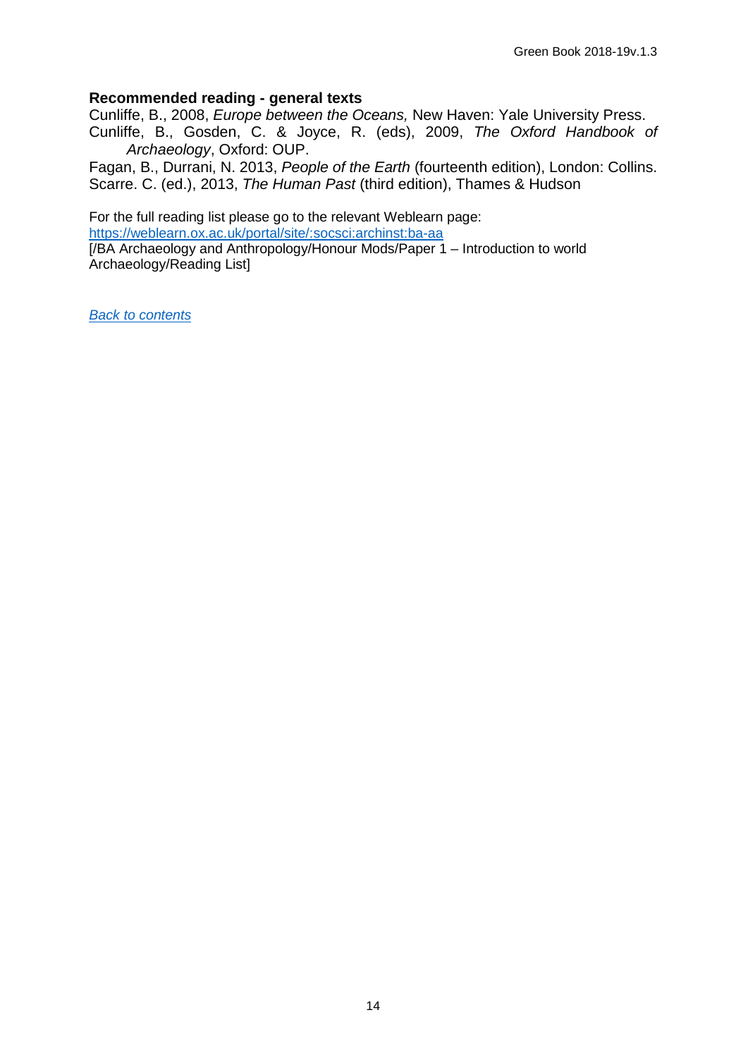**Recommended reading - general texts**

Cunliffe, B., 2008, *Europe between the Oceans,* New Haven: Yale University Press.

Cunliffe, B., Gosden, C. & Joyce, R. (eds), 2009, *The Oxford Handbook of Archaeology*, Oxford: OUP.

Fagan, B., Durrani, N. 2013, *People of the Earth* (fourteenth edition), London: Collins.

Scarre. C. (ed.), 2013, *The Human Past* (third edition), Thames & Hudson

For the full reading list please go to the relevant Weblearn page:
[https://weblearn.ox.ac.uk/portal/site/:socsci:archinst:ba-aa](https://weblearn.ox.ac.uk/portal/site/:socsci:archinst:ba-aa)
[/BA Archaeology and Anthropology/Honour Mods/Paper 1 – Introduction to world Archaeology/Reading List]

*Back to contents*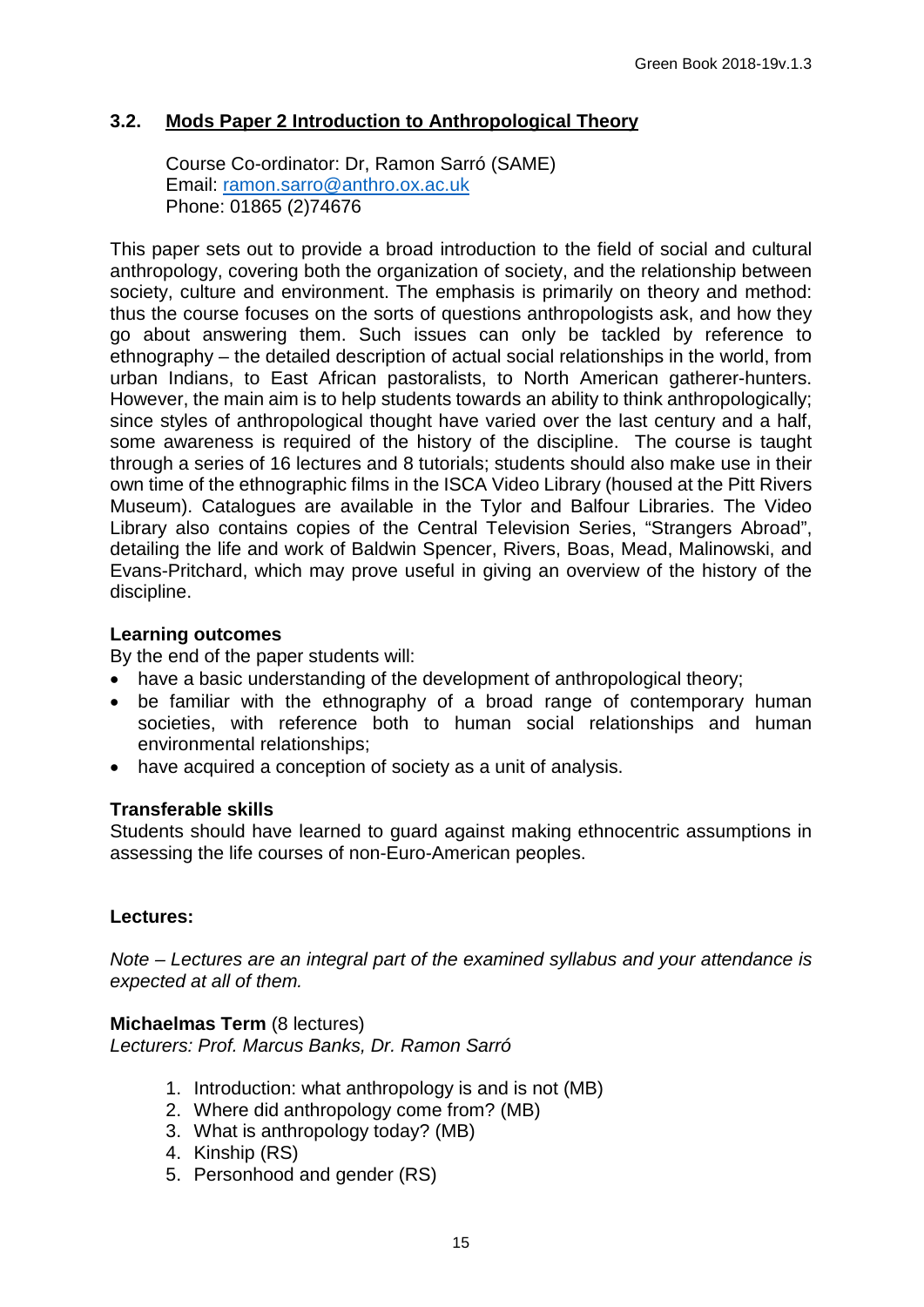## 3.2. Mods Paper 2 Introduction to Anthropological Theory

Course Co-ordinator: Dr, Ramon Sarró (SAME)
Email: [ramon.sarro@anthro.ox.ac.uk](mailto:ramon.sarro@anthro.ox.ac.uk)
Phone: 01865 (2)74676

This paper sets out to provide a broad introduction to the field of social and cultural anthropology, covering both the organization of society, and the relationship between society, culture and environment. The emphasis is primarily on theory and method: thus the course focuses on the sorts of questions anthropologists ask, and how they go about answering them. Such issues can only be tackled by reference to ethnography – the detailed description of actual social relationships in the world, from urban Indians, to East African pastoralists, to North American gatherer-hunters. However, the main aim is to help students towards an ability to think anthropologically; since styles of anthropological thought have varied over the last century and a half, some awareness is required of the history of the discipline. The course is taught through a series of 16 lectures and 8 tutorials; students should also make use in their own time of the ethnographic films in the ISCA Video Library (housed at the Pitt Rivers Museum). Catalogues are available in the Tylor and Balfour Libraries. The Video Library also contains copies of the Central Television Series, "Strangers Abroad", detailing the life and work of Baldwin Spencer, Rivers, Boas, Mead, Malinowski, and Evans-Pritchard, which may prove useful in giving an overview of the history of the discipline.

### Learning outcomes

By the end of the paper students will:

- have a basic understanding of the development of anthropological theory;
- be familiar with the ethnography of a broad range of contemporary human societies, with reference both to human social relationships and human environmental relationships;
- have acquired a conception of society as a unit of analysis.

### Transferable skills

Students should have learned to guard against making ethnocentric assumptions in assessing the life courses of non-Euro-American peoples.

### Lectures:

*Note – Lectures are an integral part of the examined syllabus and your attendance is expected at all of them.*

**Michaelmas Term** (8 lectures)
*Lecturers: Prof. Marcus Banks, Dr. Ramon Sarró*

1. Introduction: what anthropology is and is not (MB)
2. Where did anthropology come from? (MB)
3. What is anthropology today? (MB)
4. Kinship (RS)
5. Personhood and gender (RS)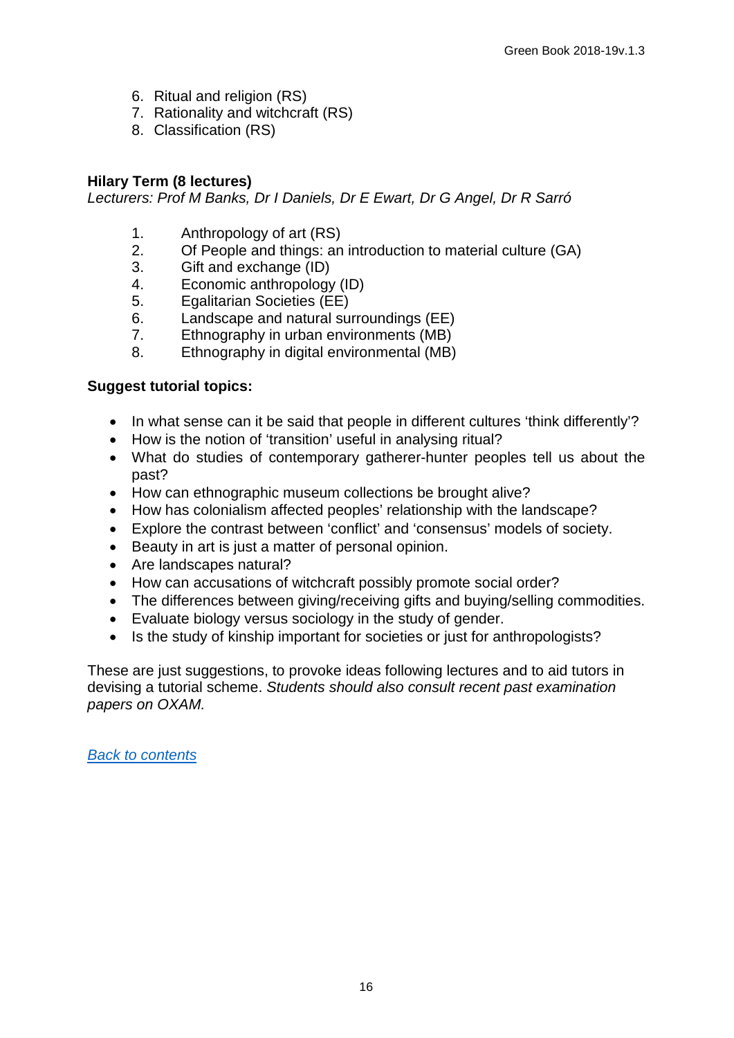6. Ritual and religion (RS)
7. Rationality and witchcraft (RS)
8. Classification (RS)

**Hilary Term (8 lectures)**
*Lecturers: Prof M Banks, Dr I Daniels, Dr E Ewart, Dr G Angel, Dr R Sarró*

1. Anthropology of art (RS)
2. Of People and things: an introduction to material culture (GA)
3. Gift and exchange (ID)
4. Economic anthropology (ID)
5. Egalitarian Societies (EE)
6. Landscape and natural surroundings (EE)
7. Ethnography in urban environments (MB)
8. Ethnography in digital environmental (MB)

**Suggest tutorial topics:**

- In what sense can it be said that people in different cultures 'think differently'?
- How is the notion of 'transition' useful in analysing ritual?
- What do studies of contemporary gatherer-hunter peoples tell us about the past?
- How can ethnographic museum collections be brought alive?
- How has colonialism affected peoples' relationship with the landscape?
- Explore the contrast between 'conflict' and 'consensus' models of society.
- Beauty in art is just a matter of personal opinion.
- Are landscapes natural?
- How can accusations of witchcraft possibly promote social order?
- The differences between giving/receiving gifts and buying/selling commodities.
- Evaluate biology versus sociology in the study of gender.
- Is the study of kinship important for societies or just for anthropologists?

These are just suggestions, to provoke ideas following lectures and to aid tutors in devising a tutorial scheme. *Students should also consult recent past examination papers on OXAM.*

*Back to contents*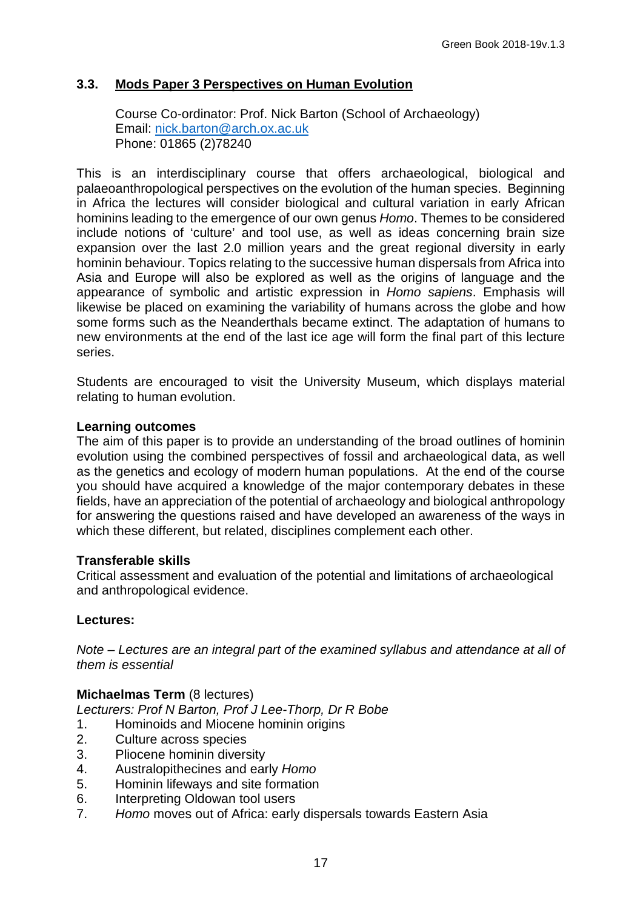### 3.3. Mods Paper 3 Perspectives on Human Evolution

Course Co-ordinator: Prof. Nick Barton (School of Archaeology)
Email: nick.barton@arch.ox.ac.uk
Phone: 01865 (2)78240

This is an interdisciplinary course that offers archaeological, biological and palaeoanthropological perspectives on the evolution of the human species. Beginning in Africa the lectures will consider biological and cultural variation in early African hominins leading to the emergence of our own genus *Homo*. Themes to be considered include notions of 'culture' and tool use, as well as ideas concerning brain size expansion over the last 2.0 million years and the great regional diversity in early hominin behaviour. Topics relating to the successive human dispersals from Africa into Asia and Europe will also be explored as well as the origins of language and the appearance of symbolic and artistic expression in *Homo sapiens*. Emphasis will likewise be placed on examining the variability of humans across the globe and how some forms such as the Neanderthals became extinct. The adaptation of humans to new environments at the end of the last ice age will form the final part of this lecture series.

Students are encouraged to visit the University Museum, which displays material relating to human evolution.

**Learning outcomes**
The aim of this paper is to provide an understanding of the broad outlines of hominin evolution using the combined perspectives of fossil and archaeological data, as well as the genetics and ecology of modern human populations. At the end of the course you should have acquired a knowledge of the major contemporary debates in these fields, have an appreciation of the potential of archaeology and biological anthropology for answering the questions raised and have developed an awareness of the ways in which these different, but related, disciplines complement each other.

**Transferable skills**
Critical assessment and evaluation of the potential and limitations of archaeological and anthropological evidence.

**Lectures:**

*Note – Lectures are an integral part of the examined syllabus and attendance at all of them is essential*

**Michaelmas Term** (8 lectures)
*Lecturers: Prof N Barton, Prof J Lee-Thorp, Dr R Bobe*

1. Hominoids and Miocene hominin origins
2. Culture across species
3. Pliocene hominin diversity
4. Australopithecines and early *Homo*
5. Hominin lifeways and site formation
6. Interpreting Oldowan tool users
7. *Homo* moves out of Africa: early dispersals towards Eastern Asia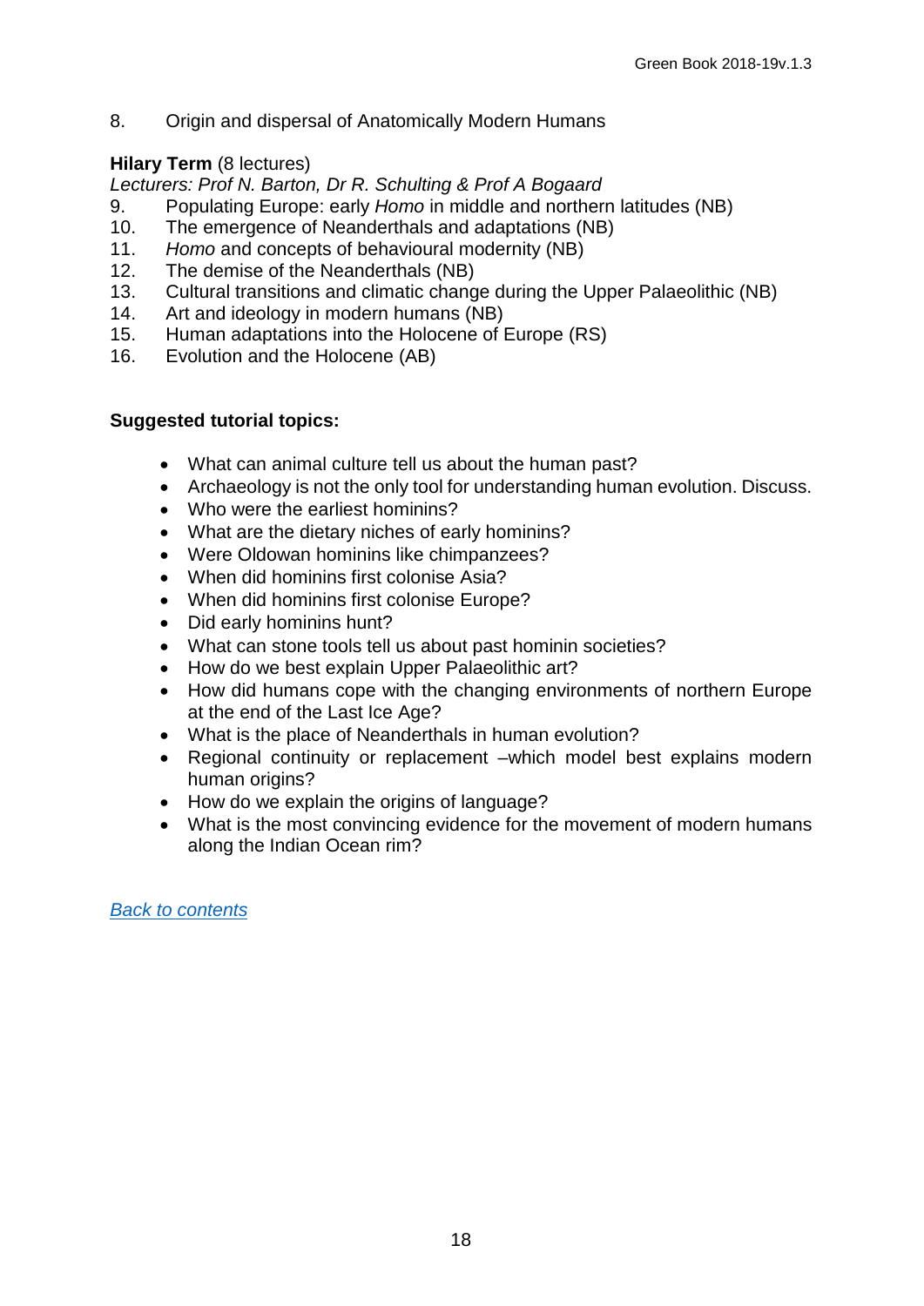8. Origin and dispersal of Anatomically Modern Humans

**Hilary Term** (8 lectures)

*Lecturers: Prof N. Barton, Dr R. Schulting & Prof A Bogaard*

9. Populating Europe: early *Homo* in middle and northern latitudes (NB)
10. The emergence of Neanderthals and adaptations (NB)
11. *Homo* and concepts of behavioural modernity (NB)
12. The demise of the Neanderthals (NB)
13. Cultural transitions and climatic change during the Upper Palaeolithic (NB)
14. Art and ideology in modern humans (NB)
15. Human adaptations into the Holocene of Europe (RS)
16. Evolution and the Holocene (AB)

**Suggested tutorial topics:**

- What can animal culture tell us about the human past?
- Archaeology is not the only tool for understanding human evolution. Discuss.
- Who were the earliest hominins?
- What are the dietary niches of early hominins?
- Were Oldowan hominins like chimpanzees?
- When did hominins first colonise Asia?
- When did hominins first colonise Europe?
- Did early hominins hunt?
- What can stone tools tell us about past hominin societies?
- How do we best explain Upper Palaeolithic art?
- How did humans cope with the changing environments of northern Europe at the end of the Last Ice Age?
- What is the place of Neanderthals in human evolution?
- Regional continuity or replacement –which model best explains modern human origins?
- How do we explain the origins of language?
- What is the most convincing evidence for the movement of modern humans along the Indian Ocean rim?

*Back to contents*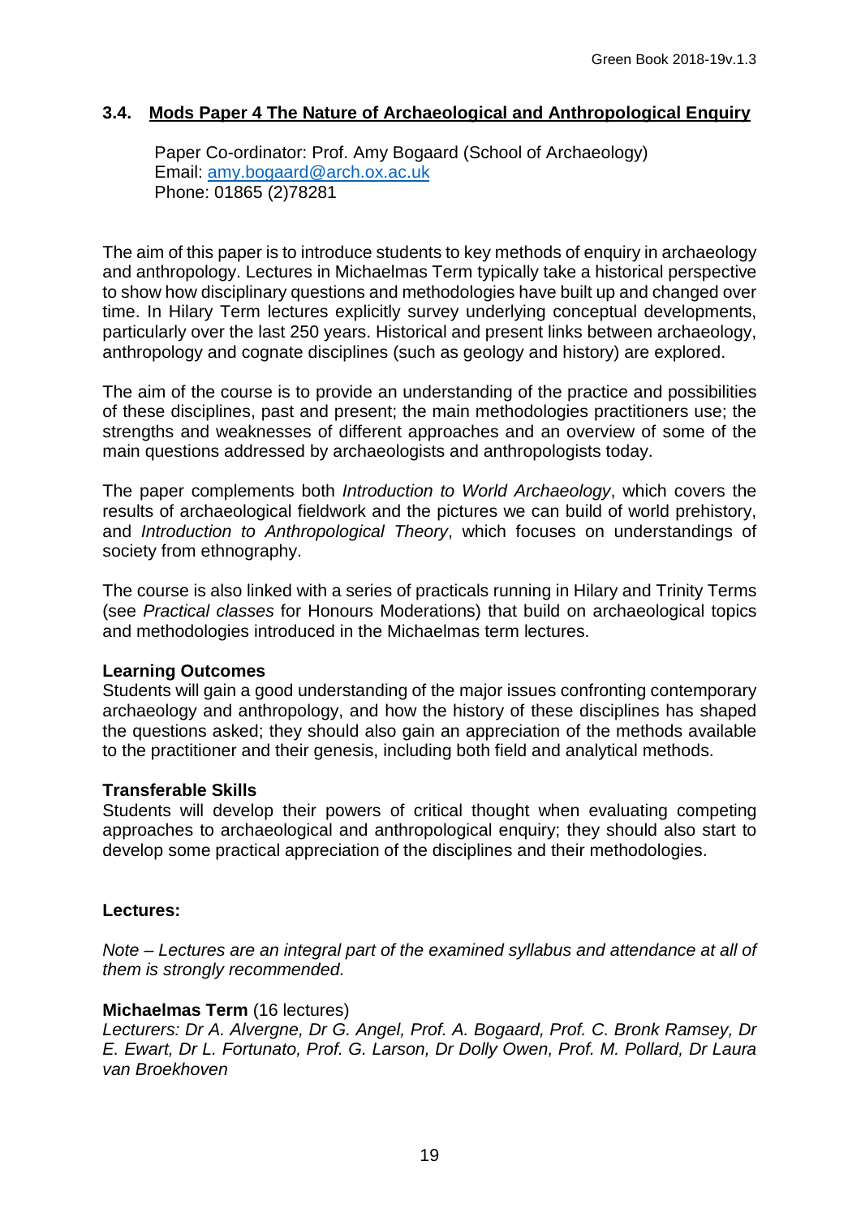### 3.4. Mods Paper 4 The Nature of Archaeological and Anthropological Enquiry

Paper Co-ordinator: Prof. Amy Bogaard (School of Archaeology)
Email: amy.bogaard@arch.ox.ac.uk
Phone: 01865 (2)78281

The aim of this paper is to introduce students to key methods of enquiry in archaeology and anthropology. Lectures in Michaelmas Term typically take a historical perspective to show how disciplinary questions and methodologies have built up and changed over time. In Hilary Term lectures explicitly survey underlying conceptual developments, particularly over the last 250 years. Historical and present links between archaeology, anthropology and cognate disciplines (such as geology and history) are explored.

The aim of the course is to provide an understanding of the practice and possibilities of these disciplines, past and present; the main methodologies practitioners use; the strengths and weaknesses of different approaches and an overview of some of the main questions addressed by archaeologists and anthropologists today.

The paper complements both *Introduction to World Archaeology*, which covers the results of archaeological fieldwork and the pictures we can build of world prehistory, and *Introduction to Anthropological Theory*, which focuses on understandings of society from ethnography.

The course is also linked with a series of practicals running in Hilary and Trinity Terms (see *Practical classes* for Honours Moderations) that build on archaeological topics and methodologies introduced in the Michaelmas term lectures.

**Learning Outcomes**
Students will gain a good understanding of the major issues confronting contemporary archaeology and anthropology, and how the history of these disciplines has shaped the questions asked; they should also gain an appreciation of the methods available to the practitioner and their genesis, including both field and analytical methods.

**Transferable Skills**
Students will develop their powers of critical thought when evaluating competing approaches to archaeological and anthropological enquiry; they should also start to develop some practical appreciation of the disciplines and their methodologies.

**Lectures:**

*Note – Lectures are an integral part of the examined syllabus and attendance at all of them is strongly recommended.*

**Michaelmas Term** (16 lectures)
*Lecturers: Dr A. Alvergne, Dr G. Angel, Prof. A. Bogaard, Prof. C. Bronk Ramsey, Dr E. Ewart, Dr L. Fortunato, Prof. G. Larson, Dr Dolly Owen, Prof. M. Pollard, Dr Laura van Broekhoven*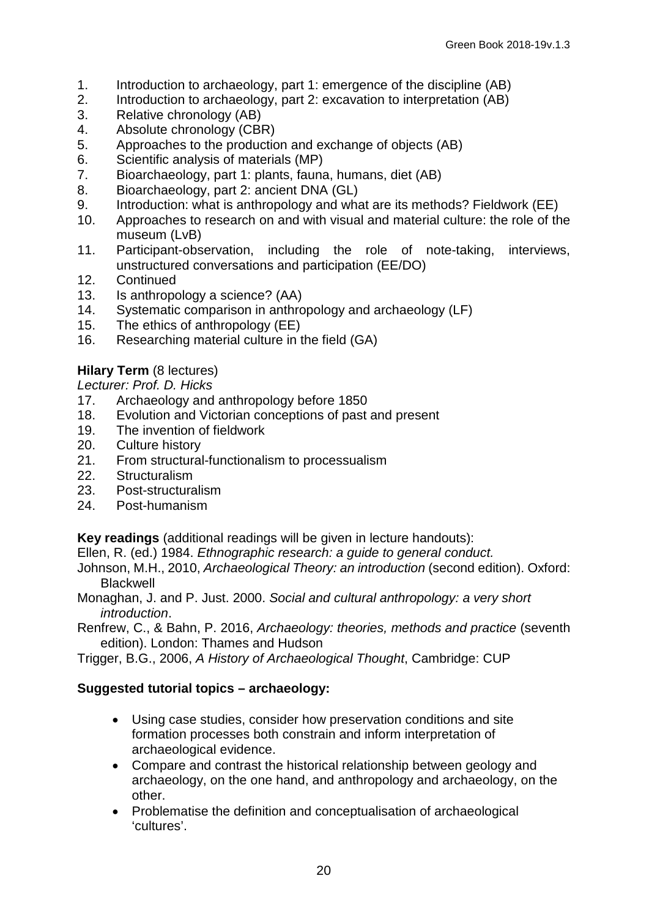1. Introduction to archaeology, part 1: emergence of the discipline (AB)
2. Introduction to archaeology, part 2: excavation to interpretation (AB)
3. Relative chronology (AB)
4. Absolute chronology (CBR)
5. Approaches to the production and exchange of objects (AB)
6. Scientific analysis of materials (MP)
7. Bioarchaeology, part 1: plants, fauna, humans, diet (AB)
8. Bioarchaeology, part 2: ancient DNA (GL)
9. Introduction: what is anthropology and what are its methods? Fieldwork (EE)
10. Approaches to research on and with visual and material culture: the role of the museum (LvB)
11. Participant-observation, including the role of note-taking, interviews, unstructured conversations and participation (EE/DO)
12. Continued
13. Is anthropology a science? (AA)
14. Systematic comparison in anthropology and archaeology (LF)
15. The ethics of anthropology (EE)
16. Researching material culture in the field (GA)

**Hilary Term** (8 lectures)

*Lecturer: Prof. D. Hicks*

17. Archaeology and anthropology before 1850
18. Evolution and Victorian conceptions of past and present
19. The invention of fieldwork
20. Culture history
21. From structural-functionalism to processualism
22. Structuralism
23. Post-structuralism
24. Post-humanism

**Key readings** (additional readings will be given in lecture handouts):

Ellen, R. (ed.) 1984. *Ethnographic research: a guide to general conduct.*

Johnson, M.H., 2010, *Archaeological Theory: an introduction* (second edition). Oxford: Blackwell

Monaghan, J. and P. Just. 2000. *Social and cultural anthropology: a very short introduction*.

Renfrew, C., & Bahn, P. 2016, *Archaeology: theories, methods and practice* (seventh edition). London: Thames and Hudson

Trigger, B.G., 2006, *A History of Archaeological Thought*, Cambridge: CUP

**Suggested tutorial topics – archaeology:**

- Using case studies, consider how preservation conditions and site formation processes both constrain and inform interpretation of archaeological evidence.
- Compare and contrast the historical relationship between geology and archaeology, on the one hand, and anthropology and archaeology, on the other.
- Problematise the definition and conceptualisation of archaeological 'cultures'.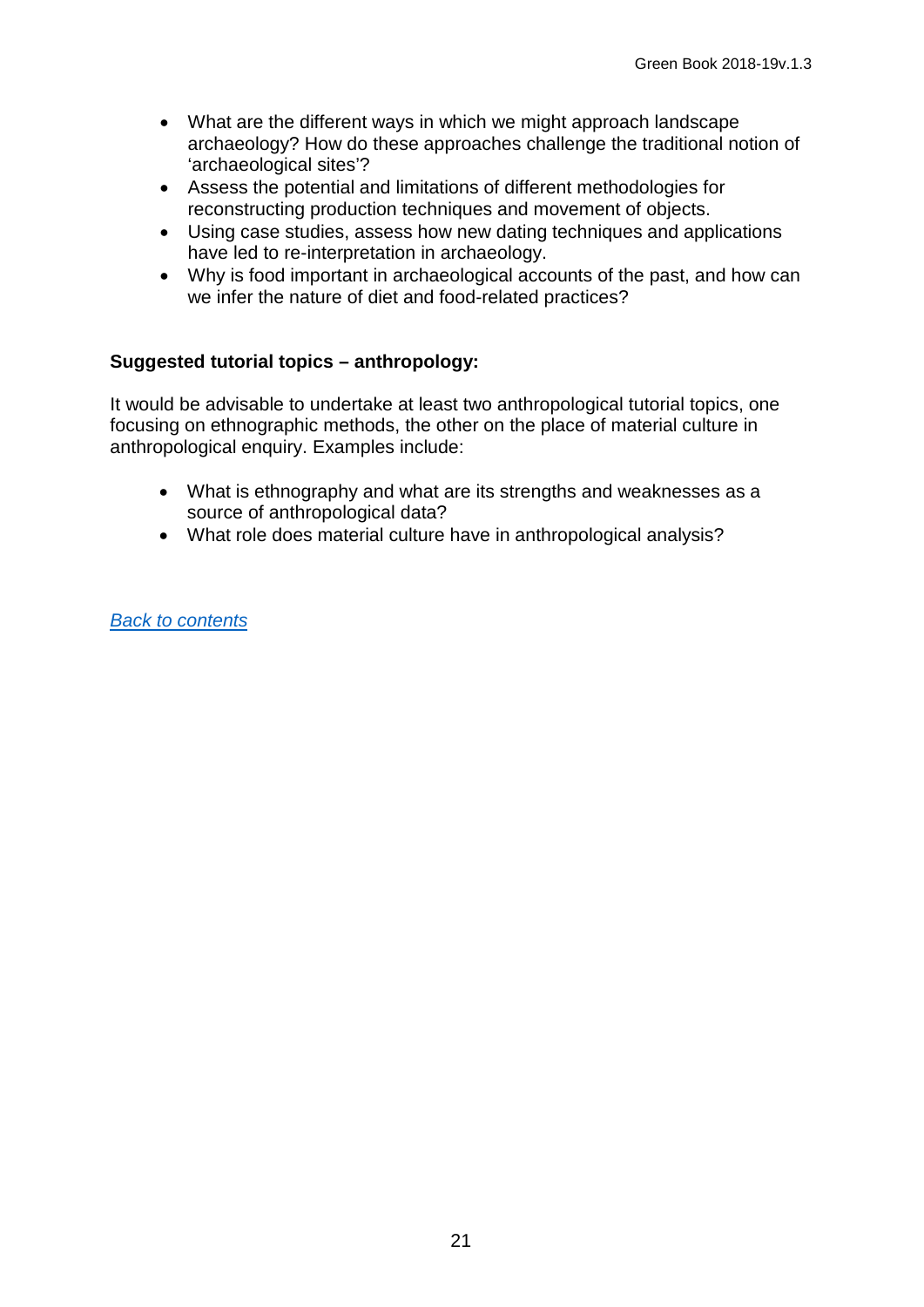- What are the different ways in which we might approach landscape archaeology? How do these approaches challenge the traditional notion of 'archaeological sites'?
- Assess the potential and limitations of different methodologies for reconstructing production techniques and movement of objects.
- Using case studies, assess how new dating techniques and applications have led to re-interpretation in archaeology.
- Why is food important in archaeological accounts of the past, and how can we infer the nature of diet and food-related practices?

**Suggested tutorial topics – anthropology:**

It would be advisable to undertake at least two anthropological tutorial topics, one focusing on ethnographic methods, the other on the place of material culture in anthropological enquiry. Examples include:

- What is ethnography and what are its strengths and weaknesses as a source of anthropological data?
- What role does material culture have in anthropological analysis?

*Back to contents*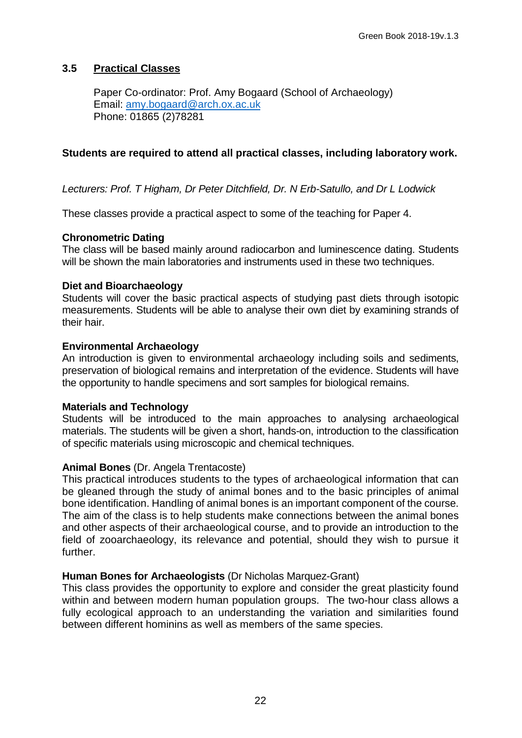## 3.5 Practical Classes

Paper Co-ordinator: Prof. Amy Bogaard (School of Archaeology)
Email: amy.bogaard@arch.ox.ac.uk
Phone: 01865 (2)78281

**Students are required to attend all practical classes, including laboratory work.**

*Lecturers: Prof. T Higham, Dr Peter Ditchfield, Dr. N Erb-Satullo, and Dr L Lodwick*

These classes provide a practical aspect to some of the teaching for Paper 4.

**Chronometric Dating**
The class will be based mainly around radiocarbon and luminescence dating. Students will be shown the main laboratories and instruments used in these two techniques.

**Diet and Bioarchaeology**
Students will cover the basic practical aspects of studying past diets through isotopic measurements. Students will be able to analyse their own diet by examining strands of their hair.

**Environmental Archaeology**
An introduction is given to environmental archaeology including soils and sediments, preservation of biological remains and interpretation of the evidence. Students will have the opportunity to handle specimens and sort samples for biological remains.

**Materials and Technology**
Students will be introduced to the main approaches to analysing archaeological materials. The students will be given a short, hands-on, introduction to the classification of specific materials using microscopic and chemical techniques.

**Animal Bones** (Dr. Angela Trentacoste)
This practical introduces students to the types of archaeological information that can be gleaned through the study of animal bones and to the basic principles of animal bone identification. Handling of animal bones is an important component of the course. The aim of the class is to help students make connections between the animal bones and other aspects of their archaeological course, and to provide an introduction to the field of zooarchaeology, its relevance and potential, should they wish to pursue it further.

**Human Bones for Archaeologists** (Dr Nicholas Marquez-Grant)
This class provides the opportunity to explore and consider the great plasticity found within and between modern human population groups. The two-hour class allows a fully ecological approach to an understanding the variation and similarities found between different hominins as well as members of the same species.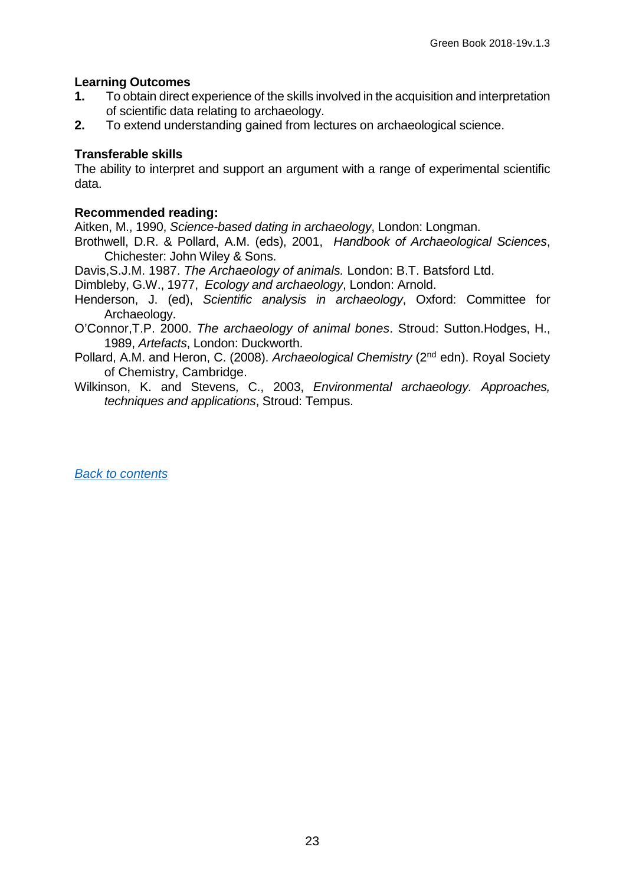**Learning Outcomes**

1. To obtain direct experience of the skills involved in the acquisition and interpretation of scientific data relating to archaeology.
2. To extend understanding gained from lectures on archaeological science.

**Transferable skills**

The ability to interpret and support an argument with a range of experimental scientific data.

**Recommended reading:**

Aitken, M., 1990, *Science-based dating in archaeology*, London: Longman.

Brothwell, D.R. & Pollard, A.M. (eds), 2001, *Handbook of Archaeological Sciences*, Chichester: John Wiley & Sons.

Davis,S.J.M. 1987. *The Archaeology of animals.* London: B.T. Batsford Ltd.

Dimbleby, G.W., 1977, *Ecology and archaeology*, London: Arnold.

Henderson, J. (ed), *Scientific analysis in archaeology*, Oxford: Committee for Archaeology.

O'Connor,T.P. 2000. *The archaeology of animal bones*. Stroud: Sutton.Hodges, H., 1989, *Artefacts*, London: Duckworth.

Pollard, A.M. and Heron, C. (2008). *Archaeological Chemistry* (2nd edn). Royal Society of Chemistry, Cambridge.

Wilkinson, K. and Stevens, C., 2003, *Environmental archaeology. Approaches, techniques and applications*, Stroud: Tempus.

*Back to contents*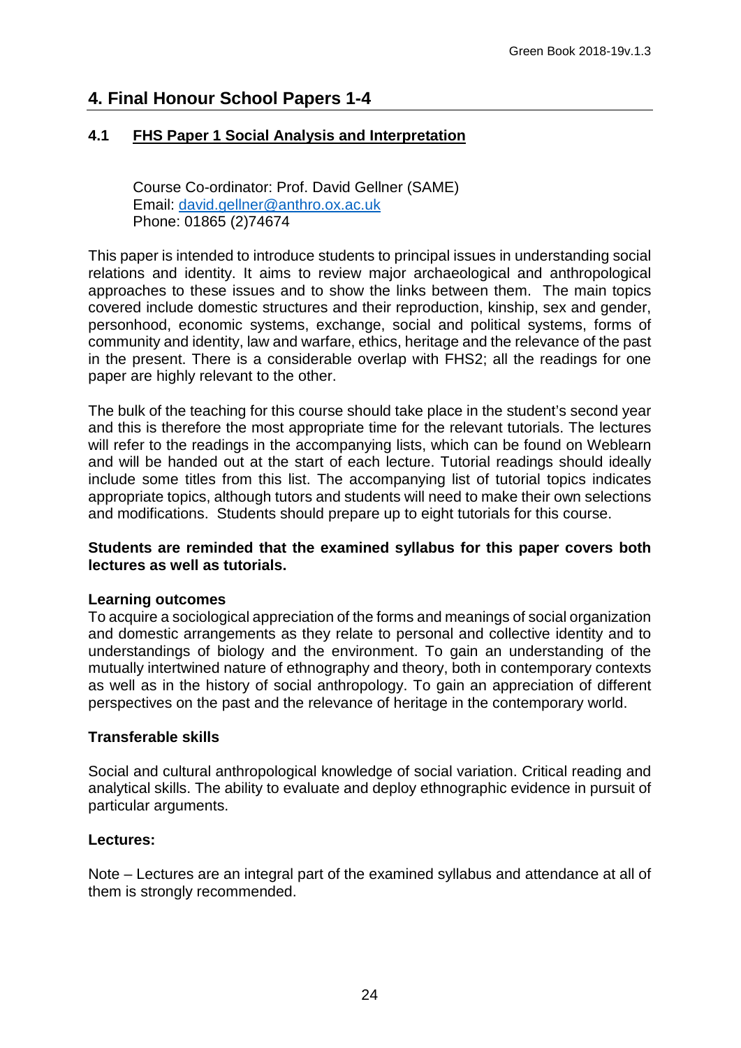# 4. Final Honour School Papers 1-4

## 4.1 FHS Paper 1 Social Analysis and Interpretation

Course Co-ordinator: Prof. David Gellner (SAME)
Email: david.gellner@anthro.ox.ac.uk
Phone: 01865 (2)74674

This paper is intended to introduce students to principal issues in understanding social relations and identity. It aims to review major archaeological and anthropological approaches to these issues and to show the links between them. The main topics covered include domestic structures and their reproduction, kinship, sex and gender, personhood, economic systems, exchange, social and political systems, forms of community and identity, law and warfare, ethics, heritage and the relevance of the past in the present. There is a considerable overlap with FHS2; all the readings for one paper are highly relevant to the other.

The bulk of the teaching for this course should take place in the student's second year and this is therefore the most appropriate time for the relevant tutorials. The lectures will refer to the readings in the accompanying lists, which can be found on Weblearn and will be handed out at the start of each lecture. Tutorial readings should ideally include some titles from this list. The accompanying list of tutorial topics indicates appropriate topics, although tutors and students will need to make their own selections and modifications. Students should prepare up to eight tutorials for this course.

**Students are reminded that the examined syllabus for this paper covers both lectures as well as tutorials.**

**Learning outcomes**

To acquire a sociological appreciation of the forms and meanings of social organization and domestic arrangements as they relate to personal and collective identity and to understandings of biology and the environment. To gain an understanding of the mutually intertwined nature of ethnography and theory, both in contemporary contexts as well as in the history of social anthropology. To gain an appreciation of different perspectives on the past and the relevance of heritage in the contemporary world.

**Transferable skills**

Social and cultural anthropological knowledge of social variation. Critical reading and analytical skills. The ability to evaluate and deploy ethnographic evidence in pursuit of particular arguments.

**Lectures:**

Note – Lectures are an integral part of the examined syllabus and attendance at all of them is strongly recommended.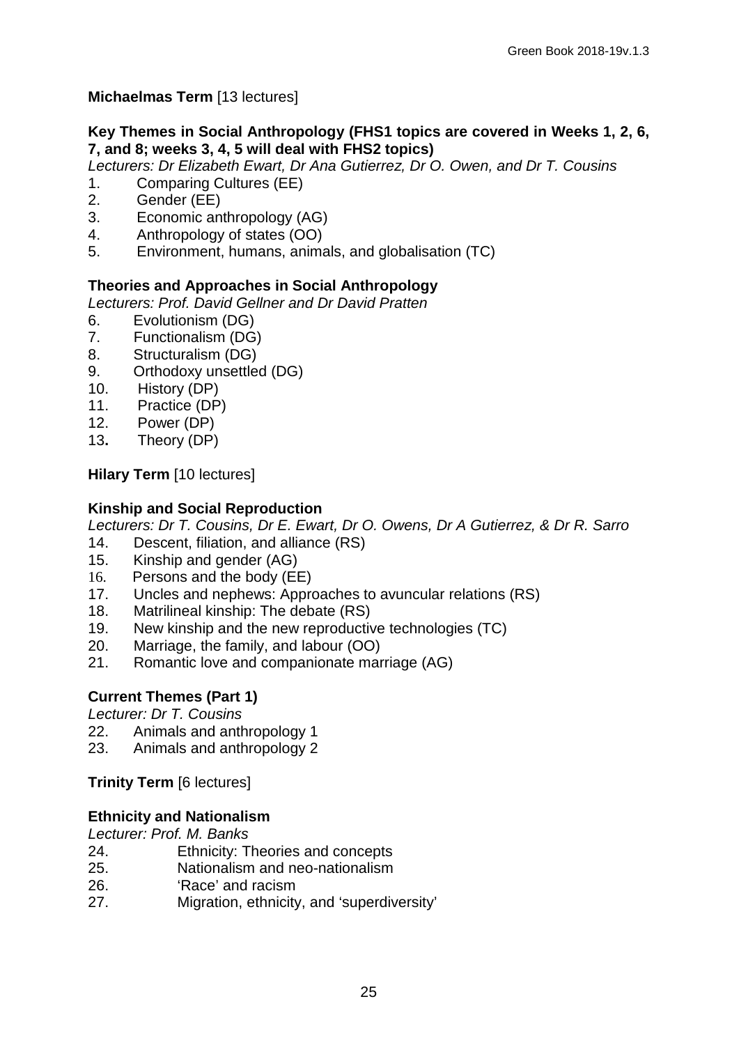**Michaelmas Term** [13 lectures]

**Key Themes in Social Anthropology (FHS1 topics are covered in Weeks 1, 2, 6, 7, and 8; weeks 3, 4, 5 will deal with FHS2 topics)**

*Lecturers: Dr Elizabeth Ewart, Dr Ana Gutierrez, Dr O. Owen, and Dr T. Cousins*

1. Comparing Cultures (EE)
2. Gender (EE)
3. Economic anthropology (AG)
4. Anthropology of states (OO)
5. Environment, humans, animals, and globalisation (TC)

**Theories and Approaches in Social Anthropology**

*Lecturers: Prof. David Gellner and Dr David Pratten*

6. Evolutionism (DG)
7. Functionalism (DG)
8. Structuralism (DG)
9. Orthodoxy unsettled (DG)
10. History (DP)
11. Practice (DP)
12. Power (DP)
13. Theory (DP)

**Hilary Term** [10 lectures]

**Kinship and Social Reproduction**

*Lecturers: Dr T. Cousins, Dr E. Ewart, Dr O. Owens, Dr A Gutierrez, & Dr R. Sarro*

14. Descent, filiation, and alliance (RS)
15. Kinship and gender (AG)
16. Persons and the body (EE)
17. Uncles and nephews: Approaches to avuncular relations (RS)
18. Matrilineal kinship: The debate (RS)
19. New kinship and the new reproductive technologies (TC)
20. Marriage, the family, and labour (OO)
21. Romantic love and companionate marriage (AG)

**Current Themes (Part 1)**

*Lecturer: Dr T. Cousins*

22. Animals and anthropology 1
23. Animals and anthropology 2

**Trinity Term** [6 lectures]

**Ethnicity and Nationalism**

*Lecturer: Prof. M. Banks*

24. Ethnicity: Theories and concepts
25. Nationalism and neo-nationalism
26. 'Race' and racism
27. Migration, ethnicity, and 'superdiversity'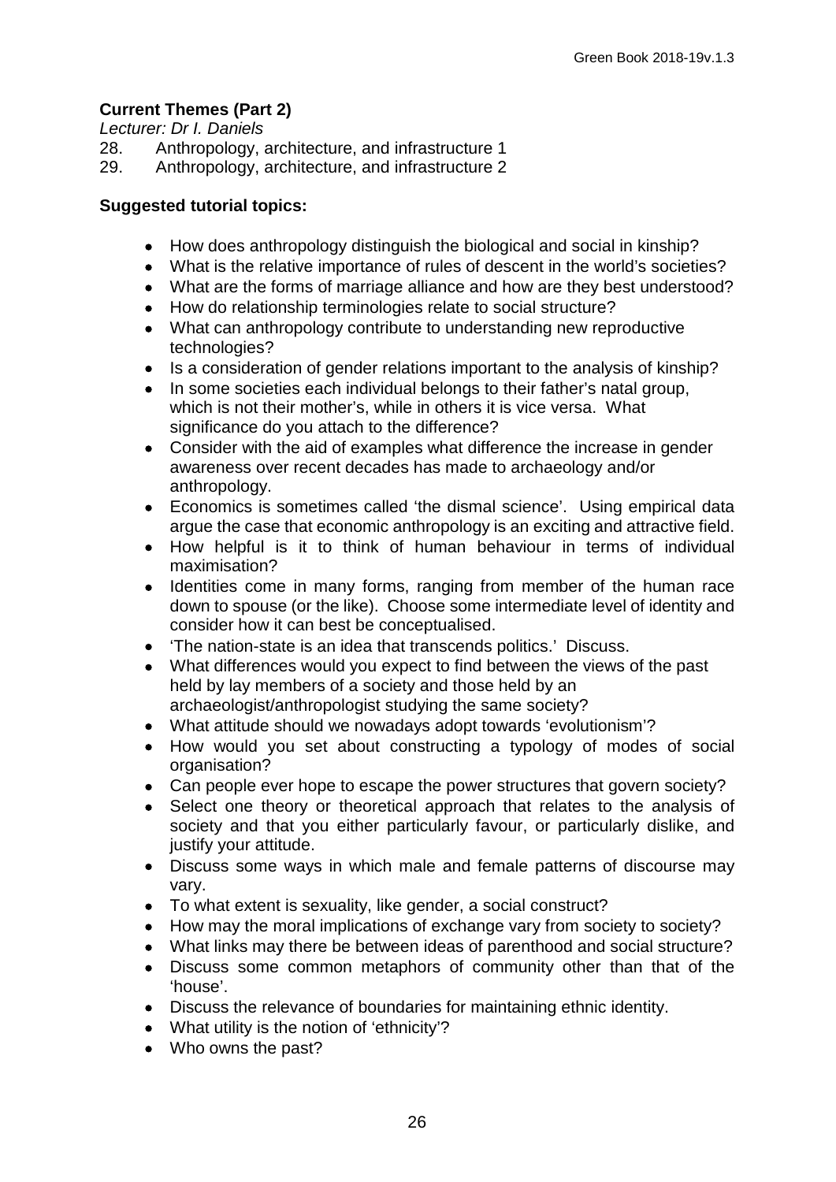**Current Themes (Part 2)**

*Lecturer: Dr I. Daniels*

28. Anthropology, architecture, and infrastructure 1
29. Anthropology, architecture, and infrastructure 2

**Suggested tutorial topics:**

- How does anthropology distinguish the biological and social in kinship?
- What is the relative importance of rules of descent in the world's societies?
- What are the forms of marriage alliance and how are they best understood?
- How do relationship terminologies relate to social structure?
- What can anthropology contribute to understanding new reproductive technologies?
- Is a consideration of gender relations important to the analysis of kinship?
- In some societies each individual belongs to their father's natal group, which is not their mother's, while in others it is vice versa. What significance do you attach to the difference?
- Consider with the aid of examples what difference the increase in gender awareness over recent decades has made to archaeology and/or anthropology.
- Economics is sometimes called 'the dismal science'. Using empirical data argue the case that economic anthropology is an exciting and attractive field.
- How helpful is it to think of human behaviour in terms of individual maximisation?
- Identities come in many forms, ranging from member of the human race down to spouse (or the like). Choose some intermediate level of identity and consider how it can best be conceptualised.
- 'The nation-state is an idea that transcends politics.' Discuss.
- What differences would you expect to find between the views of the past held by lay members of a society and those held by an archaeologist/anthropologist studying the same society?
- What attitude should we nowadays adopt towards 'evolutionism'?
- How would you set about constructing a typology of modes of social organisation?
- Can people ever hope to escape the power structures that govern society?
- Select one theory or theoretical approach that relates to the analysis of society and that you either particularly favour, or particularly dislike, and justify your attitude.
- Discuss some ways in which male and female patterns of discourse may vary.
- To what extent is sexuality, like gender, a social construct?
- How may the moral implications of exchange vary from society to society?
- What links may there be between ideas of parenthood and social structure?
- Discuss some common metaphors of community other than that of the 'house'.
- Discuss the relevance of boundaries for maintaining ethnic identity.
- What utility is the notion of 'ethnicity'?
- Who owns the past?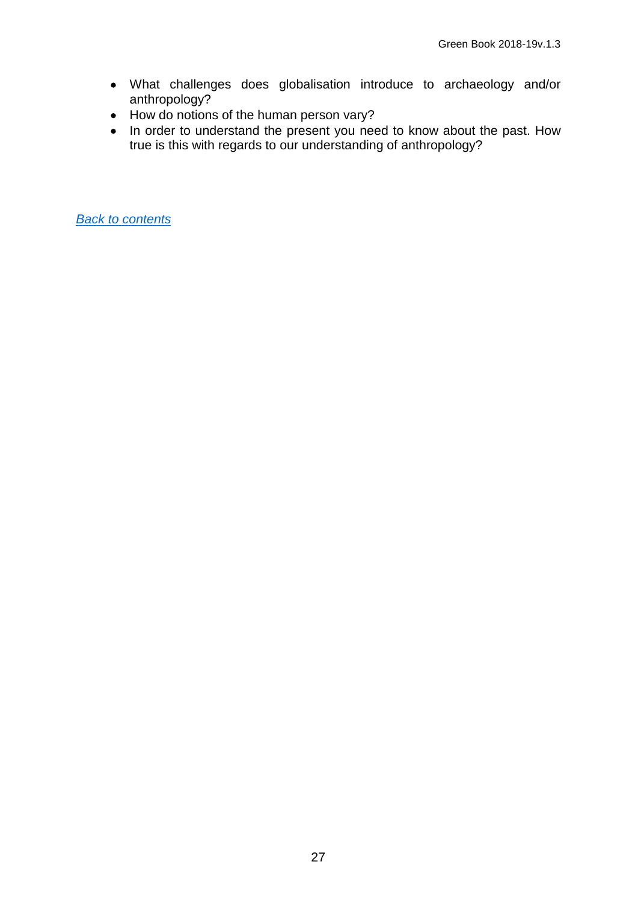- What challenges does globalisation introduce to archaeology and/or anthropology?
- How do notions of the human person vary?
- In order to understand the present you need to know about the past. How true is this with regards to our understanding of anthropology?

*Back to contents*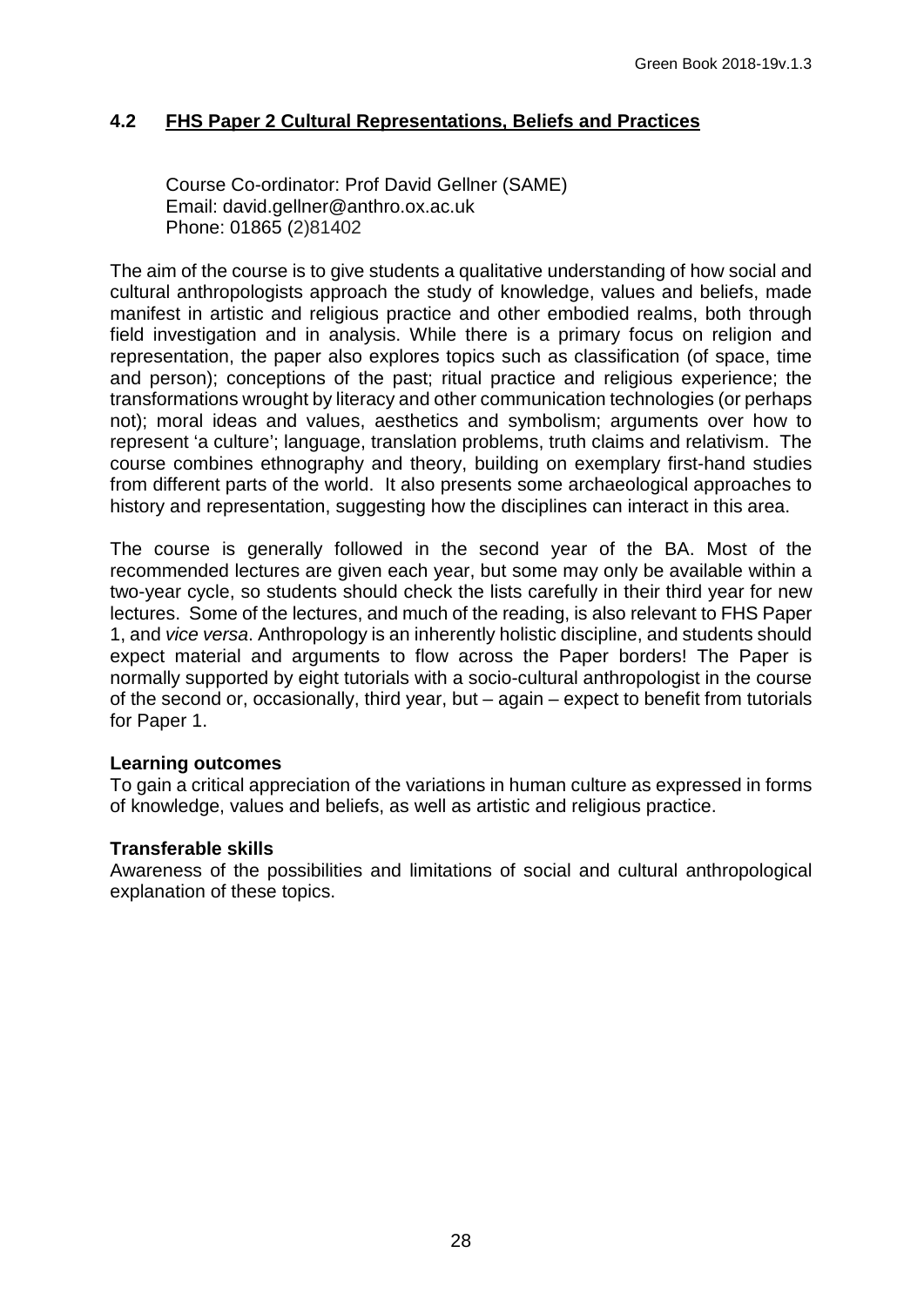## 4.2 FHS Paper 2 Cultural Representations, Beliefs and Practices

Course Co-ordinator: Prof David Gellner (SAME)
Email: david.gellner@anthro.ox.ac.uk
Phone: 01865 (2)81402

The aim of the course is to give students a qualitative understanding of how social and cultural anthropologists approach the study of knowledge, values and beliefs, made manifest in artistic and religious practice and other embodied realms, both through field investigation and in analysis. While there is a primary focus on religion and representation, the paper also explores topics such as classification (of space, time and person); conceptions of the past; ritual practice and religious experience; the transformations wrought by literacy and other communication technologies (or perhaps not); moral ideas and values, aesthetics and symbolism; arguments over how to represent 'a culture'; language, translation problems, truth claims and relativism. The course combines ethnography and theory, building on exemplary first-hand studies from different parts of the world. It also presents some archaeological approaches to history and representation, suggesting how the disciplines can interact in this area.

The course is generally followed in the second year of the BA. Most of the recommended lectures are given each year, but some may only be available within a two-year cycle, so students should check the lists carefully in their third year for new lectures. Some of the lectures, and much of the reading, is also relevant to FHS Paper 1, and *vice versa*. Anthropology is an inherently holistic discipline, and students should expect material and arguments to flow across the Paper borders! The Paper is normally supported by eight tutorials with a socio-cultural anthropologist in the course of the second or, occasionally, third year, but – again – expect to benefit from tutorials for Paper 1.

**Learning outcomes**
To gain a critical appreciation of the variations in human culture as expressed in forms of knowledge, values and beliefs, as well as artistic and religious practice.

**Transferable skills**
Awareness of the possibilities and limitations of social and cultural anthropological explanation of these topics.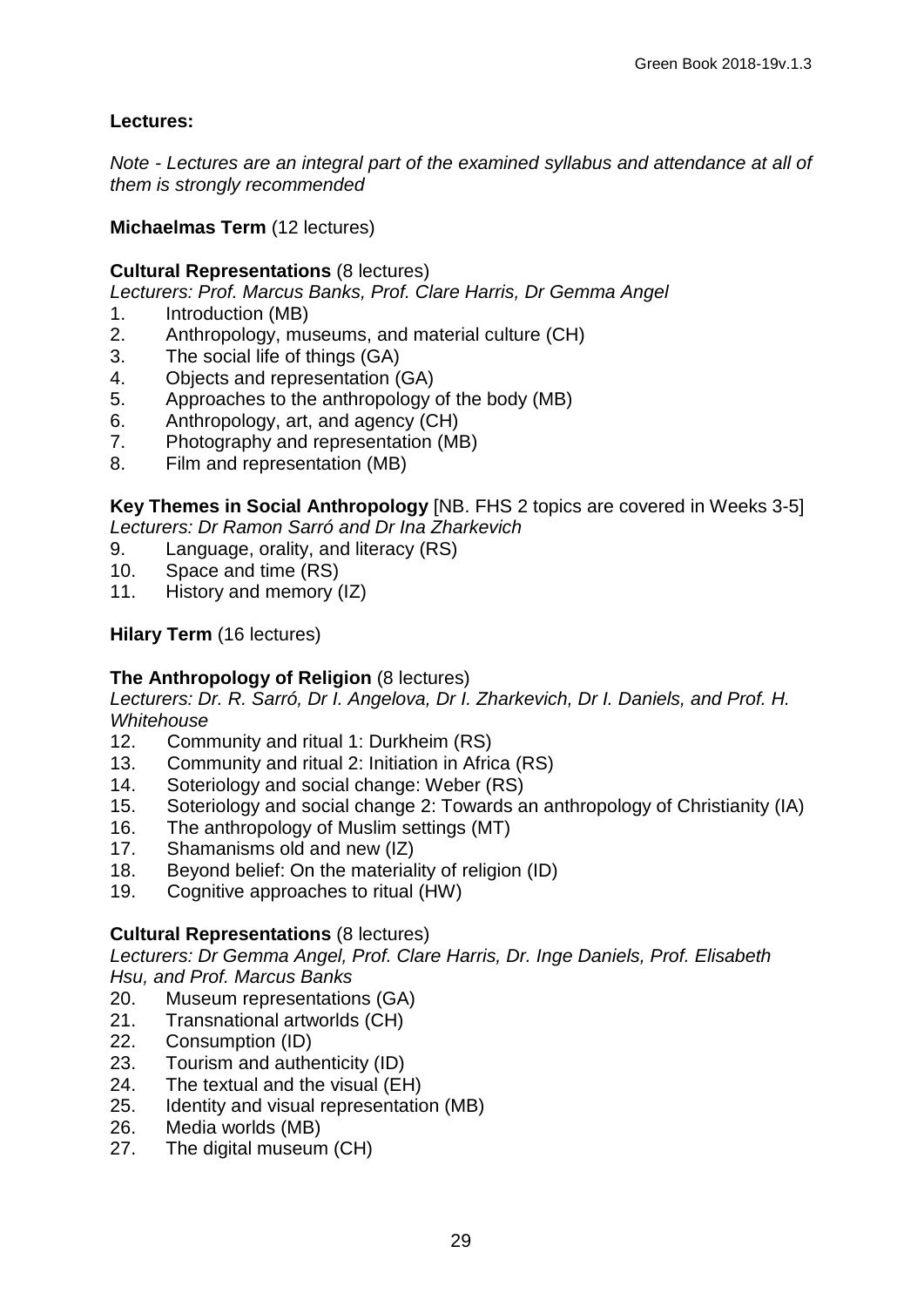**Lectures:**

*Note - Lectures are an integral part of the examined syllabus and attendance at all of them is strongly recommended*

**Michaelmas Term** (12 lectures)

**Cultural Representations** (8 lectures)
*Lecturers: Prof. Marcus Banks, Prof. Clare Harris, Dr Gemma Angel*

1. Introduction (MB)
2. Anthropology, museums, and material culture (CH)
3. The social life of things (GA)
4. Objects and representation (GA)
5. Approaches to the anthropology of the body (MB)
6. Anthropology, art, and agency (CH)
7. Photography and representation (MB)
8. Film and representation (MB)

**Key Themes in Social Anthropology** [NB. FHS 2 topics are covered in Weeks 3-5]
*Lecturers: Dr Ramon Sarró and Dr Ina Zharkevich*

9. Language, orality, and literacy (RS)
10. Space and time (RS)
11. History and memory (IZ)

**Hilary Term** (16 lectures)

**The Anthropology of Religion** (8 lectures)
*Lecturers: Dr. R. Sarró, Dr I. Angelova, Dr I. Zharkevich, Dr I. Daniels, and Prof. H. Whitehouse*

12. Community and ritual 1: Durkheim (RS)
13. Community and ritual 2: Initiation in Africa (RS)
14. Soteriology and social change: Weber (RS)
15. Soteriology and social change 2: Towards an anthropology of Christianity (IA)
16. The anthropology of Muslim settings (MT)
17. Shamanisms old and new (IZ)
18. Beyond belief: On the materiality of religion (ID)
19. Cognitive approaches to ritual (HW)

**Cultural Representations** (8 lectures)
*Lecturers: Dr Gemma Angel, Prof. Clare Harris, Dr. Inge Daniels, Prof. Elisabeth Hsu, and Prof. Marcus Banks*

20. Museum representations (GA)
21. Transnational artworlds (CH)
22. Consumption (ID)
23. Tourism and authenticity (ID)
24. The textual and the visual (EH)
25. Identity and visual representation (MB)
26. Media worlds (MB)
27. The digital museum (CH)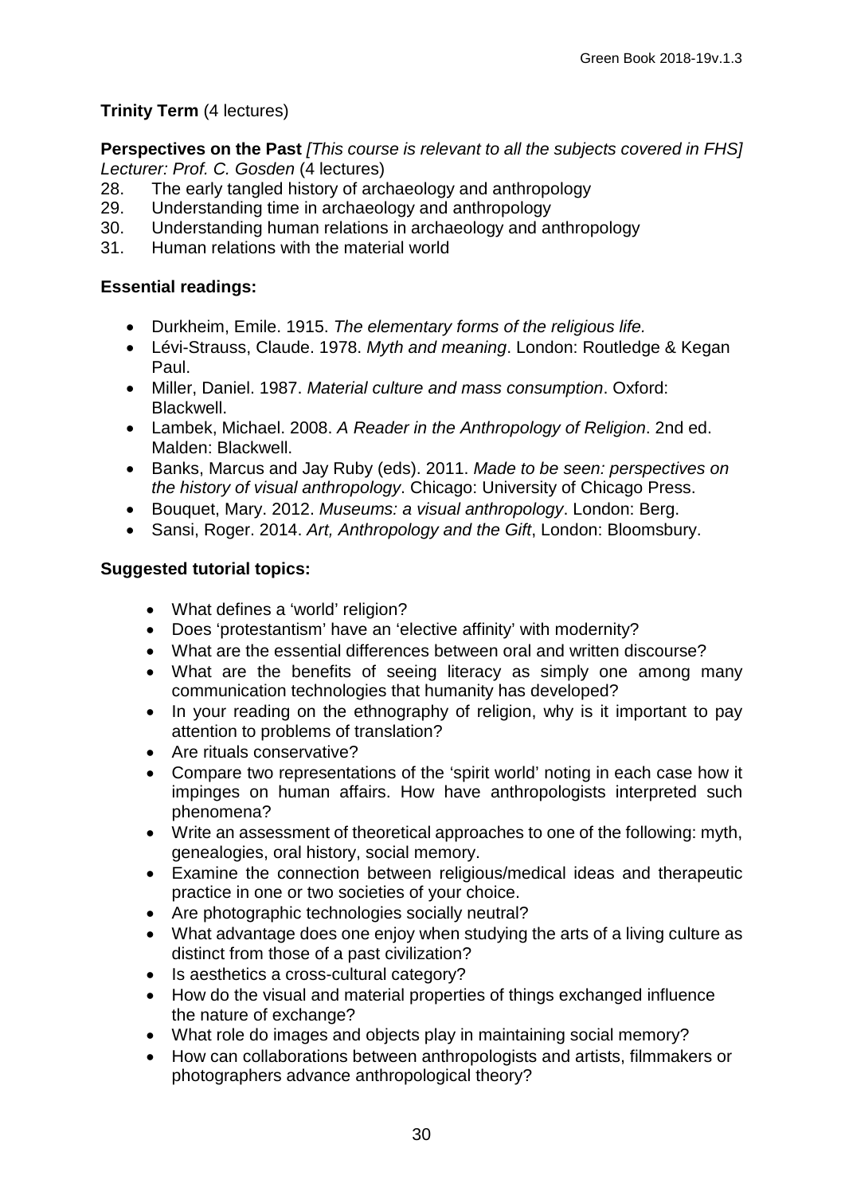**Trinity Term** (4 lectures)

**Perspectives on the Past** *[This course is relevant to all the subjects covered in FHS]*
*Lecturer: Prof. C. Gosden* (4 lectures)

28. The early tangled history of archaeology and anthropology
29. Understanding time in archaeology and anthropology
30. Understanding human relations in archaeology and anthropology
31. Human relations with the material world

**Essential readings:**

- Durkheim, Emile. 1915. *The elementary forms of the religious life.*
- Lévi-Strauss, Claude. 1978. *Myth and meaning*. London: Routledge & Kegan Paul.
- Miller, Daniel. 1987. *Material culture and mass consumption*. Oxford: Blackwell.
- Lambek, Michael. 2008. *A Reader in the Anthropology of Religion*. 2nd ed. Malden: Blackwell.
- Banks, Marcus and Jay Ruby (eds). 2011. *Made to be seen: perspectives on the history of visual anthropology*. Chicago: University of Chicago Press.
- Bouquet, Mary. 2012. *Museums: a visual anthropology*. London: Berg.
- Sansi, Roger. 2014. *Art, Anthropology and the Gift*, London: Bloomsbury.

**Suggested tutorial topics:**

- What defines a 'world' religion?
- Does 'protestantism' have an 'elective affinity' with modernity?
- What are the essential differences between oral and written discourse?
- What are the benefits of seeing literacy as simply one among many communication technologies that humanity has developed?
- In your reading on the ethnography of religion, why is it important to pay attention to problems of translation?
- Are rituals conservative?
- Compare two representations of the 'spirit world' noting in each case how it impinges on human affairs. How have anthropologists interpreted such phenomena?
- Write an assessment of theoretical approaches to one of the following: myth, genealogies, oral history, social memory.
- Examine the connection between religious/medical ideas and therapeutic practice in one or two societies of your choice.
- Are photographic technologies socially neutral?
- What advantage does one enjoy when studying the arts of a living culture as distinct from those of a past civilization?
- Is aesthetics a cross-cultural category?
- How do the visual and material properties of things exchanged influence the nature of exchange?
- What role do images and objects play in maintaining social memory?
- How can collaborations between anthropologists and artists, filmmakers or photographers advance anthropological theory?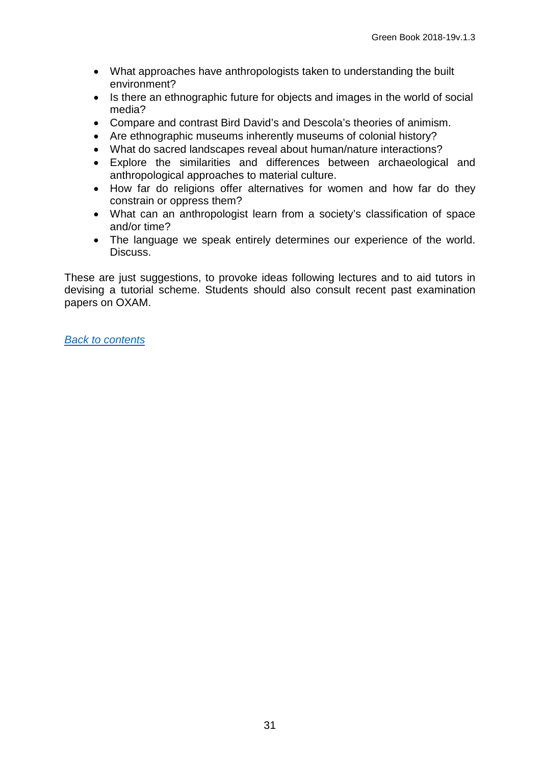- What approaches have anthropologists taken to understanding the built environment?
- Is there an ethnographic future for objects and images in the world of social media?
- Compare and contrast Bird David's and Descola's theories of animism.
- Are ethnographic museums inherently museums of colonial history?
- What do sacred landscapes reveal about human/nature interactions?
- Explore the similarities and differences between archaeological and anthropological approaches to material culture.
- How far do religions offer alternatives for women and how far do they constrain or oppress them?
- What can an anthropologist learn from a society's classification of space and/or time?
- The language we speak entirely determines our experience of the world. Discuss.

These are just suggestions, to provoke ideas following lectures and to aid tutors in devising a tutorial scheme. Students should also consult recent past examination papers on OXAM.

*Back to contents*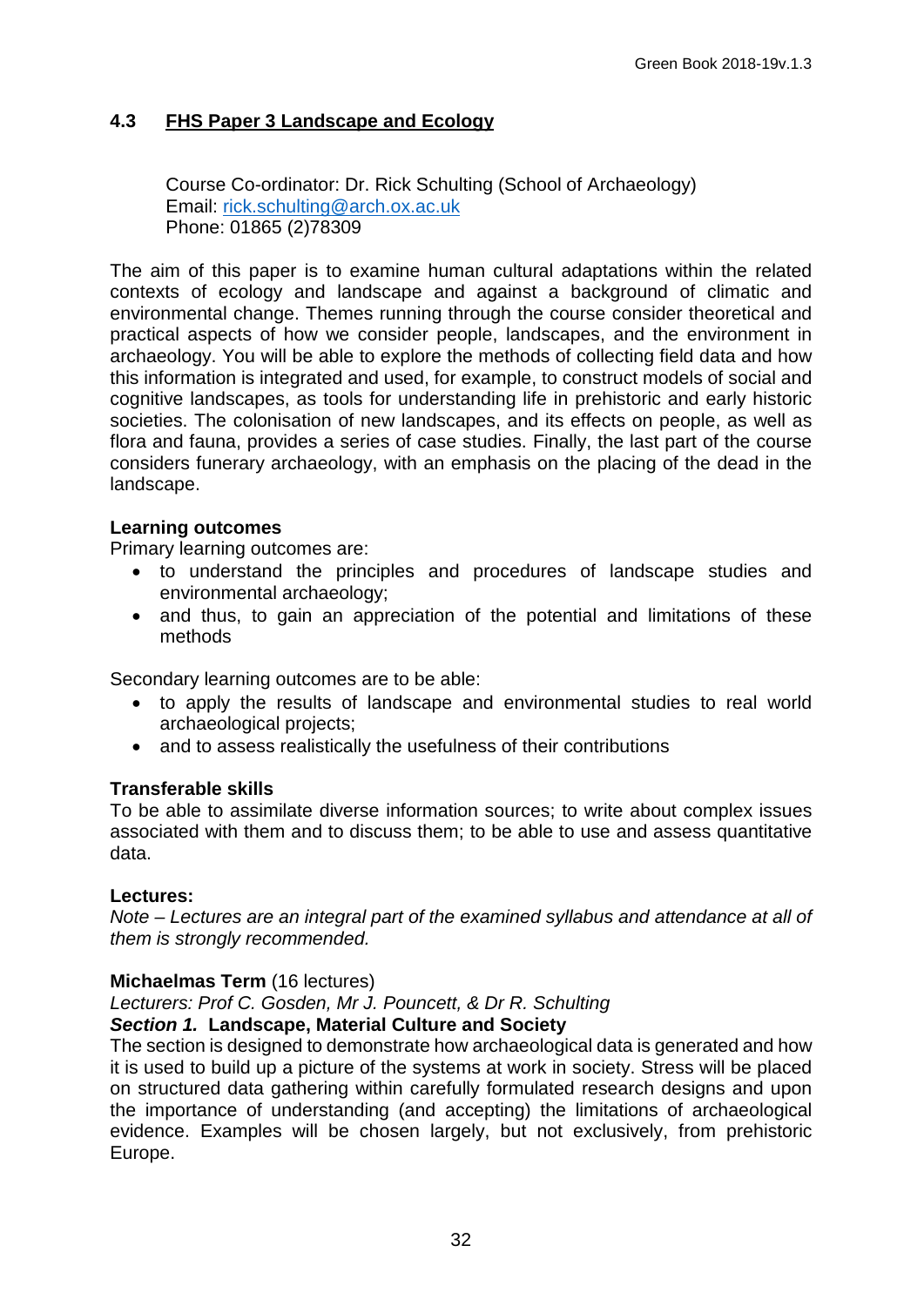## 4.3 FHS Paper 3 Landscape and Ecology

Course Co-ordinator: Dr. Rick Schulting (School of Archaeology)
Email: rick.schulting@arch.ox.ac.uk
Phone: 01865 (2)78309

The aim of this paper is to examine human cultural adaptations within the related contexts of ecology and landscape and against a background of climatic and environmental change. Themes running through the course consider theoretical and practical aspects of how we consider people, landscapes, and the environment in archaeology. You will be able to explore the methods of collecting field data and how this information is integrated and used, for example, to construct models of social and cognitive landscapes, as tools for understanding life in prehistoric and early historic societies. The colonisation of new landscapes, and its effects on people, as well as flora and fauna, provides a series of case studies. Finally, the last part of the course considers funerary archaeology, with an emphasis on the placing of the dead in the landscape.

**Learning outcomes**

Primary learning outcomes are:

- to understand the principles and procedures of landscape studies and environmental archaeology;
- and thus, to gain an appreciation of the potential and limitations of these methods

Secondary learning outcomes are to be able:

- to apply the results of landscape and environmental studies to real world archaeological projects;
- and to assess realistically the usefulness of their contributions

**Transferable skills**

To be able to assimilate diverse information sources; to write about complex issues associated with them and to discuss them; to be able to use and assess quantitative data.

**Lectures:**

*Note – Lectures are an integral part of the examined syllabus and attendance at all of them is strongly recommended.*

**Michaelmas Term** (16 lectures)

*Lecturers: Prof C. Gosden, Mr J. Pouncett, & Dr R. Schulting*

***Section 1.*** **Landscape, Material Culture and Society**

The section is designed to demonstrate how archaeological data is generated and how it is used to build up a picture of the systems at work in society. Stress will be placed on structured data gathering within carefully formulated research designs and upon the importance of understanding (and accepting) the limitations of archaeological evidence. Examples will be chosen largely, but not exclusively, from prehistoric Europe.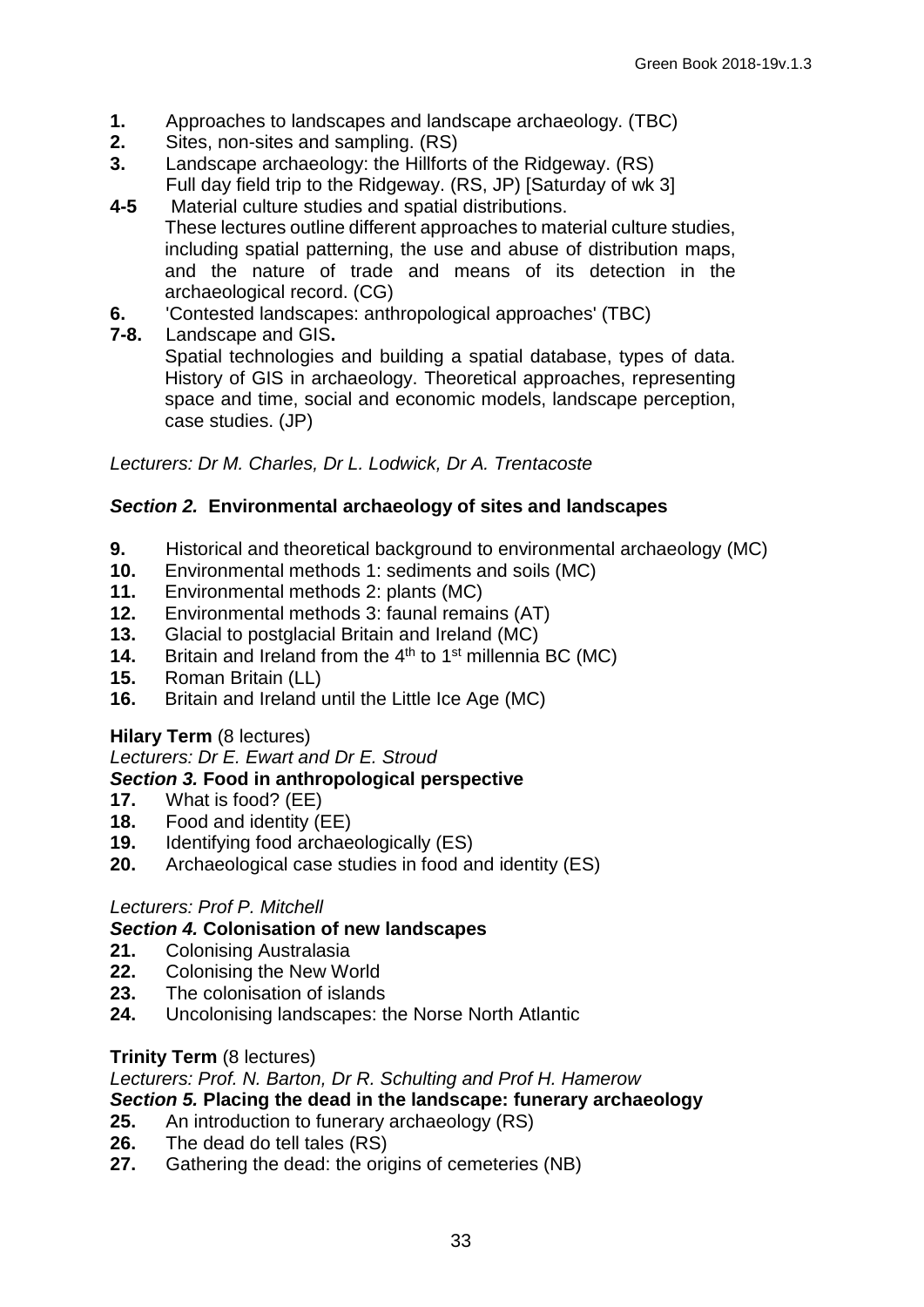**1.** Approaches to landscapes and landscape archaeology. (TBC)
**2.** Sites, non-sites and sampling. (RS)
**3.** Landscape archaeology: the Hillforts of the Ridgeway. (RS)
Full day field trip to the Ridgeway. (RS, JP) [Saturday of wk 3]
**4-5** Material culture studies and spatial distributions.
These lectures outline different approaches to material culture studies, including spatial patterning, the use and abuse of distribution maps, and the nature of trade and means of its detection in the archaeological record. (CG)
**6.** 'Contested landscapes: anthropological approaches' (TBC)
**7-8.** Landscape and GIS**.**
Spatial technologies and building a spatial database, types of data. History of GIS in archaeology. Theoretical approaches, representing space and time, social and economic models, landscape perception, case studies. (JP)

*Lecturers: Dr M. Charles, Dr L. Lodwick, Dr A. Trentacoste*

### *Section 2.* Environmental archaeology of sites and landscapes

**9.** Historical and theoretical background to environmental archaeology (MC)
**10.** Environmental methods 1: sediments and soils (MC)
**11.** Environmental methods 2: plants (MC)
**12.** Environmental methods 3: faunal remains (AT)
**13.** Glacial to postglacial Britain and Ireland (MC)
**14.** Britain and Ireland from the 4th to 1st millennia BC (MC)
**15.** Roman Britain (LL)
**16.** Britain and Ireland until the Little Ice Age (MC)

**Hilary Term** (8 lectures)

*Lecturers: Dr E. Ewart and Dr E. Stroud*

### *Section 3.* Food in anthropological perspective

**17.** What is food? (EE)
**18.** Food and identity (EE)
**19.** Identifying food archaeologically (ES)
**20.** Archaeological case studies in food and identity (ES)

*Lecturers: Prof P. Mitchell*

### *Section 4.* Colonisation of new landscapes

**21.** Colonising Australasia
**22.** Colonising the New World
**23.** The colonisation of islands
**24.** Uncolonising landscapes: the Norse North Atlantic

**Trinity Term** (8 lectures)

*Lecturers: Prof. N. Barton, Dr R. Schulting and Prof H. Hamerow*

### *Section 5.* Placing the dead in the landscape: funerary archaeology

**25.** An introduction to funerary archaeology (RS)
**26.** The dead do tell tales (RS)
**27.** Gathering the dead: the origins of cemeteries (NB)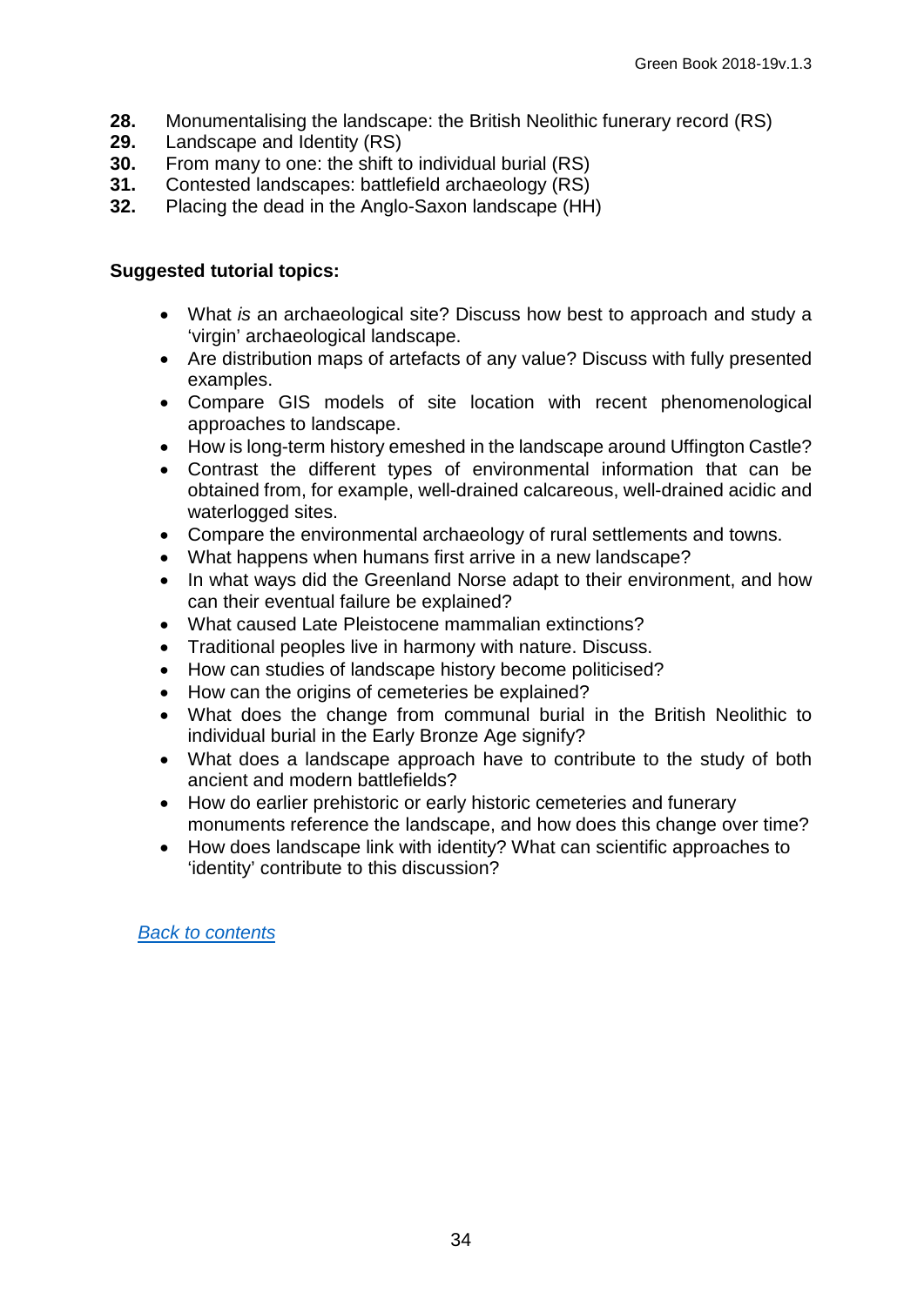**28.** Monumentalising the landscape: the British Neolithic funerary record (RS)
**29.** Landscape and Identity (RS)
**30.** From many to one: the shift to individual burial (RS)
**31.** Contested landscapes: battlefield archaeology (RS)
**32.** Placing the dead in the Anglo-Saxon landscape (HH)

**Suggested tutorial topics:**

- What *is* an archaeological site? Discuss how best to approach and study a 'virgin' archaeological landscape.
- Are distribution maps of artefacts of any value? Discuss with fully presented examples.
- Compare GIS models of site location with recent phenomenological approaches to landscape.
- How is long-term history emeshed in the landscape around Uffington Castle?
- Contrast the different types of environmental information that can be obtained from, for example, well-drained calcareous, well-drained acidic and waterlogged sites.
- Compare the environmental archaeology of rural settlements and towns.
- What happens when humans first arrive in a new landscape?
- In what ways did the Greenland Norse adapt to their environment, and how can their eventual failure be explained?
- What caused Late Pleistocene mammalian extinctions?
- Traditional peoples live in harmony with nature. Discuss.
- How can studies of landscape history become politicised?
- How can the origins of cemeteries be explained?
- What does the change from communal burial in the British Neolithic to individual burial in the Early Bronze Age signify?
- What does a landscape approach have to contribute to the study of both ancient and modern battlefields?
- How do earlier prehistoric or early historic cemeteries and funerary monuments reference the landscape, and how does this change over time?
- How does landscape link with identity? What can scientific approaches to 'identity' contribute to this discussion?

Back to contents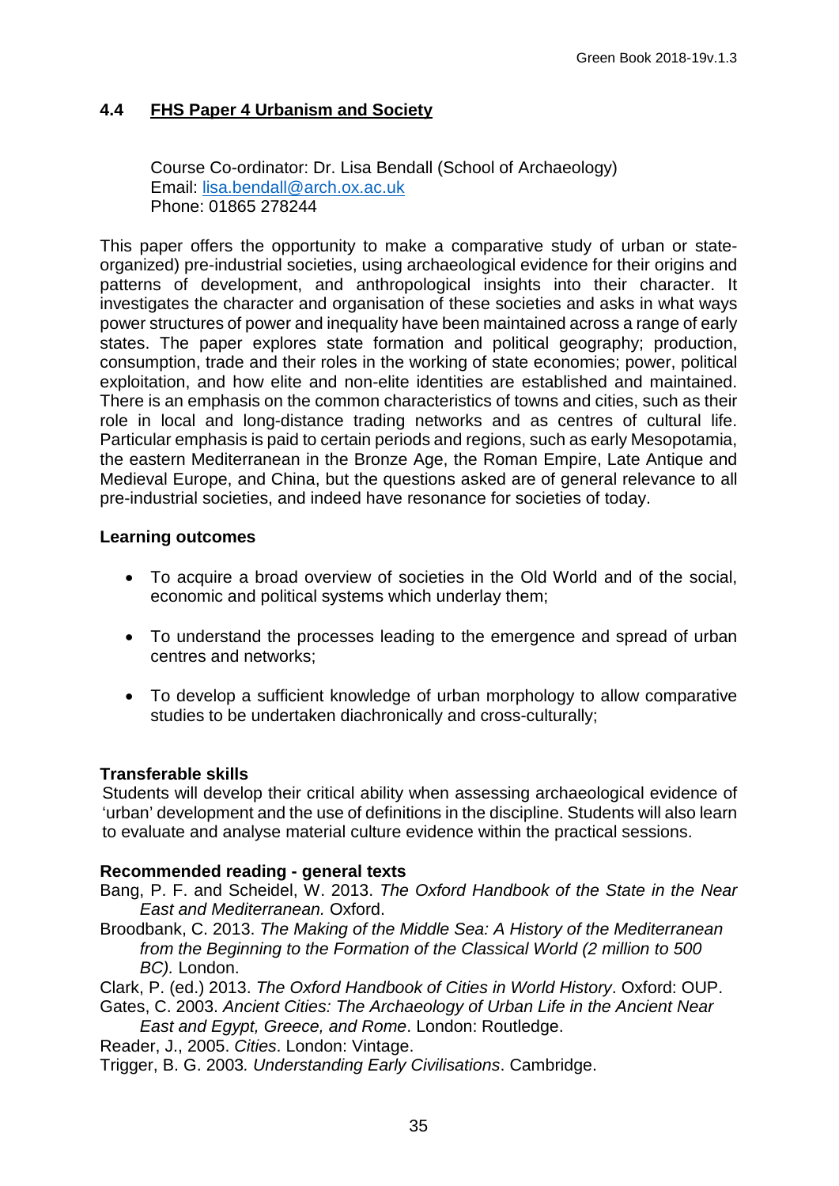## 4.4 FHS Paper 4 Urbanism and Society

Course Co-ordinator: Dr. Lisa Bendall (School of Archaeology)
Email: lisa.bendall@arch.ox.ac.uk
Phone: 01865 278244

This paper offers the opportunity to make a comparative study of urban or state-organized) pre-industrial societies, using archaeological evidence for their origins and patterns of development, and anthropological insights into their character. It investigates the character and organisation of these societies and asks in what ways power structures of power and inequality have been maintained across a range of early states. The paper explores state formation and political geography; production, consumption, trade and their roles in the working of state economies; power, political exploitation, and how elite and non-elite identities are established and maintained. There is an emphasis on the common characteristics of towns and cities, such as their role in local and long-distance trading networks and as centres of cultural life. Particular emphasis is paid to certain periods and regions, such as early Mesopotamia, the eastern Mediterranean in the Bronze Age, the Roman Empire, Late Antique and Medieval Europe, and China, but the questions asked are of general relevance to all pre-industrial societies, and indeed have resonance for societies of today.

### Learning outcomes

- To acquire a broad overview of societies in the Old World and of the social, economic and political systems which underlay them;
- To understand the processes leading to the emergence and spread of urban centres and networks;
- To develop a sufficient knowledge of urban morphology to allow comparative studies to be undertaken diachronically and cross-culturally;

### Transferable skills

Students will develop their critical ability when assessing archaeological evidence of 'urban' development and the use of definitions in the discipline. Students will also learn to evaluate and analyse material culture evidence within the practical sessions.

### Recommended reading - general texts

Bang, P. F. and Scheidel, W. 2013. *The Oxford Handbook of the State in the Near East and Mediterranean.* Oxford.

Broodbank, C. 2013. *The Making of the Middle Sea: A History of the Mediterranean from the Beginning to the Formation of the Classical World (2 million to 500 BC).* London.

Clark, P. (ed.) 2013. *The Oxford Handbook of Cities in World History*. Oxford: OUP.

Gates, C. 2003. *Ancient Cities: The Archaeology of Urban Life in the Ancient Near East and Egypt, Greece, and Rome*. London: Routledge.

Reader, J., 2005. *Cities*. London: Vintage.

Trigger, B. G. 2003*. Understanding Early Civilisations*. Cambridge.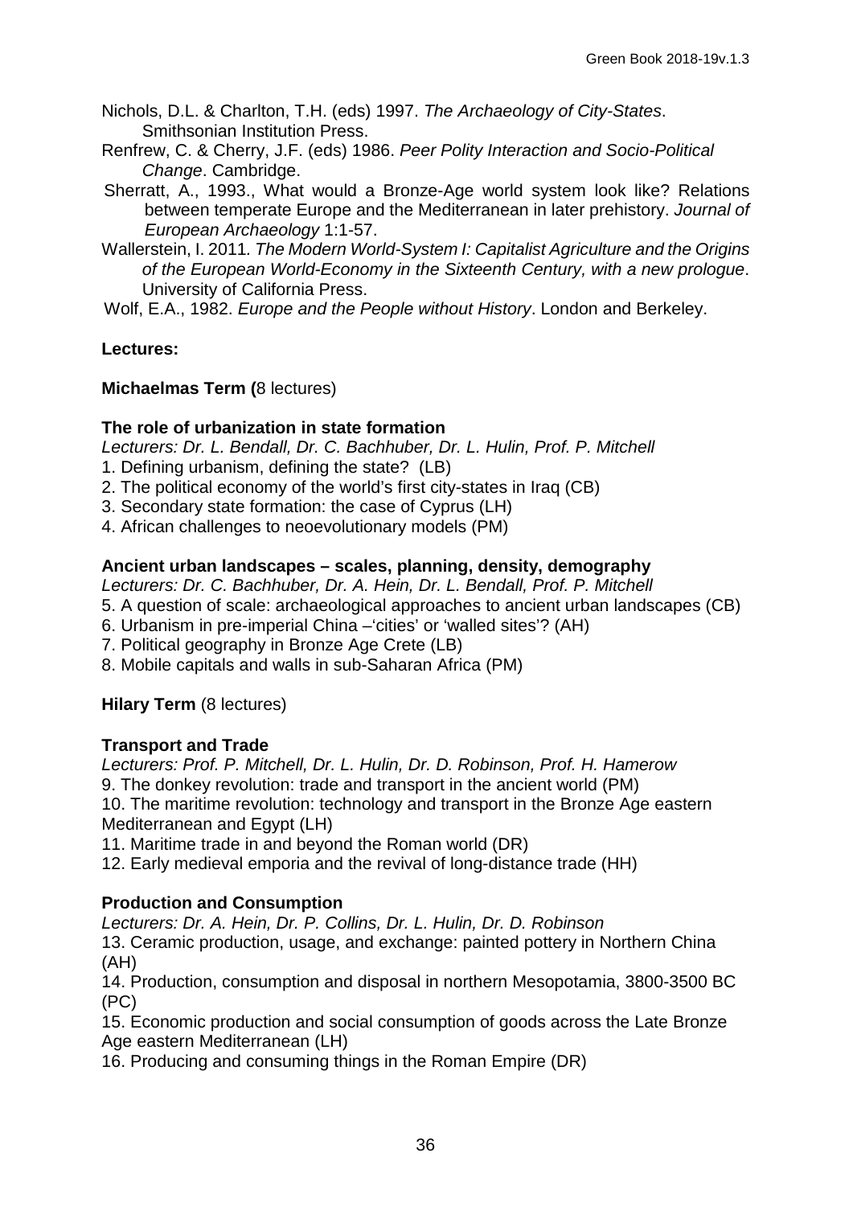Nichols, D.L. & Charlton, T.H. (eds) 1997. *The Archaeology of City-States*. Smithsonian Institution Press.

Renfrew, C. & Cherry, J.F. (eds) 1986. *Peer Polity Interaction and Socio-Political Change*. Cambridge.

Sherratt, A., 1993., What would a Bronze-Age world system look like? Relations between temperate Europe and the Mediterranean in later prehistory. *Journal of European Archaeology* 1:1-57.

Wallerstein, I. 2011*. The Modern World-System I: Capitalist Agriculture and the Origins of the European World-Economy in the Sixteenth Century, with a new prologue*. University of California Press.

Wolf, E.A., 1982. *Europe and the People without History*. London and Berkeley.

**Lectures:**

**Michaelmas Term (**8 lectures)

**The role of urbanization in state formation**

*Lecturers: Dr. L. Bendall, Dr. C. Bachhuber, Dr. L. Hulin, Prof. P. Mitchell*

1. Defining urbanism, defining the state? (LB)
2. The political economy of the world's first city-states in Iraq (CB)
3. Secondary state formation: the case of Cyprus (LH)
4. African challenges to neoevolutionary models (PM)

**Ancient urban landscapes – scales, planning, density, demography**

*Lecturers: Dr. C. Bachhuber, Dr. A. Hein, Dr. L. Bendall, Prof. P. Mitchell*

5. A question of scale: archaeological approaches to ancient urban landscapes (CB)
6. Urbanism in pre-imperial China –'cities' or 'walled sites'? (AH)
7. Political geography in Bronze Age Crete (LB)
8. Mobile capitals and walls in sub-Saharan Africa (PM)

**Hilary Term** (8 lectures)

**Transport and Trade**

*Lecturers: Prof. P. Mitchell, Dr. L. Hulin, Dr. D. Robinson, Prof. H. Hamerow*

9. The donkey revolution: trade and transport in the ancient world (PM)
10. The maritime revolution: technology and transport in the Bronze Age eastern Mediterranean and Egypt (LH)
11. Maritime trade in and beyond the Roman world (DR)
12. Early medieval emporia and the revival of long-distance trade (HH)

**Production and Consumption**

*Lecturers: Dr. A. Hein, Dr. P. Collins, Dr. L. Hulin, Dr. D. Robinson*

13. Ceramic production, usage, and exchange: painted pottery in Northern China (AH)
14. Production, consumption and disposal in northern Mesopotamia, 3800-3500 BC (PC)
15. Economic production and social consumption of goods across the Late Bronze Age eastern Mediterranean (LH)
16. Producing and consuming things in the Roman Empire (DR)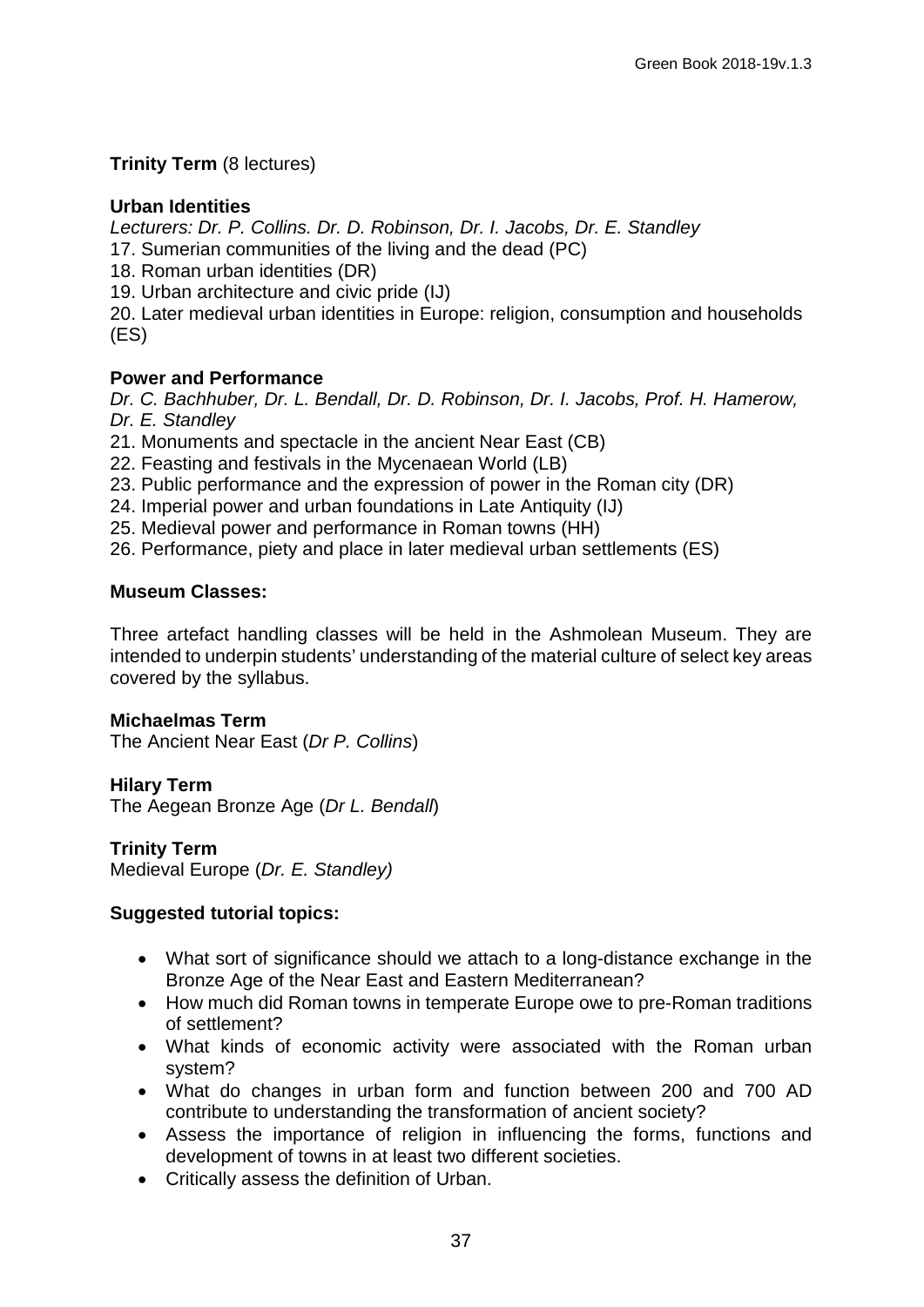**Trinity Term** (8 lectures)

**Urban Identities**

*Lecturers: Dr. P. Collins. Dr. D. Robinson, Dr. I. Jacobs, Dr. E. Standley*

17. Sumerian communities of the living and the dead (PC)
18. Roman urban identities (DR)
19. Urban architecture and civic pride (IJ)
20. Later medieval urban identities in Europe: religion, consumption and households (ES)

**Power and Performance**

*Dr. C. Bachhuber, Dr. L. Bendall, Dr. D. Robinson, Dr. I. Jacobs, Prof. H. Hamerow, Dr. E. Standley*

21. Monuments and spectacle in the ancient Near East (CB)
22. Feasting and festivals in the Mycenaean World (LB)
23. Public performance and the expression of power in the Roman city (DR)
24. Imperial power and urban foundations in Late Antiquity (IJ)
25. Medieval power and performance in Roman towns (HH)
26. Performance, piety and place in later medieval urban settlements (ES)

**Museum Classes:**

Three artefact handling classes will be held in the Ashmolean Museum. They are intended to underpin students' understanding of the material culture of select key areas covered by the syllabus.

**Michaelmas Term**
The Ancient Near East (*Dr P. Collins*)

**Hilary Term**
The Aegean Bronze Age (*Dr L. Bendall*)

**Trinity Term**
Medieval Europe (*Dr. E. Standley)*

**Suggested tutorial topics:**

- What sort of significance should we attach to a long-distance exchange in the Bronze Age of the Near East and Eastern Mediterranean?
- How much did Roman towns in temperate Europe owe to pre-Roman traditions of settlement?
- What kinds of economic activity were associated with the Roman urban system?
- What do changes in urban form and function between 200 and 700 AD contribute to understanding the transformation of ancient society?
- Assess the importance of religion in influencing the forms, functions and development of towns in at least two different societies.
- Critically assess the definition of Urban.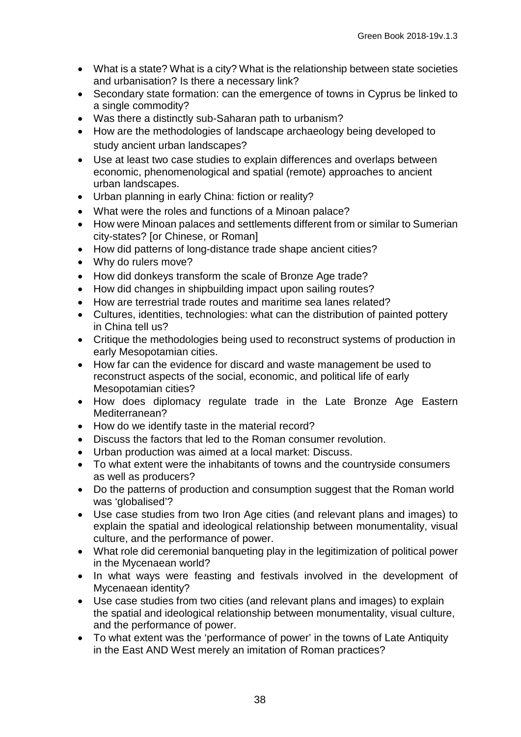- What is a state? What is a city? What is the relationship between state societies and urbanisation? Is there a necessary link?
- Secondary state formation: can the emergence of towns in Cyprus be linked to a single commodity?
- Was there a distinctly sub-Saharan path to urbanism?
- How are the methodologies of landscape archaeology being developed to study ancient urban landscapes?
- Use at least two case studies to explain differences and overlaps between economic, phenomenological and spatial (remote) approaches to ancient urban landscapes.
- Urban planning in early China: fiction or reality?
- What were the roles and functions of a Minoan palace?
- How were Minoan palaces and settlements different from or similar to Sumerian city-states? [or Chinese, or Roman]
- How did patterns of long-distance trade shape ancient cities?
- Why do rulers move?
- How did donkeys transform the scale of Bronze Age trade?
- How did changes in shipbuilding impact upon sailing routes?
- How are terrestrial trade routes and maritime sea lanes related?
- Cultures, identities, technologies: what can the distribution of painted pottery in China tell us?
- Critique the methodologies being used to reconstruct systems of production in early Mesopotamian cities.
- How far can the evidence for discard and waste management be used to reconstruct aspects of the social, economic, and political life of early Mesopotamian cities?
- How does diplomacy regulate trade in the Late Bronze Age Eastern Mediterranean?
- How do we identify taste in the material record?
- Discuss the factors that led to the Roman consumer revolution.
- Urban production was aimed at a local market: Discuss.
- To what extent were the inhabitants of towns and the countryside consumers as well as producers?
- Do the patterns of production and consumption suggest that the Roman world was 'globalised'?
- Use case studies from two Iron Age cities (and relevant plans and images) to explain the spatial and ideological relationship between monumentality, visual culture, and the performance of power.
- What role did ceremonial banqueting play in the legitimization of political power in the Mycenaean world?
- In what ways were feasting and festivals involved in the development of Mycenaean identity?
- Use case studies from two cities (and relevant plans and images) to explain the spatial and ideological relationship between monumentality, visual culture, and the performance of power.
- To what extent was the 'performance of power' in the towns of Late Antiquity in the East AND West merely an imitation of Roman practices?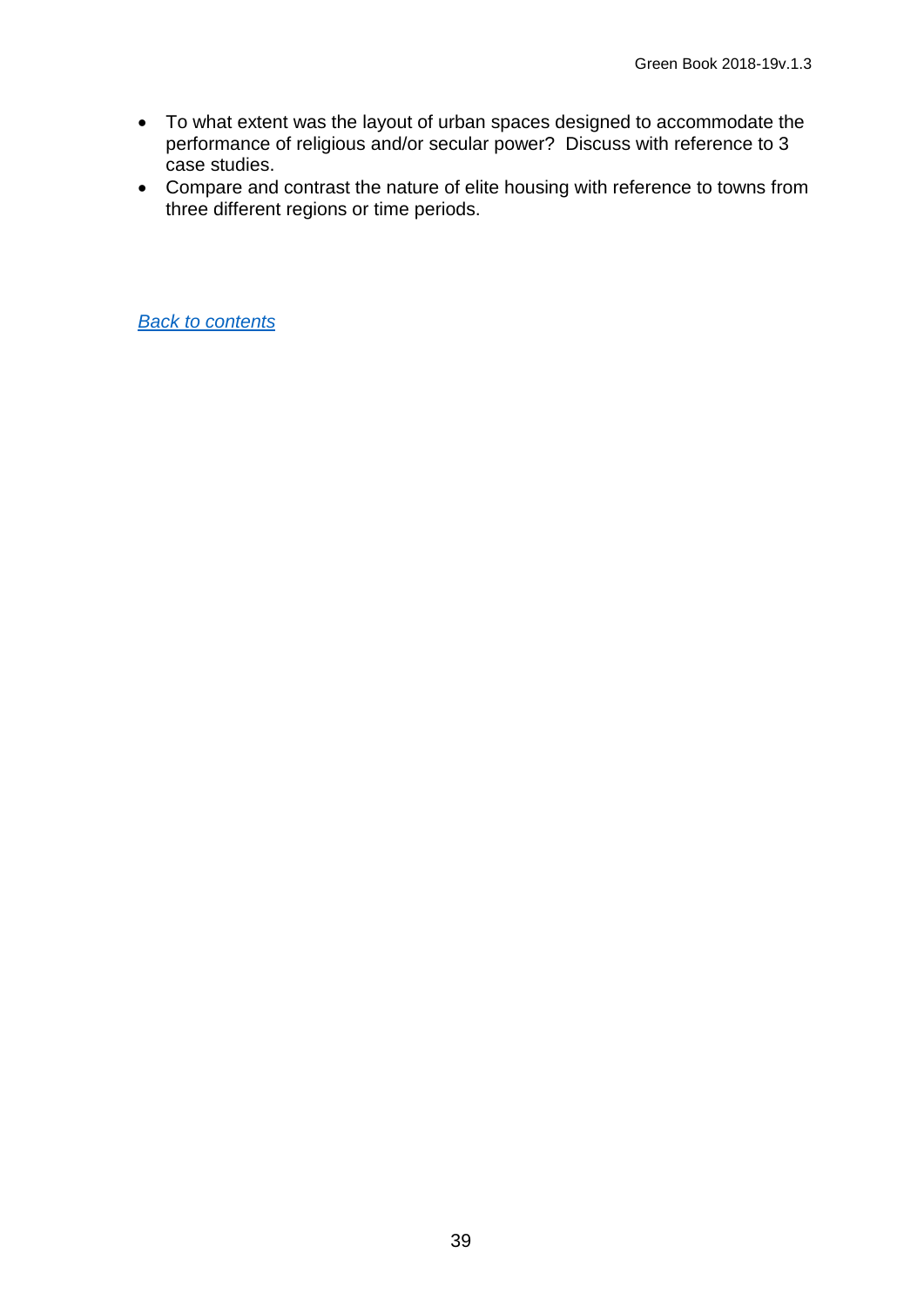- To what extent was the layout of urban spaces designed to accommodate the performance of religious and/or secular power? Discuss with reference to 3 case studies.
- Compare and contrast the nature of elite housing with reference to towns from three different regions or time periods.

*Back to contents*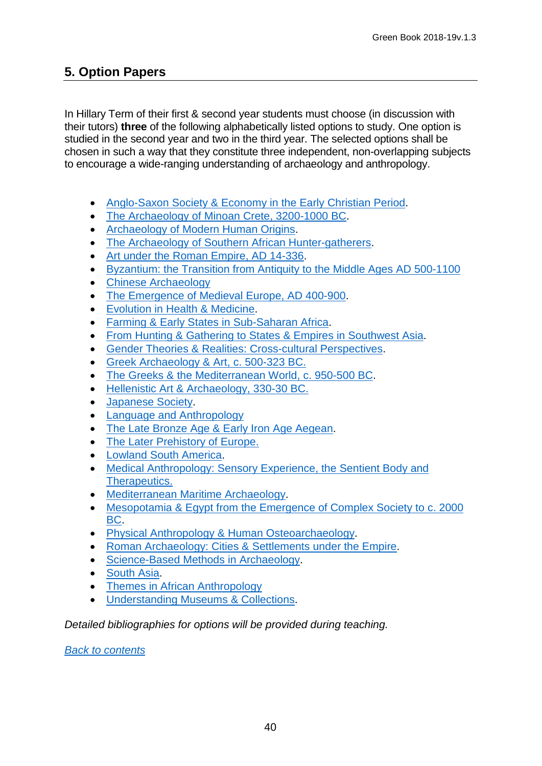## 5. Option Papers

In Hillary Term of their first & second year students must choose (in discussion with their tutors) **three** of the following alphabetically listed options to study. One option is studied in the second year and two in the third year. The selected options shall be chosen in such a way that they constitute three independent, non-overlapping subjects to encourage a wide-ranging understanding of archaeology and anthropology.

- Anglo-Saxon Society & Economy in the Early Christian Period.
- The Archaeology of Minoan Crete, 3200-1000 BC.
- Archaeology of Modern Human Origins.
- The Archaeology of Southern African Hunter-gatherers.
- Art under the Roman Empire, AD 14-336.
- Byzantium: the Transition from Antiquity to the Middle Ages AD 500-1100
- Chinese Archaeology
- The Emergence of Medieval Europe, AD 400-900.
- Evolution in Health & Medicine.
- Farming & Early States in Sub-Saharan Africa.
- From Hunting & Gathering to States & Empires in Southwest Asia.
- Gender Theories & Realities: Cross-cultural Perspectives.
- Greek Archaeology & Art, c. 500-323 BC.
- The Greeks & the Mediterranean World, c. 950-500 BC.
- Hellenistic Art & Archaeology, 330-30 BC.
- Japanese Society.
- Language and Anthropology
- The Late Bronze Age & Early Iron Age Aegean.
- The Later Prehistory of Europe.
- Lowland South America.
- Medical Anthropology: Sensory Experience, the Sentient Body and Therapeutics.
- Mediterranean Maritime Archaeology.
- Mesopotamia & Egypt from the Emergence of Complex Society to c. 2000 BC.
- Physical Anthropology & Human Osteoarchaeology.
- Roman Archaeology: Cities & Settlements under the Empire.
- Science-Based Methods in Archaeology.
- South Asia.
- Themes in African Anthropology
- Understanding Museums & Collections.

*Detailed bibliographies for options will be provided during teaching.*

*Back to contents*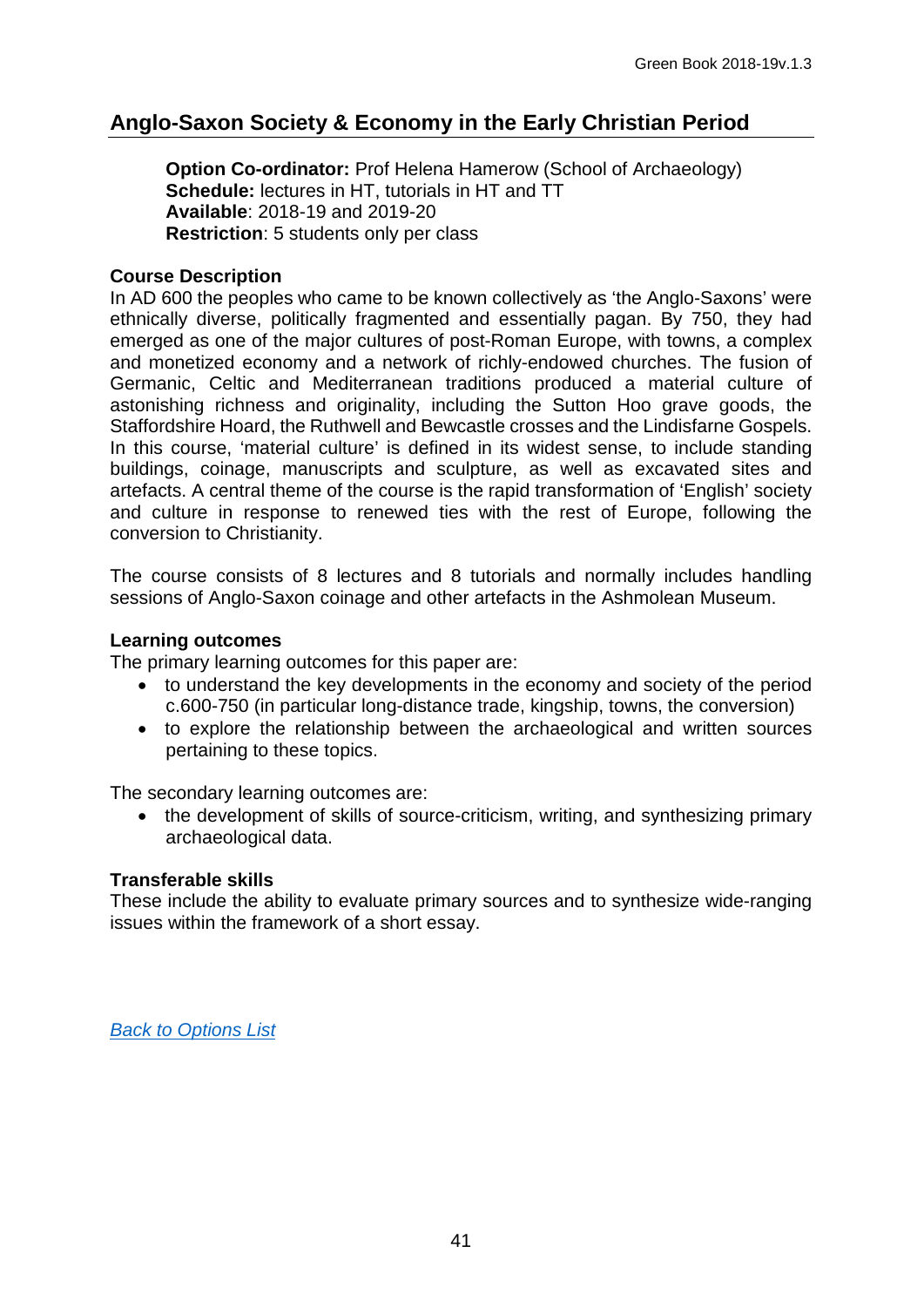## Anglo-Saxon Society & Economy in the Early Christian Period

**Option Co-ordinator:** Prof Helena Hamerow (School of Archaeology)
**Schedule:** lectures in HT, tutorials in HT and TT
**Available**: 2018-19 and 2019-20
**Restriction**: 5 students only per class

### Course Description

In AD 600 the peoples who came to be known collectively as 'the Anglo-Saxons' were ethnically diverse, politically fragmented and essentially pagan. By 750, they had emerged as one of the major cultures of post-Roman Europe, with towns, a complex and monetized economy and a network of richly-endowed churches. The fusion of Germanic, Celtic and Mediterranean traditions produced a material culture of astonishing richness and originality, including the Sutton Hoo grave goods, the Staffordshire Hoard, the Ruthwell and Bewcastle crosses and the Lindisfarne Gospels. In this course, 'material culture' is defined in its widest sense, to include standing buildings, coinage, manuscripts and sculpture, as well as excavated sites and artefacts. A central theme of the course is the rapid transformation of 'English' society and culture in response to renewed ties with the rest of Europe, following the conversion to Christianity.

The course consists of 8 lectures and 8 tutorials and normally includes handling sessions of Anglo-Saxon coinage and other artefacts in the Ashmolean Museum.

### Learning outcomes

The primary learning outcomes for this paper are:

- to understand the key developments in the economy and society of the period c.600-750 (in particular long-distance trade, kingship, towns, the conversion)
- to explore the relationship between the archaeological and written sources pertaining to these topics.

The secondary learning outcomes are:

- the development of skills of source-criticism, writing, and synthesizing primary archaeological data.

### Transferable skills

These include the ability to evaluate primary sources and to synthesize wide-ranging issues within the framework of a short essay.

*Back to Options List*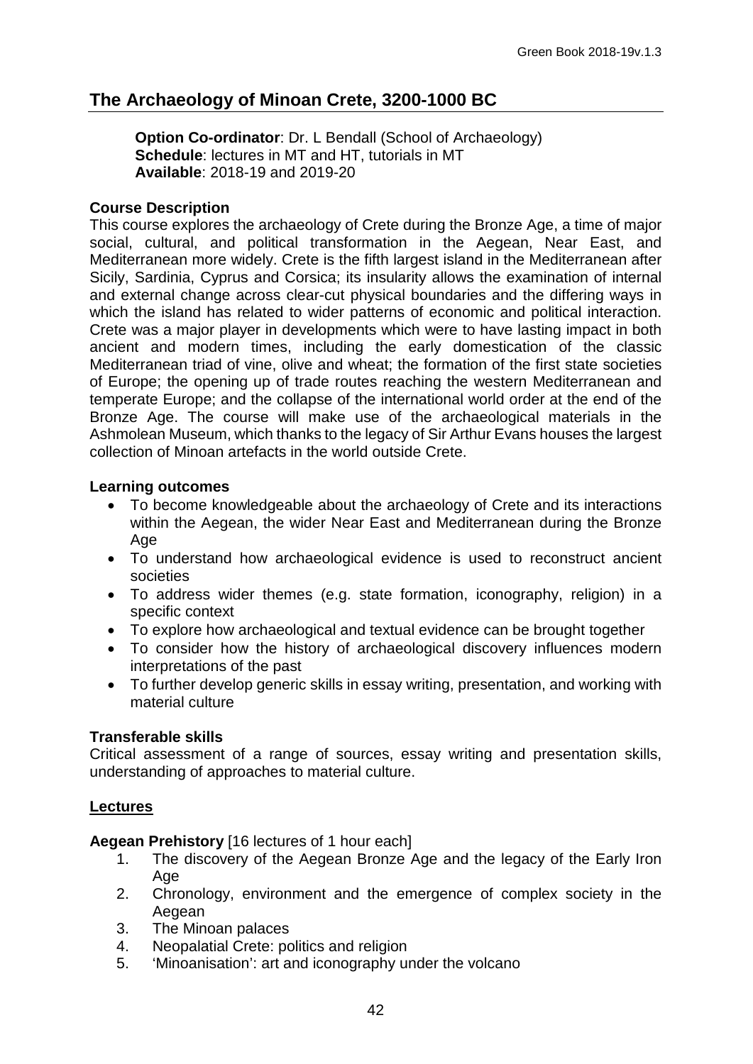## The Archaeology of Minoan Crete, 3200-1000 BC

**Option Co-ordinator**: Dr. L Bendall (School of Archaeology)
**Schedule**: lectures in MT and HT, tutorials in MT
**Available**: 2018-19 and 2019-20

### Course Description

This course explores the archaeology of Crete during the Bronze Age, a time of major social, cultural, and political transformation in the Aegean, Near East, and Mediterranean more widely. Crete is the fifth largest island in the Mediterranean after Sicily, Sardinia, Cyprus and Corsica; its insularity allows the examination of internal and external change across clear-cut physical boundaries and the differing ways in which the island has related to wider patterns of economic and political interaction. Crete was a major player in developments which were to have lasting impact in both ancient and modern times, including the early domestication of the classic Mediterranean triad of vine, olive and wheat; the formation of the first state societies of Europe; the opening up of trade routes reaching the western Mediterranean and temperate Europe; and the collapse of the international world order at the end of the Bronze Age. The course will make use of the archaeological materials in the Ashmolean Museum, which thanks to the legacy of Sir Arthur Evans houses the largest collection of Minoan artefacts in the world outside Crete.

### Learning outcomes

- To become knowledgeable about the archaeology of Crete and its interactions within the Aegean, the wider Near East and Mediterranean during the Bronze Age
- To understand how archaeological evidence is used to reconstruct ancient societies
- To address wider themes (e.g. state formation, iconography, religion) in a specific context
- To explore how archaeological and textual evidence can be brought together
- To consider how the history of archaeological discovery influences modern interpretations of the past
- To further develop generic skills in essay writing, presentation, and working with material culture

### Transferable skills

Critical assessment of a range of sources, essay writing and presentation skills, understanding of approaches to material culture.

### Lectures

**Aegean Prehistory** [16 lectures of 1 hour each]

1. The discovery of the Aegean Bronze Age and the legacy of the Early Iron Age
2. Chronology, environment and the emergence of complex society in the Aegean
3. The Minoan palaces
4. Neopalatial Crete: politics and religion
5. 'Minoanisation': art and iconography under the volcano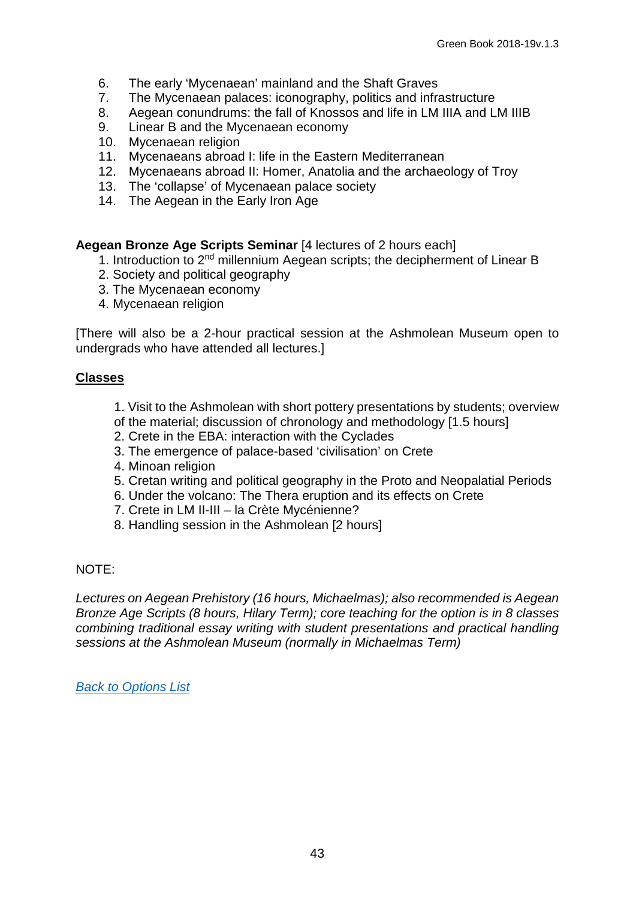6. The early 'Mycenaean' mainland and the Shaft Graves
7. The Mycenaean palaces: iconography, politics and infrastructure
8. Aegean conundrums: the fall of Knossos and life in LM IIIA and LM IIIB
9. Linear B and the Mycenaean economy
10. Mycenaean religion
11. Mycenaeans abroad I: life in the Eastern Mediterranean
12. Mycenaeans abroad II: Homer, Anatolia and the archaeology of Troy
13. The 'collapse' of Mycenaean palace society
14. The Aegean in the Early Iron Age

**Aegean Bronze Age Scripts Seminar** [4 lectures of 2 hours each]

1. Introduction to 2nd millennium Aegean scripts; the decipherment of Linear B
2. Society and political geography
3. The Mycenaean economy
4. Mycenaean religion

[There will also be a 2-hour practical session at the Ashmolean Museum open to undergrads who have attended all lectures.]

**Classes**

1. Visit to the Ashmolean with short pottery presentations by students; overview of the material; discussion of chronology and methodology [1.5 hours]
2. Crete in the EBA: interaction with the Cyclades
3. The emergence of palace-based 'civilisation' on Crete
4. Minoan religion
5. Cretan writing and political geography in the Proto and Neopalatial Periods
6. Under the volcano: The Thera eruption and its effects on Crete
7. Crete in LM II-III – la Crète Mycénienne?
8. Handling session in the Ashmolean [2 hours]

NOTE:

*Lectures on Aegean Prehistory (16 hours, Michaelmas); also recommended is Aegean Bronze Age Scripts (8 hours, Hilary Term); core teaching for the option is in 8 classes combining traditional essay writing with student presentations and practical handling sessions at the Ashmolean Museum (normally in Michaelmas Term)*

*Back to Options List*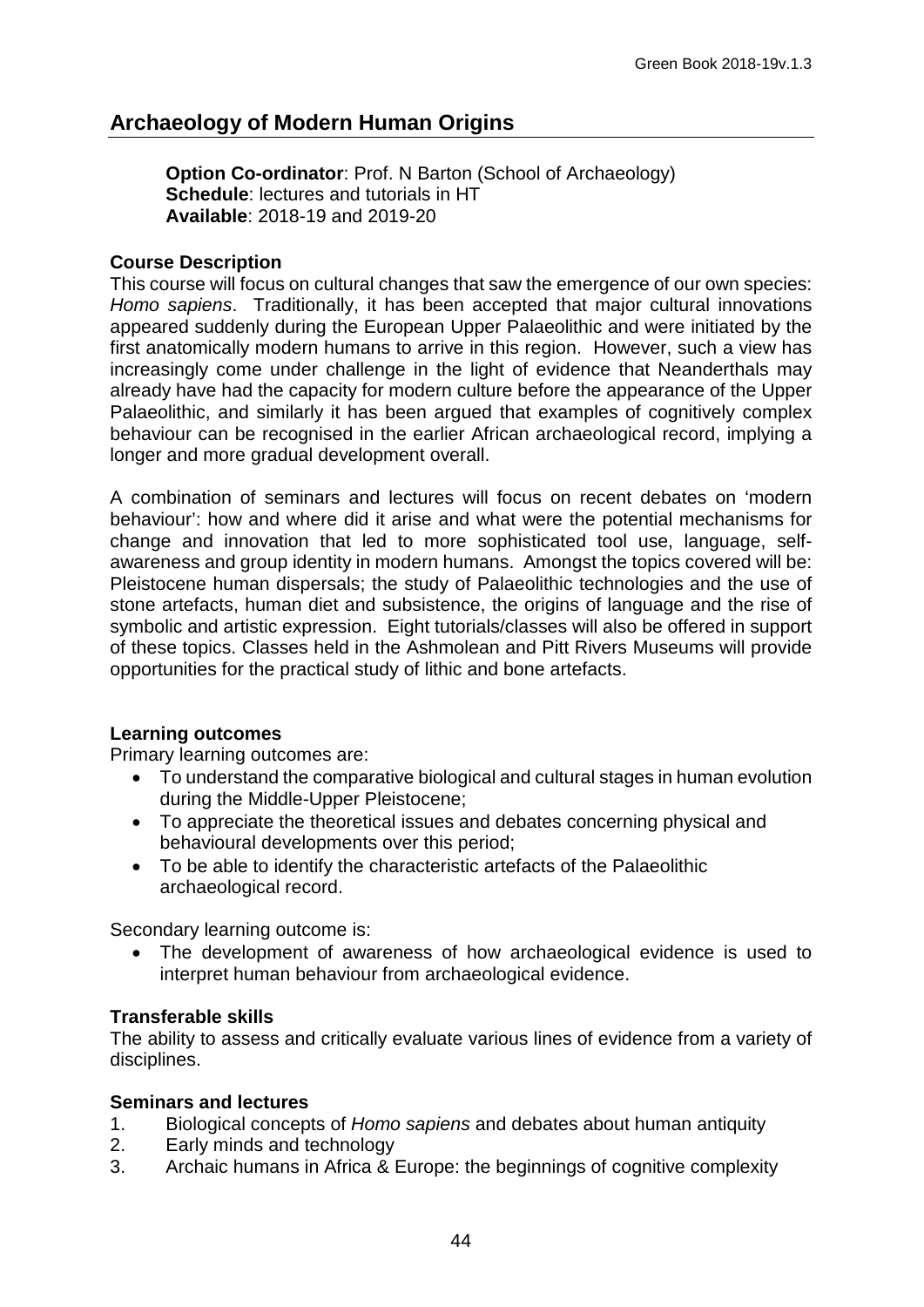## Archaeology of Modern Human Origins

**Option Co-ordinator**: Prof. N Barton (School of Archaeology)
**Schedule**: lectures and tutorials in HT
**Available**: 2018-19 and 2019-20

### Course Description

This course will focus on cultural changes that saw the emergence of our own species: *Homo sapiens*. Traditionally, it has been accepted that major cultural innovations appeared suddenly during the European Upper Palaeolithic and were initiated by the first anatomically modern humans to arrive in this region. However, such a view has increasingly come under challenge in the light of evidence that Neanderthals may already have had the capacity for modern culture before the appearance of the Upper Palaeolithic, and similarly it has been argued that examples of cognitively complex behaviour can be recognised in the earlier African archaeological record, implying a longer and more gradual development overall.

A combination of seminars and lectures will focus on recent debates on 'modern behaviour': how and where did it arise and what were the potential mechanisms for change and innovation that led to more sophisticated tool use, language, self-awareness and group identity in modern humans. Amongst the topics covered will be: Pleistocene human dispersals; the study of Palaeolithic technologies and the use of stone artefacts, human diet and subsistence, the origins of language and the rise of symbolic and artistic expression. Eight tutorials/classes will also be offered in support of these topics. Classes held in the Ashmolean and Pitt Rivers Museums will provide opportunities for the practical study of lithic and bone artefacts.

### Learning outcomes

Primary learning outcomes are:

- To understand the comparative biological and cultural stages in human evolution during the Middle-Upper Pleistocene;
- To appreciate the theoretical issues and debates concerning physical and behavioural developments over this period;
- To be able to identify the characteristic artefacts of the Palaeolithic archaeological record.

Secondary learning outcome is:

- The development of awareness of how archaeological evidence is used to interpret human behaviour from archaeological evidence.

### Transferable skills

The ability to assess and critically evaluate various lines of evidence from a variety of disciplines.

### Seminars and lectures

1. Biological concepts of *Homo sapiens* and debates about human antiquity
2. Early minds and technology
3. Archaic humans in Africa & Europe: the beginnings of cognitive complexity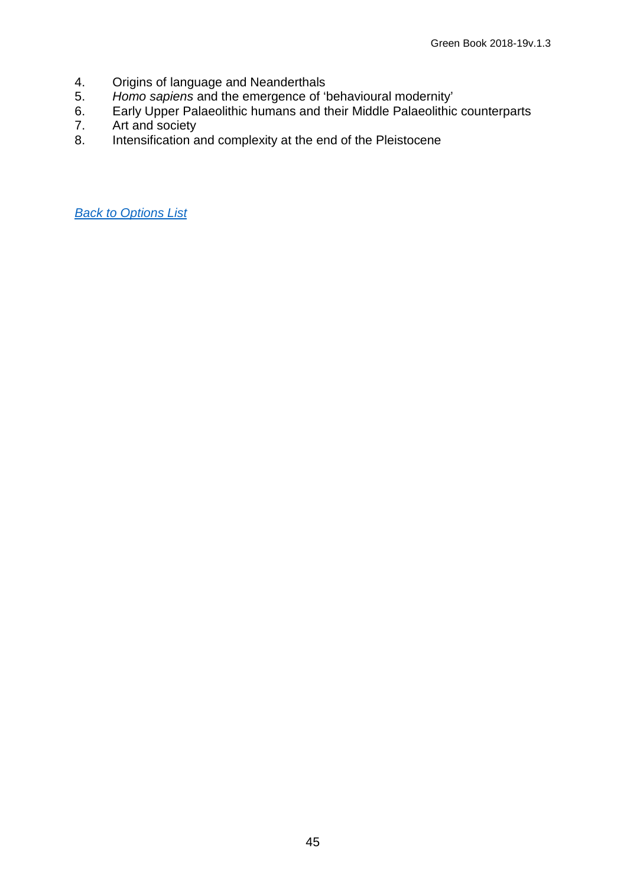4. Origins of language and Neanderthals
5. *Homo sapiens* and the emergence of 'behavioural modernity'
6. Early Upper Palaeolithic humans and their Middle Palaeolithic counterparts
7. Art and society
8. Intensification and complexity at the end of the Pleistocene

*Back to Options List*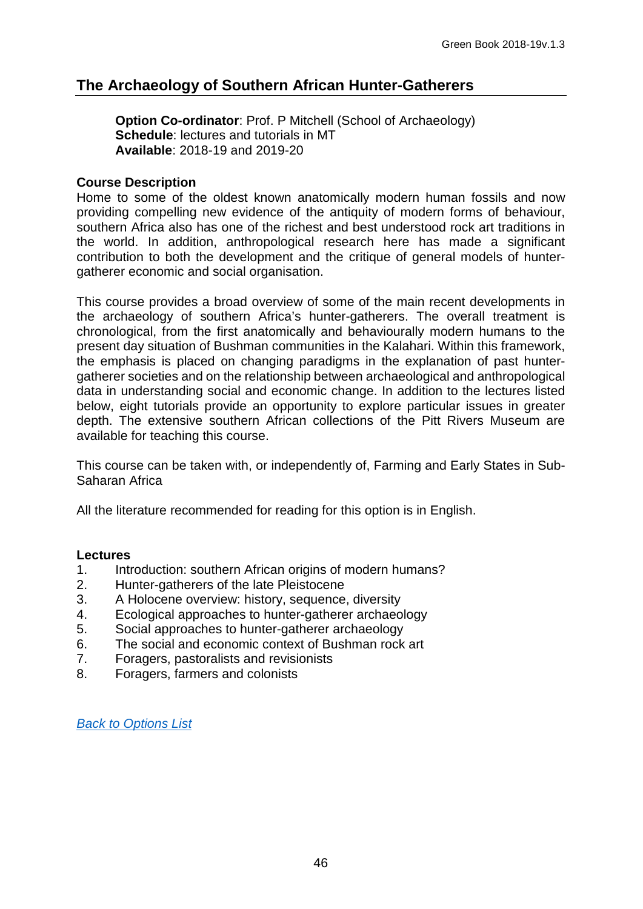## The Archaeology of Southern African Hunter-Gatherers

**Option Co-ordinator**: Prof. P Mitchell (School of Archaeology)
**Schedule**: lectures and tutorials in MT
**Available**: 2018-19 and 2019-20

**Course Description**
Home to some of the oldest known anatomically modern human fossils and now providing compelling new evidence of the antiquity of modern forms of behaviour, southern Africa also has one of the richest and best understood rock art traditions in the world. In addition, anthropological research here has made a significant contribution to both the development and the critique of general models of hunter-gatherer economic and social organisation.

This course provides a broad overview of some of the main recent developments in the archaeology of southern Africa's hunter-gatherers. The overall treatment is chronological, from the first anatomically and behaviourally modern humans to the present day situation of Bushman communities in the Kalahari. Within this framework, the emphasis is placed on changing paradigms in the explanation of past hunter-gatherer societies and on the relationship between archaeological and anthropological data in understanding social and economic change. In addition to the lectures listed below, eight tutorials provide an opportunity to explore particular issues in greater depth. The extensive southern African collections of the Pitt Rivers Museum are available for teaching this course.

This course can be taken with, or independently of, Farming and Early States in Sub-Saharan Africa

All the literature recommended for reading for this option is in English.

**Lectures**
1. Introduction: southern African origins of modern humans?
2. Hunter-gatherers of the late Pleistocene
3. A Holocene overview: history, sequence, diversity
4. Ecological approaches to hunter-gatherer archaeology
5. Social approaches to hunter-gatherer archaeology
6. The social and economic context of Bushman rock art
7. Foragers, pastoralists and revisionists
8. Foragers, farmers and colonists

*Back to Options List*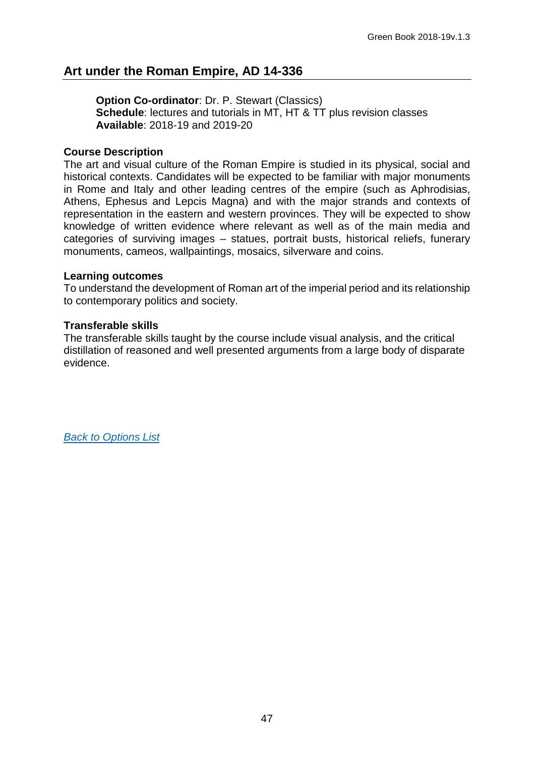## Art under the Roman Empire, AD 14-336

**Option Co-ordinator**: Dr. P. Stewart (Classics)
**Schedule**: lectures and tutorials in MT, HT & TT plus revision classes
**Available**: 2018-19 and 2019-20

### Course Description

The art and visual culture of the Roman Empire is studied in its physical, social and historical contexts. Candidates will be expected to be familiar with major monuments in Rome and Italy and other leading centres of the empire (such as Aphrodisias, Athens, Ephesus and Lepcis Magna) and with the major strands and contexts of representation in the eastern and western provinces. They will be expected to show knowledge of written evidence where relevant as well as of the main media and categories of surviving images – statues, portrait busts, historical reliefs, funerary monuments, cameos, wallpaintings, mosaics, silverware and coins.

### Learning outcomes

To understand the development of Roman art of the imperial period and its relationship to contemporary politics and society.

### Transferable skills

The transferable skills taught by the course include visual analysis, and the critical distillation of reasoned and well presented arguments from a large body of disparate evidence.

*Back to Options List*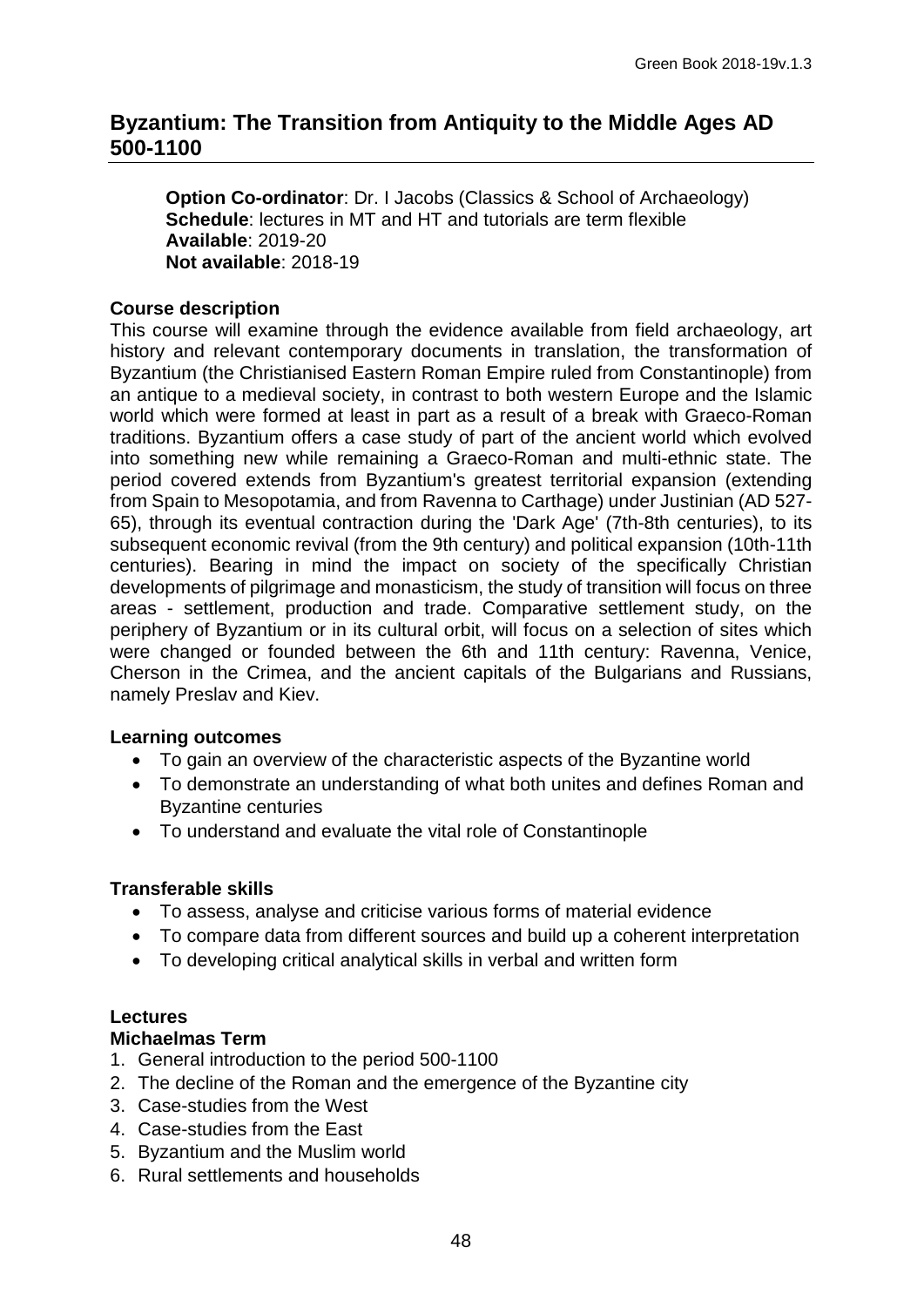## Byzantium: The Transition from Antiquity to the Middle Ages AD 500-1100

**Option Co-ordinator**: Dr. I Jacobs (Classics & School of Archaeology)
**Schedule**: lectures in MT and HT and tutorials are term flexible
**Available**: 2019-20
**Not available**: 2018-19

### Course description

This course will examine through the evidence available from field archaeology, art history and relevant contemporary documents in translation, the transformation of Byzantium (the Christianised Eastern Roman Empire ruled from Constantinople) from an antique to a medieval society, in contrast to both western Europe and the Islamic world which were formed at least in part as a result of a break with Graeco-Roman traditions. Byzantium offers a case study of part of the ancient world which evolved into something new while remaining a Graeco-Roman and multi-ethnic state. The period covered extends from Byzantium's greatest territorial expansion (extending from Spain to Mesopotamia, and from Ravenna to Carthage) under Justinian (AD 527-65), through its eventual contraction during the 'Dark Age' (7th-8th centuries), to its subsequent economic revival (from the 9th century) and political expansion (10th-11th centuries). Bearing in mind the impact on society of the specifically Christian developments of pilgrimage and monasticism, the study of transition will focus on three areas - settlement, production and trade. Comparative settlement study, on the periphery of Byzantium or in its cultural orbit, will focus on a selection of sites which were changed or founded between the 6th and 11th century: Ravenna, Venice, Cherson in the Crimea, and the ancient capitals of the Bulgarians and Russians, namely Preslav and Kiev.

### Learning outcomes

- To gain an overview of the characteristic aspects of the Byzantine world
- To demonstrate an understanding of what both unites and defines Roman and Byzantine centuries
- To understand and evaluate the vital role of Constantinople

### Transferable skills

- To assess, analyse and criticise various forms of material evidence
- To compare data from different sources and build up a coherent interpretation
- To developing critical analytical skills in verbal and written form

### Lectures

**Michaelmas Term**

1. General introduction to the period 500-1100
2. The decline of the Roman and the emergence of the Byzantine city
3. Case-studies from the West
4. Case-studies from the East
5. Byzantium and the Muslim world
6. Rural settlements and households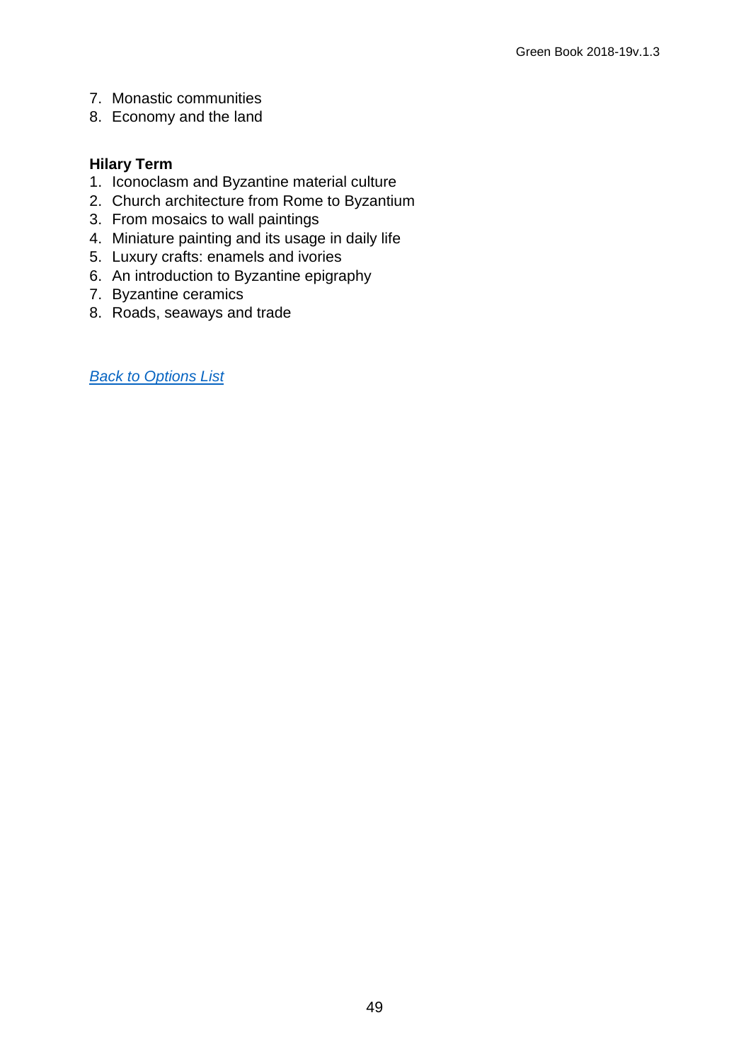7. Monastic communities
8. Economy and the land

**Hilary Term**

1. Iconoclasm and Byzantine material culture
2. Church architecture from Rome to Byzantium
3. From mosaics to wall paintings
4. Miniature painting and its usage in daily life
5. Luxury crafts: enamels and ivories
6. An introduction to Byzantine epigraphy
7. Byzantine ceramics
8. Roads, seaways and trade

*Back to Options List*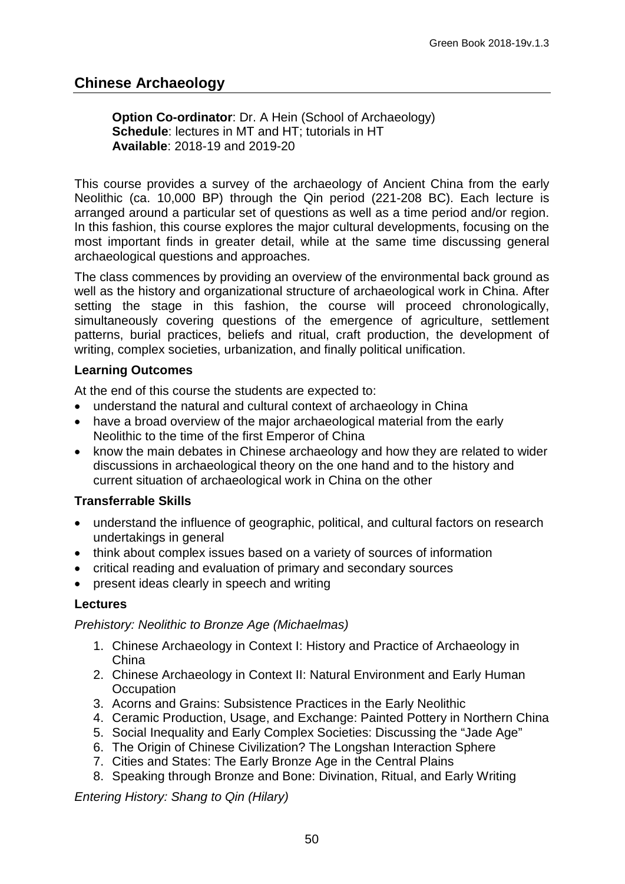## Chinese Archaeology

**Option Co-ordinator**: Dr. A Hein (School of Archaeology)
**Schedule**: lectures in MT and HT; tutorials in HT
**Available**: 2018-19 and 2019-20

This course provides a survey of the archaeology of Ancient China from the early Neolithic (ca. 10,000 BP) through the Qin period (221-208 BC). Each lecture is arranged around a particular set of questions as well as a time period and/or region. In this fashion, this course explores the major cultural developments, focusing on the most important finds in greater detail, while at the same time discussing general archaeological questions and approaches.

The class commences by providing an overview of the environmental back ground as well as the history and organizational structure of archaeological work in China. After setting the stage in this fashion, the course will proceed chronologically, simultaneously covering questions of the emergence of agriculture, settlement patterns, burial practices, beliefs and ritual, craft production, the development of writing, complex societies, urbanization, and finally political unification.

### Learning Outcomes

At the end of this course the students are expected to:

- understand the natural and cultural context of archaeology in China
- have a broad overview of the major archaeological material from the early Neolithic to the time of the first Emperor of China
- know the main debates in Chinese archaeology and how they are related to wider discussions in archaeological theory on the one hand and to the history and current situation of archaeological work in China on the other

### Transferrable Skills

- understand the influence of geographic, political, and cultural factors on research undertakings in general
- think about complex issues based on a variety of sources of information
- critical reading and evaluation of primary and secondary sources
- present ideas clearly in speech and writing

### Lectures

*Prehistory: Neolithic to Bronze Age (Michaelmas)*

1. Chinese Archaeology in Context I: History and Practice of Archaeology in China
2. Chinese Archaeology in Context II: Natural Environment and Early Human Occupation
3. Acorns and Grains: Subsistence Practices in the Early Neolithic
4. Ceramic Production, Usage, and Exchange: Painted Pottery in Northern China
5. Social Inequality and Early Complex Societies: Discussing the “Jade Age”
6. The Origin of Chinese Civilization? The Longshan Interaction Sphere
7. Cities and States: The Early Bronze Age in the Central Plains
8. Speaking through Bronze and Bone: Divination, Ritual, and Early Writing

*Entering History: Shang to Qin (Hilary)*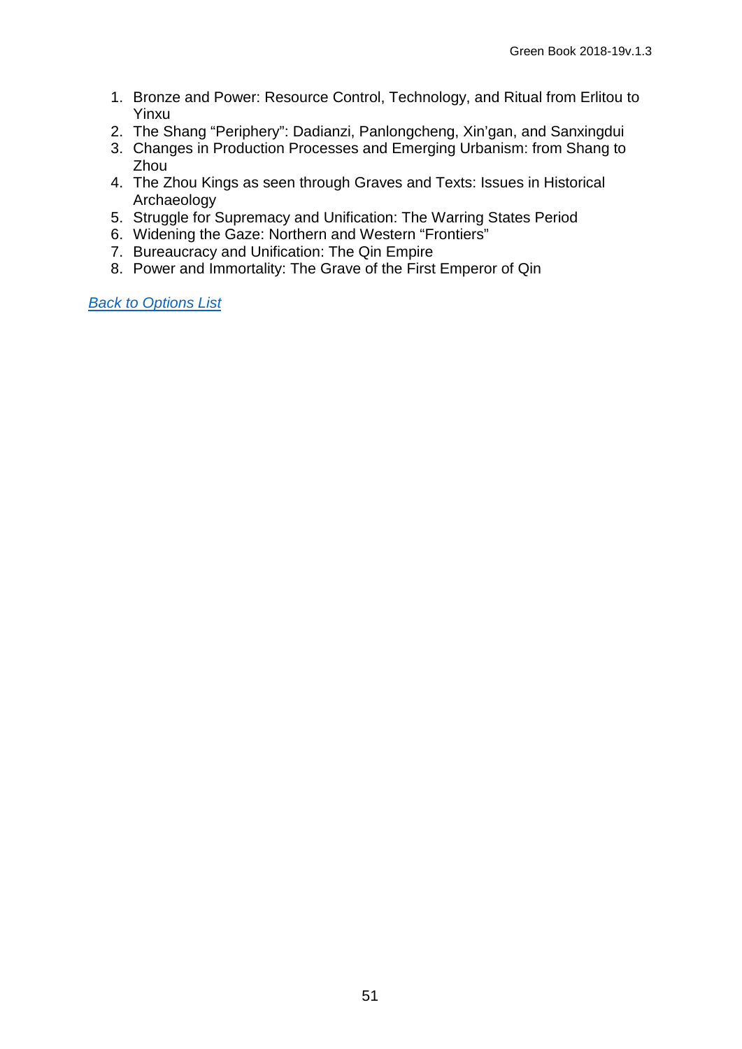1. Bronze and Power: Resource Control, Technology, and Ritual from Erlitou to Yinxu
2. The Shang “Periphery”: Dadianzi, Panlongcheng, Xin’gan, and Sanxingdui
3. Changes in Production Processes and Emerging Urbanism: from Shang to Zhou
4. The Zhou Kings as seen through Graves and Texts: Issues in Historical Archaeology
5. Struggle for Supremacy and Unification: The Warring States Period
6. Widening the Gaze: Northern and Western “Frontiers”
7. Bureaucracy and Unification: The Qin Empire
8. Power and Immortality: The Grave of the First Emperor of Qin

*Back to Options List*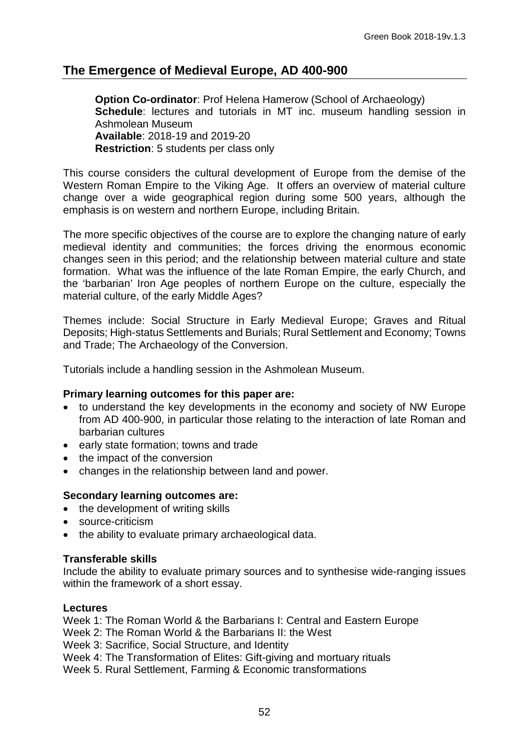## The Emergence of Medieval Europe, AD 400-900

**Option Co-ordinator**: Prof Helena Hamerow (School of Archaeology)
**Schedule**: lectures and tutorials in MT inc. museum handling session in Ashmolean Museum
**Available**: 2018-19 and 2019-20
**Restriction**: 5 students per class only

This course considers the cultural development of Europe from the demise of the Western Roman Empire to the Viking Age. It offers an overview of material culture change over a wide geographical region during some 500 years, although the emphasis is on western and northern Europe, including Britain.

The more specific objectives of the course are to explore the changing nature of early medieval identity and communities; the forces driving the enormous economic changes seen in this period; and the relationship between material culture and state formation. What was the influence of the late Roman Empire, the early Church, and the 'barbarian' Iron Age peoples of northern Europe on the culture, especially the material culture, of the early Middle Ages?

Themes include: Social Structure in Early Medieval Europe; Graves and Ritual Deposits; High-status Settlements and Burials; Rural Settlement and Economy; Towns and Trade; The Archaeology of the Conversion.

Tutorials include a handling session in the Ashmolean Museum.

**Primary learning outcomes for this paper are:**

- to understand the key developments in the economy and society of NW Europe from AD 400-900, in particular those relating to the interaction of late Roman and barbarian cultures
- early state formation; towns and trade
- the impact of the conversion
- changes in the relationship between land and power.

**Secondary learning outcomes are:**

- the development of writing skills
- source-criticism
- the ability to evaluate primary archaeological data.

**Transferable skills**

Include the ability to evaluate primary sources and to synthesise wide-ranging issues within the framework of a short essay.

**Lectures**

Week 1: The Roman World & the Barbarians I: Central and Eastern Europe
Week 2: The Roman World & the Barbarians II: the West
Week 3: Sacrifice, Social Structure, and Identity
Week 4: The Transformation of Elites: Gift-giving and mortuary rituals
Week 5. Rural Settlement, Farming & Economic transformations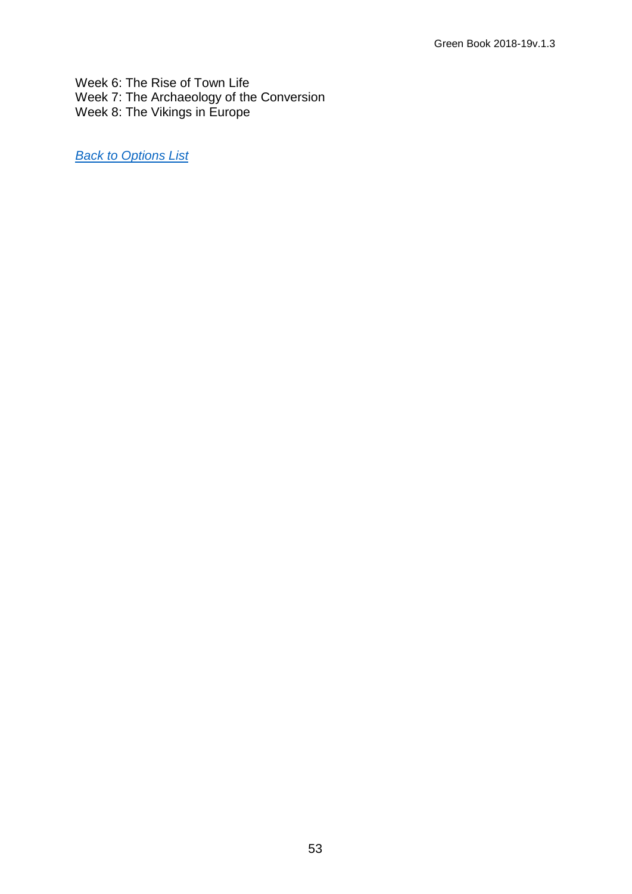Week 6: The Rise of Town Life
Week 7: The Archaeology of the Conversion
Week 8: The Vikings in Europe

*[Back to Options List]()*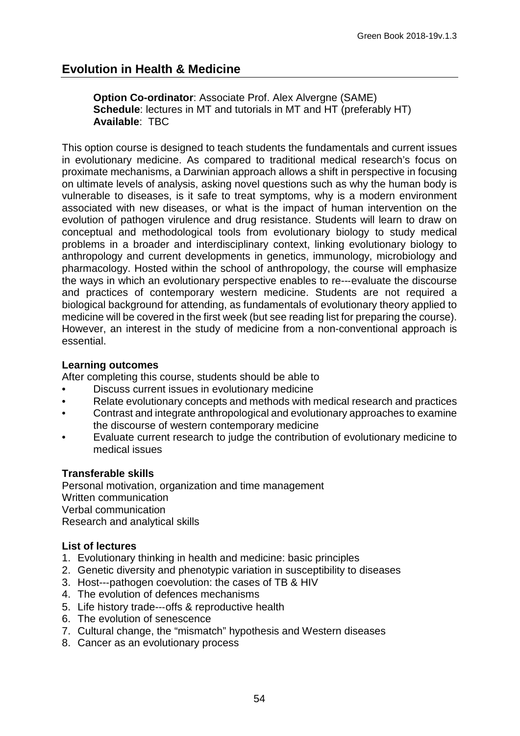## Evolution in Health & Medicine

**Option Co-ordinator**: Associate Prof. Alex Alvergne (SAME)
**Schedule**: lectures in MT and tutorials in MT and HT (preferably HT)
**Available**: TBC

This option course is designed to teach students the fundamentals and current issues in evolutionary medicine. As compared to traditional medical research's focus on proximate mechanisms, a Darwinian approach allows a shift in perspective in focusing on ultimate levels of analysis, asking novel questions such as why the human body is vulnerable to diseases, is it safe to treat symptoms, why is a modern environment associated with new diseases, or what is the impact of human intervention on the evolution of pathogen virulence and drug resistance. Students will learn to draw on conceptual and methodological tools from evolutionary biology to study medical problems in a broader and interdisciplinary context, linking evolutionary biology to anthropology and current developments in genetics, immunology, microbiology and pharmacology. Hosted within the school of anthropology, the course will emphasize the ways in which an evolutionary perspective enables to re---evaluate the discourse and practices of contemporary western medicine. Students are not required a biological background for attending, as fundamentals of evolutionary theory applied to medicine will be covered in the first week (but see reading list for preparing the course). However, an interest in the study of medicine from a non-conventional approach is essential.

### Learning outcomes

After completing this course, students should be able to

- Discuss current issues in evolutionary medicine
- Relate evolutionary concepts and methods with medical research and practices
- Contrast and integrate anthropological and evolutionary approaches to examine the discourse of western contemporary medicine
- Evaluate current research to judge the contribution of evolutionary medicine to medical issues

### Transferable skills

Personal motivation, organization and time management
Written communication
Verbal communication
Research and analytical skills

### List of lectures

1. Evolutionary thinking in health and medicine: basic principles
2. Genetic diversity and phenotypic variation in susceptibility to diseases
3. Host---pathogen coevolution: the cases of TB & HIV
4. The evolution of defences mechanisms
5. Life history trade---offs & reproductive health
6. The evolution of senescence
7. Cultural change, the "mismatch" hypothesis and Western diseases
8. Cancer as an evolutionary process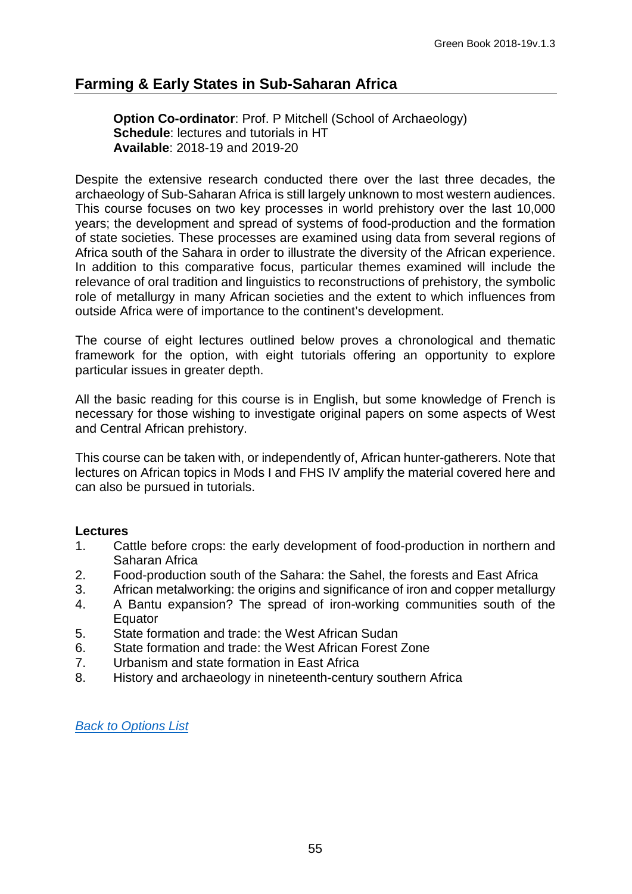## Farming & Early States in Sub-Saharan Africa

**Option Co-ordinator**: Prof. P Mitchell (School of Archaeology)
**Schedule**: lectures and tutorials in HT
**Available**: 2018-19 and 2019-20

Despite the extensive research conducted there over the last three decades, the archaeology of Sub-Saharan Africa is still largely unknown to most western audiences. This course focuses on two key processes in world prehistory over the last 10,000 years; the development and spread of systems of food-production and the formation of state societies. These processes are examined using data from several regions of Africa south of the Sahara in order to illustrate the diversity of the African experience. In addition to this comparative focus, particular themes examined will include the relevance of oral tradition and linguistics to reconstructions of prehistory, the symbolic role of metallurgy in many African societies and the extent to which influences from outside Africa were of importance to the continent's development.

The course of eight lectures outlined below proves a chronological and thematic framework for the option, with eight tutorials offering an opportunity to explore particular issues in greater depth.

All the basic reading for this course is in English, but some knowledge of French is necessary for those wishing to investigate original papers on some aspects of West and Central African prehistory.

This course can be taken with, or independently of, African hunter-gatherers. Note that lectures on African topics in Mods I and FHS IV amplify the material covered here and can also be pursued in tutorials.

**Lectures**

1. Cattle before crops: the early development of food-production in northern and Saharan Africa
2. Food-production south of the Sahara: the Sahel, the forests and East Africa
3. African metalworking: the origins and significance of iron and copper metallurgy
4. A Bantu expansion? The spread of iron-working communities south of the Equator
5. State formation and trade: the West African Sudan
6. State formation and trade: the West African Forest Zone
7. Urbanism and state formation in East Africa
8. History and archaeology in nineteenth-century southern Africa

*Back to Options List*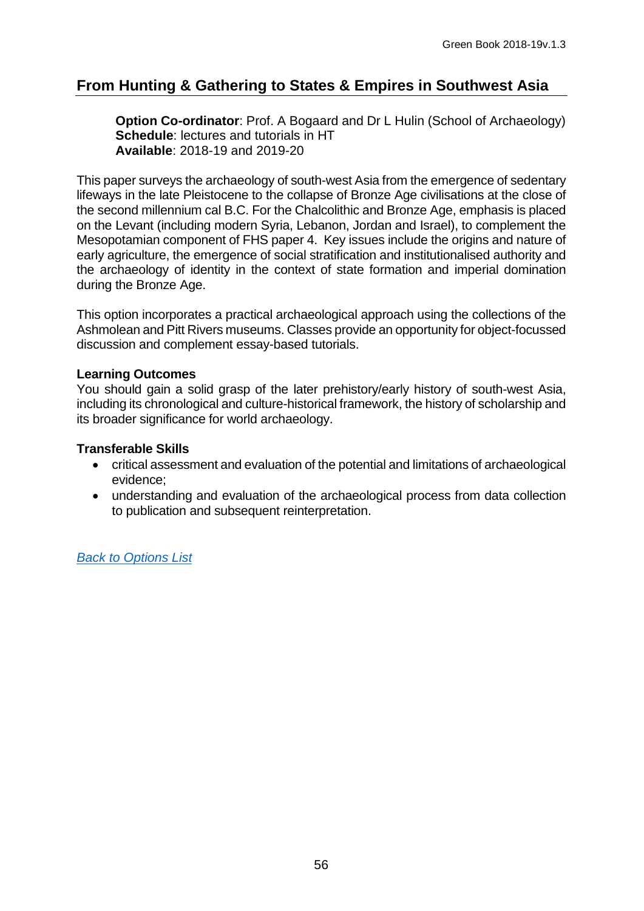## From Hunting & Gathering to States & Empires in Southwest Asia

**Option Co-ordinator**: Prof. A Bogaard and Dr L Hulin (School of Archaeology)
**Schedule**: lectures and tutorials in HT
**Available**: 2018-19 and 2019-20

This paper surveys the archaeology of south-west Asia from the emergence of sedentary lifeways in the late Pleistocene to the collapse of Bronze Age civilisations at the close of the second millennium cal B.C. For the Chalcolithic and Bronze Age, emphasis is placed on the Levant (including modern Syria, Lebanon, Jordan and Israel), to complement the Mesopotamian component of FHS paper 4. Key issues include the origins and nature of early agriculture, the emergence of social stratification and institutionalised authority and the archaeology of identity in the context of state formation and imperial domination during the Bronze Age.

This option incorporates a practical archaeological approach using the collections of the Ashmolean and Pitt Rivers museums. Classes provide an opportunity for object-focussed discussion and complement essay-based tutorials.

**Learning Outcomes**
You should gain a solid grasp of the later prehistory/early history of south-west Asia, including its chronological and culture-historical framework, the history of scholarship and its broader significance for world archaeology.

**Transferable Skills**

- critical assessment and evaluation of the potential and limitations of archaeological evidence;
- understanding and evaluation of the archaeological process from data collection to publication and subsequent reinterpretation.

*Back to Options List*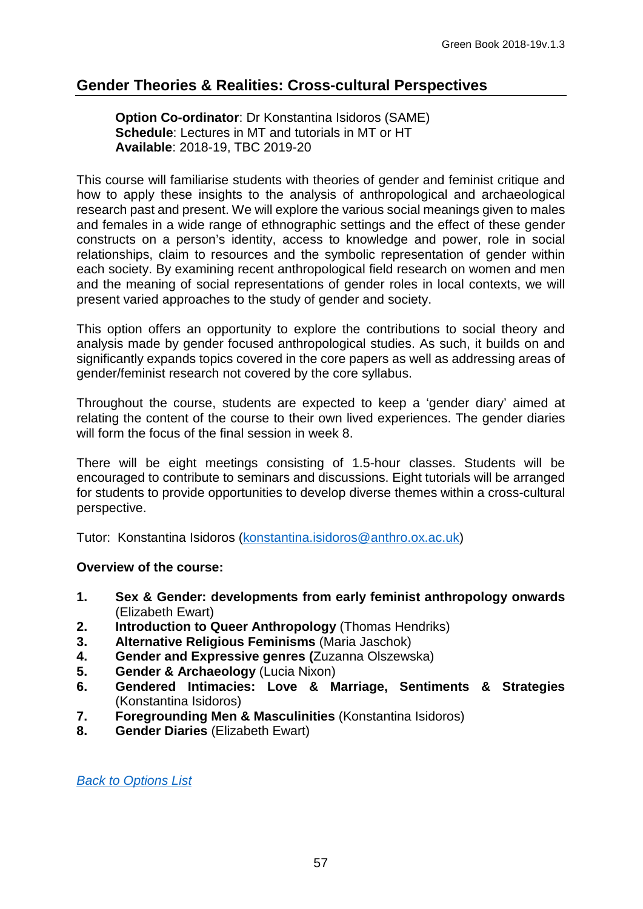## Gender Theories & Realities: Cross-cultural Perspectives

**Option Co-ordinator**: Dr Konstantina Isidoros (SAME)
**Schedule**: Lectures in MT and tutorials in MT or HT
**Available**: 2018-19, TBC 2019-20

This course will familiarise students with theories of gender and feminist critique and how to apply these insights to the analysis of anthropological and archaeological research past and present. We will explore the various social meanings given to males and females in a wide range of ethnographic settings and the effect of these gender constructs on a person's identity, access to knowledge and power, role in social relationships, claim to resources and the symbolic representation of gender within each society. By examining recent anthropological field research on women and men and the meaning of social representations of gender roles in local contexts, we will present varied approaches to the study of gender and society.

This option offers an opportunity to explore the contributions to social theory and analysis made by gender focused anthropological studies. As such, it builds on and significantly expands topics covered in the core papers as well as addressing areas of gender/feminist research not covered by the core syllabus.

Throughout the course, students are expected to keep a 'gender diary' aimed at relating the content of the course to their own lived experiences. The gender diaries will form the focus of the final session in week 8.

There will be eight meetings consisting of 1.5-hour classes. Students will be encouraged to contribute to seminars and discussions. Eight tutorials will be arranged for students to provide opportunities to develop diverse themes within a cross-cultural perspective.

Tutor: Konstantina Isidoros (konstantina.isidoros@anthro.ox.ac.uk)

**Overview of the course:**

1. **Sex & Gender: developments from early feminist anthropology onwards** (Elizabeth Ewart)
2. **Introduction to Queer Anthropology** (Thomas Hendriks)
3. **Alternative Religious Feminisms** (Maria Jaschok)
4. **Gender and Expressive genres (**Zuzanna Olszewska)
5. **Gender & Archaeology** (Lucia Nixon)
6. **Gendered Intimacies: Love & Marriage, Sentiments & Strategies** (Konstantina Isidoros)
7. **Foregrounding Men & Masculinities** (Konstantina Isidoros)
8. **Gender Diaries** (Elizabeth Ewart)

*Back to Options List*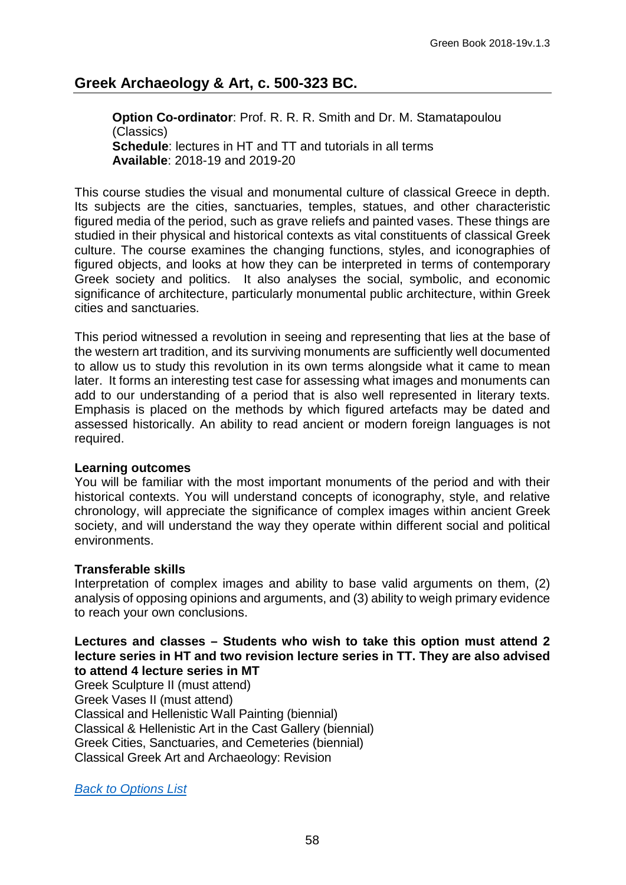## Greek Archaeology & Art, c. 500-323 BC.

**Option Co-ordinator**: Prof. R. R. R. Smith and Dr. M. Stamatapoulou (Classics)
**Schedule**: lectures in HT and TT and tutorials in all terms
**Available**: 2018-19 and 2019-20

This course studies the visual and monumental culture of classical Greece in depth. Its subjects are the cities, sanctuaries, temples, statues, and other characteristic figured media of the period, such as grave reliefs and painted vases. These things are studied in their physical and historical contexts as vital constituents of classical Greek culture. The course examines the changing functions, styles, and iconographies of figured objects, and looks at how they can be interpreted in terms of contemporary Greek society and politics. It also analyses the social, symbolic, and economic significance of architecture, particularly monumental public architecture, within Greek cities and sanctuaries.

This period witnessed a revolution in seeing and representing that lies at the base of the western art tradition, and its surviving monuments are sufficiently well documented to allow us to study this revolution in its own terms alongside what it came to mean later. It forms an interesting test case for assessing what images and monuments can add to our understanding of a period that is also well represented in literary texts. Emphasis is placed on the methods by which figured artefacts may be dated and assessed historically. An ability to read ancient or modern foreign languages is not required.

**Learning outcomes**
You will be familiar with the most important monuments of the period and with their historical contexts. You will understand concepts of iconography, style, and relative chronology, will appreciate the significance of complex images within ancient Greek society, and will understand the way they operate within different social and political environments.

**Transferable skills**
Interpretation of complex images and ability to base valid arguments on them, (2) analysis of opposing opinions and arguments, and (3) ability to weigh primary evidence to reach your own conclusions.

**Lectures and classes – Students who wish to take this option must attend 2 lecture series in HT and two revision lecture series in TT. They are also advised to attend 4 lecture series in MT**
Greek Sculpture II (must attend)
Greek Vases II (must attend)
Classical and Hellenistic Wall Painting (biennial)
Classical & Hellenistic Art in the Cast Gallery (biennial)
Greek Cities, Sanctuaries, and Cemeteries (biennial)
Classical Greek Art and Archaeology: Revision

*Back to Options List*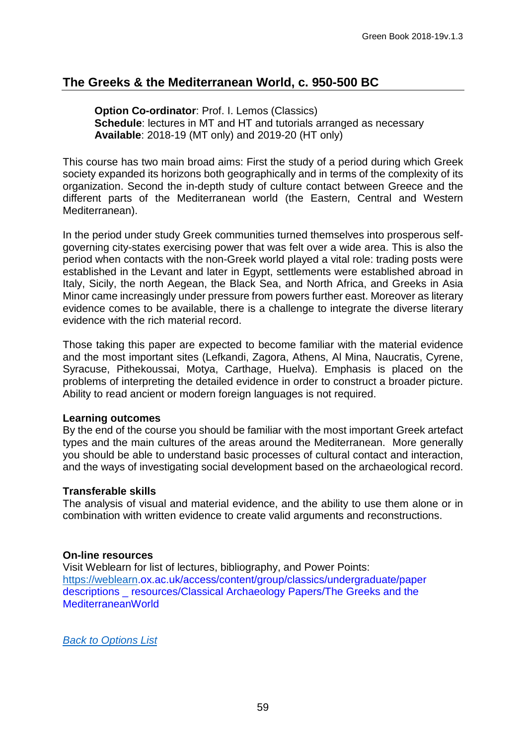## The Greeks & the Mediterranean World, c. 950-500 BC

**Option Co-ordinator**: Prof. I. Lemos (Classics)
**Schedule**: lectures in MT and HT and tutorials arranged as necessary
**Available**: 2018-19 (MT only) and 2019-20 (HT only)

This course has two main broad aims: First the study of a period during which Greek society expanded its horizons both geographically and in terms of the complexity of its organization. Second the in-depth study of culture contact between Greece and the different parts of the Mediterranean world (the Eastern, Central and Western Mediterranean).

In the period under study Greek communities turned themselves into prosperous self-governing city-states exercising power that was felt over a wide area. This is also the period when contacts with the non-Greek world played a vital role: trading posts were established in the Levant and later in Egypt, settlements were established abroad in Italy, Sicily, the north Aegean, the Black Sea, and North Africa, and Greeks in Asia Minor came increasingly under pressure from powers further east. Moreover as literary evidence comes to be available, there is a challenge to integrate the diverse literary evidence with the rich material record.

Those taking this paper are expected to become familiar with the material evidence and the most important sites (Lefkandi, Zagora, Athens, Al Mina, Naucratis, Cyrene, Syracuse, Pithekoussai, Motya, Carthage, Huelva). Emphasis is placed on the problems of interpreting the detailed evidence in order to construct a broader picture. Ability to read ancient or modern foreign languages is not required.

**Learning outcomes**
By the end of the course you should be familiar with the most important Greek artefact types and the main cultures of the areas around the Mediterranean. More generally you should be able to understand basic processes of cultural contact and interaction, and the ways of investigating social development based on the archaeological record.

**Transferable skills**
The analysis of visual and material evidence, and the ability to use them alone or in combination with written evidence to create valid arguments and reconstructions.

**On-line resources**
Visit Weblearn for list of lectures, bibliography, and Power Points:
https://weblearn.ox.ac.uk/access/content/group/classics/undergraduate/paper descriptions _ resources/Classical Archaeology Papers/The Greeks and the MediterraneanWorld

*Back to Options List*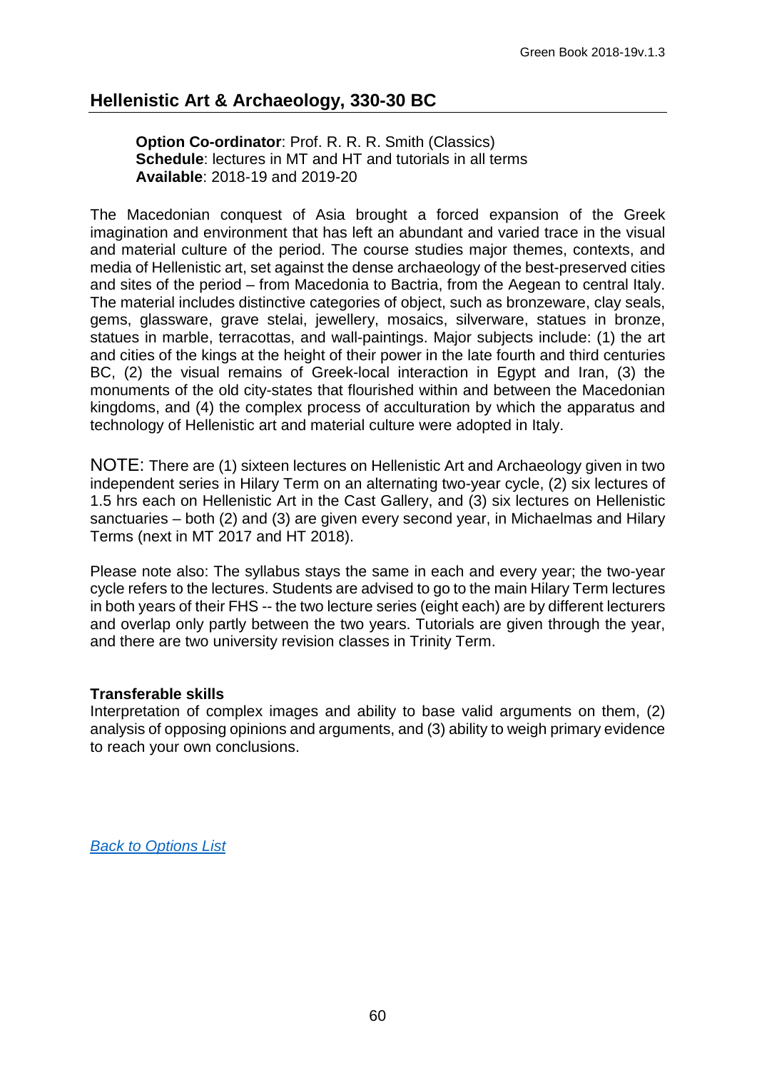## Hellenistic Art & Archaeology, 330-30 BC

**Option Co-ordinator**: Prof. R. R. R. Smith (Classics)
**Schedule**: lectures in MT and HT and tutorials in all terms
**Available**: 2018-19 and 2019-20

The Macedonian conquest of Asia brought a forced expansion of the Greek imagination and environment that has left an abundant and varied trace in the visual and material culture of the period. The course studies major themes, contexts, and media of Hellenistic art, set against the dense archaeology of the best-preserved cities and sites of the period – from Macedonia to Bactria, from the Aegean to central Italy. The material includes distinctive categories of object, such as bronzeware, clay seals, gems, glassware, grave stelai, jewellery, mosaics, silverware, statues in bronze, statues in marble, terracottas, and wall-paintings. Major subjects include: (1) the art and cities of the kings at the height of their power in the late fourth and third centuries BC, (2) the visual remains of Greek-local interaction in Egypt and Iran, (3) the monuments of the old city-states that flourished within and between the Macedonian kingdoms, and (4) the complex process of acculturation by which the apparatus and technology of Hellenistic art and material culture were adopted in Italy.

NOTE: There are (1) sixteen lectures on Hellenistic Art and Archaeology given in two independent series in Hilary Term on an alternating two-year cycle, (2) six lectures of 1.5 hrs each on Hellenistic Art in the Cast Gallery, and (3) six lectures on Hellenistic sanctuaries – both (2) and (3) are given every second year, in Michaelmas and Hilary Terms (next in MT 2017 and HT 2018).

Please note also: The syllabus stays the same in each and every year; the two-year cycle refers to the lectures. Students are advised to go to the main Hilary Term lectures in both years of their FHS -- the two lecture series (eight each) are by different lecturers and overlap only partly between the two years. Tutorials are given through the year, and there are two university revision classes in Trinity Term.

**Transferable skills**
Interpretation of complex images and ability to base valid arguments on them, (2) analysis of opposing opinions and arguments, and (3) ability to weigh primary evidence to reach your own conclusions.

*Back to Options List*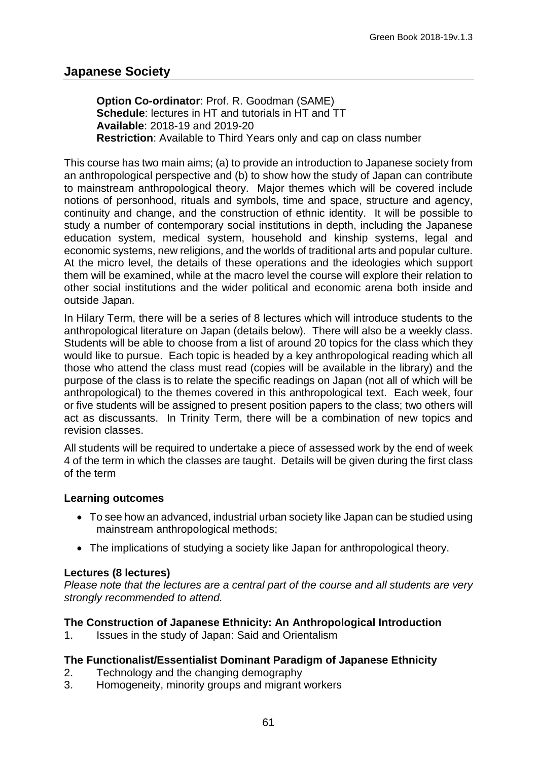## Japanese Society

**Option Co-ordinator**: Prof. R. Goodman (SAME)
**Schedule**: lectures in HT and tutorials in HT and TT
**Available**: 2018-19 and 2019-20
**Restriction**: Available to Third Years only and cap on class number

This course has two main aims; (a) to provide an introduction to Japanese society from an anthropological perspective and (b) to show how the study of Japan can contribute to mainstream anthropological theory. Major themes which will be covered include notions of personhood, rituals and symbols, time and space, structure and agency, continuity and change, and the construction of ethnic identity. It will be possible to study a number of contemporary social institutions in depth, including the Japanese education system, medical system, household and kinship systems, legal and economic systems, new religions, and the worlds of traditional arts and popular culture. At the micro level, the details of these operations and the ideologies which support them will be examined, while at the macro level the course will explore their relation to other social institutions and the wider political and economic arena both inside and outside Japan.

In Hilary Term, there will be a series of 8 lectures which will introduce students to the anthropological literature on Japan (details below). There will also be a weekly class. Students will be able to choose from a list of around 20 topics for the class which they would like to pursue. Each topic is headed by a key anthropological reading which all those who attend the class must read (copies will be available in the library) and the purpose of the class is to relate the specific readings on Japan (not all of which will be anthropological) to the themes covered in this anthropological text. Each week, four or five students will be assigned to present position papers to the class; two others will act as discussants. In Trinity Term, there will be a combination of new topics and revision classes.

All students will be required to undertake a piece of assessed work by the end of week 4 of the term in which the classes are taught. Details will be given during the first class of the term

### Learning outcomes

- To see how an advanced, industrial urban society like Japan can be studied using mainstream anthropological methods;
- The implications of studying a society like Japan for anthropological theory.

### Lectures (8 lectures)

*Please note that the lectures are a central part of the course and all students are very strongly recommended to attend.*

#### The Construction of Japanese Ethnicity: An Anthropological Introduction

1. Issues in the study of Japan: Said and Orientalism

#### The Functionalist/Essentialist Dominant Paradigm of Japanese Ethnicity

2. Technology and the changing demography
3. Homogeneity, minority groups and migrant workers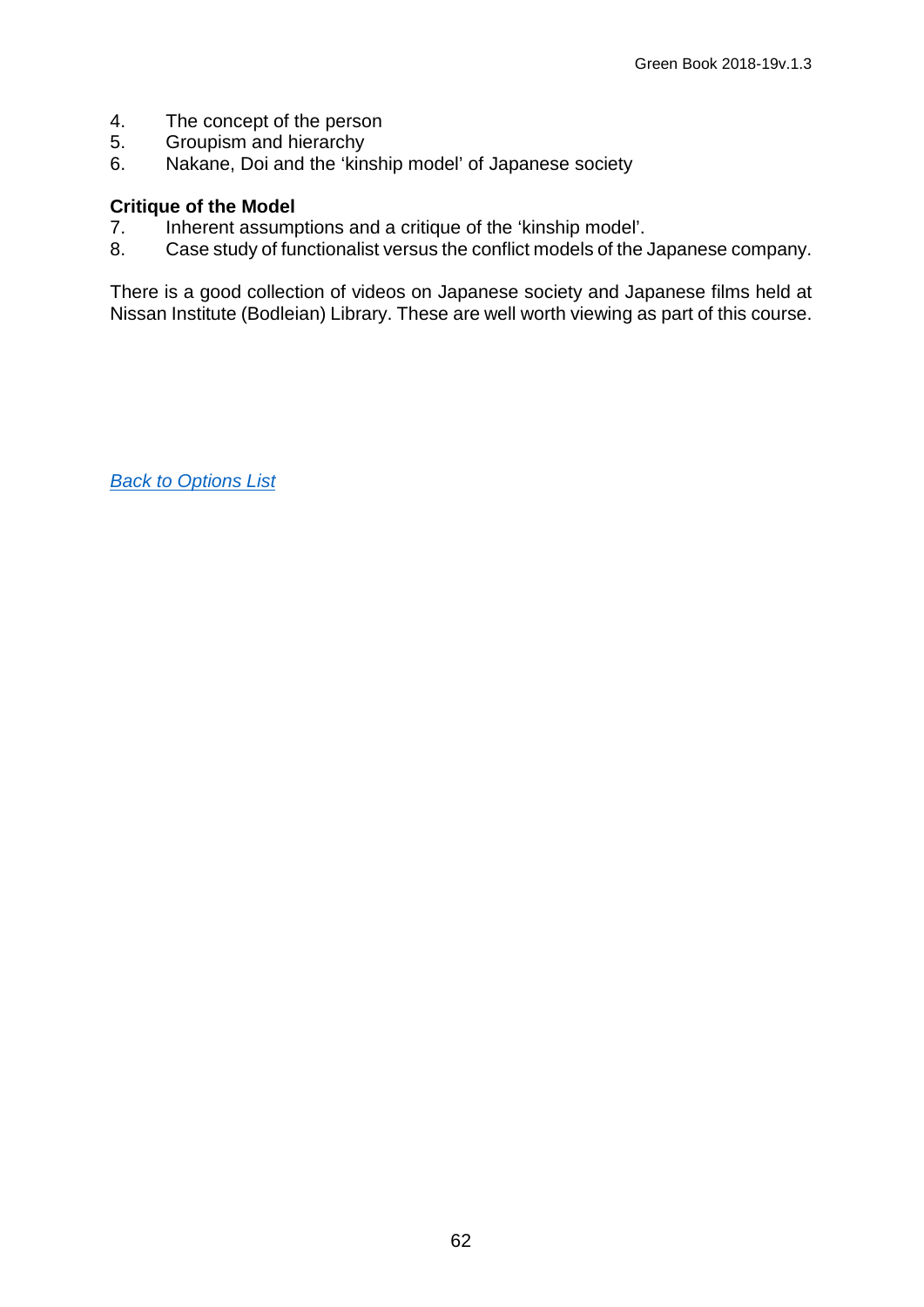4. The concept of the person
5. Groupism and hierarchy
6. Nakane, Doi and the 'kinship model' of Japanese society

**Critique of the Model**

7. Inherent assumptions and a critique of the 'kinship model'.
8. Case study of functionalist versus the conflict models of the Japanese company.

There is a good collection of videos on Japanese society and Japanese films held at Nissan Institute (Bodleian) Library. These are well worth viewing as part of this course.

*Back to Options List*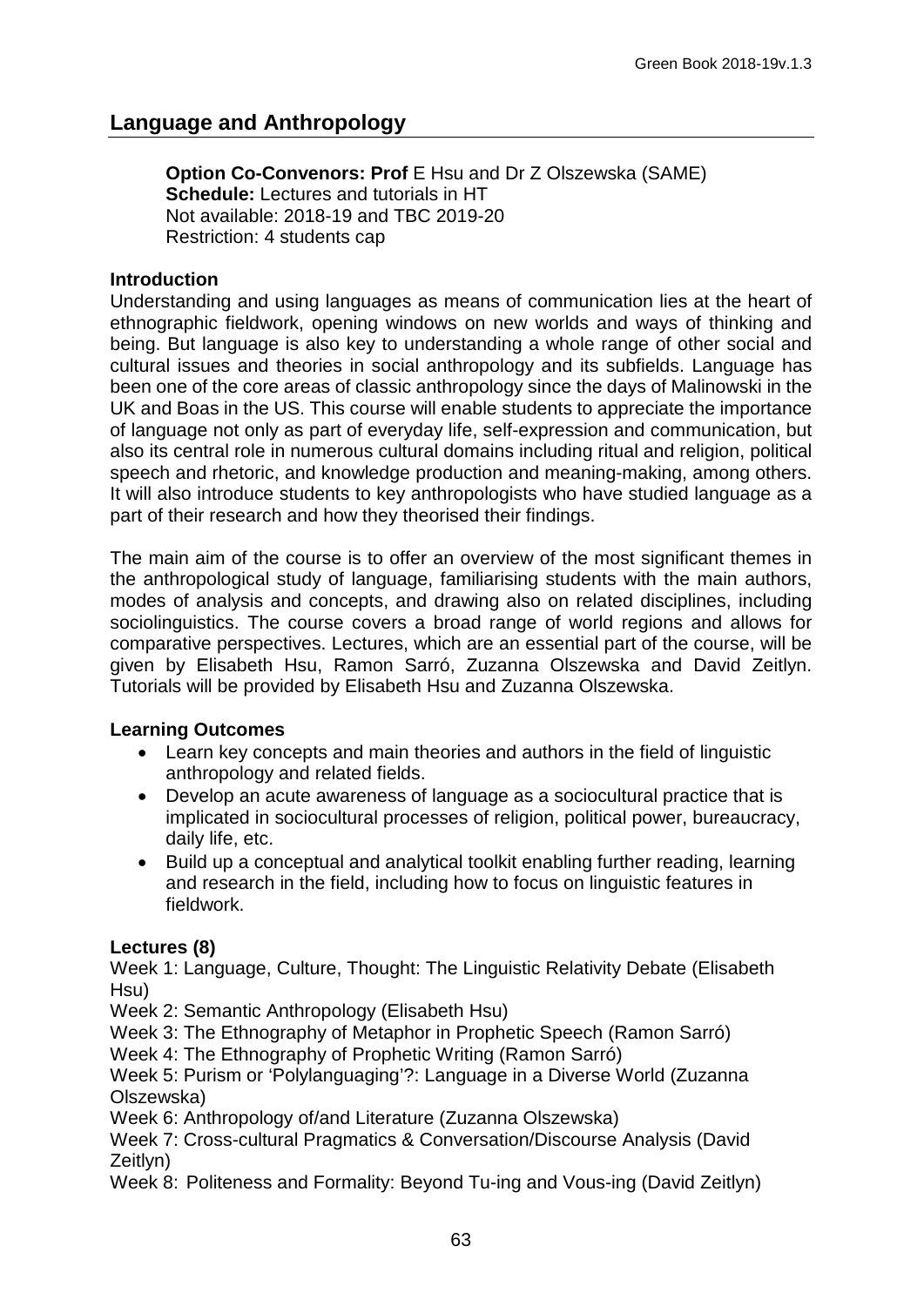## Language and Anthropology

**Option Co-Convenors: Prof** E Hsu and Dr Z Olszewska (SAME)
**Schedule:** Lectures and tutorials in HT
Not available: 2018-19 and TBC 2019-20
Restriction: 4 students cap

### Introduction

Understanding and using languages as means of communication lies at the heart of ethnographic fieldwork, opening windows on new worlds and ways of thinking and being. But language is also key to understanding a whole range of other social and cultural issues and theories in social anthropology and its subfields. Language has been one of the core areas of classic anthropology since the days of Malinowski in the UK and Boas in the US. This course will enable students to appreciate the importance of language not only as part of everyday life, self-expression and communication, but also its central role in numerous cultural domains including ritual and religion, political speech and rhetoric, and knowledge production and meaning-making, among others. It will also introduce students to key anthropologists who have studied language as a part of their research and how they theorised their findings.

The main aim of the course is to offer an overview of the most significant themes in the anthropological study of language, familiarising students with the main authors, modes of analysis and concepts, and drawing also on related disciplines, including sociolinguistics. The course covers a broad range of world regions and allows for comparative perspectives. Lectures, which are an essential part of the course, will be given by Elisabeth Hsu, Ramon Sarró, Zuzanna Olszewska and David Zeitlyn. Tutorials will be provided by Elisabeth Hsu and Zuzanna Olszewska.

### Learning Outcomes

- Learn key concepts and main theories and authors in the field of linguistic anthropology and related fields.
- Develop an acute awareness of language as a sociocultural practice that is implicated in sociocultural processes of religion, political power, bureaucracy, daily life, etc.
- Build up a conceptual and analytical toolkit enabling further reading, learning and research in the field, including how to focus on linguistic features in fieldwork.

### Lectures (8)

Week 1: Language, Culture, Thought: The Linguistic Relativity Debate (Elisabeth Hsu)
Week 2: Semantic Anthropology (Elisabeth Hsu)
Week 3: The Ethnography of Metaphor in Prophetic Speech (Ramon Sarró)
Week 4: The Ethnography of Prophetic Writing (Ramon Sarró)
Week 5: Purism or 'Polylanguaging'?: Language in a Diverse World (Zuzanna Olszewska)
Week 6: Anthropology of/and Literature (Zuzanna Olszewska)
Week 7: Cross-cultural Pragmatics & Conversation/Discourse Analysis (David Zeitlyn)
Week 8: Politeness and Formality: Beyond Tu-ing and Vous-ing (David Zeitlyn)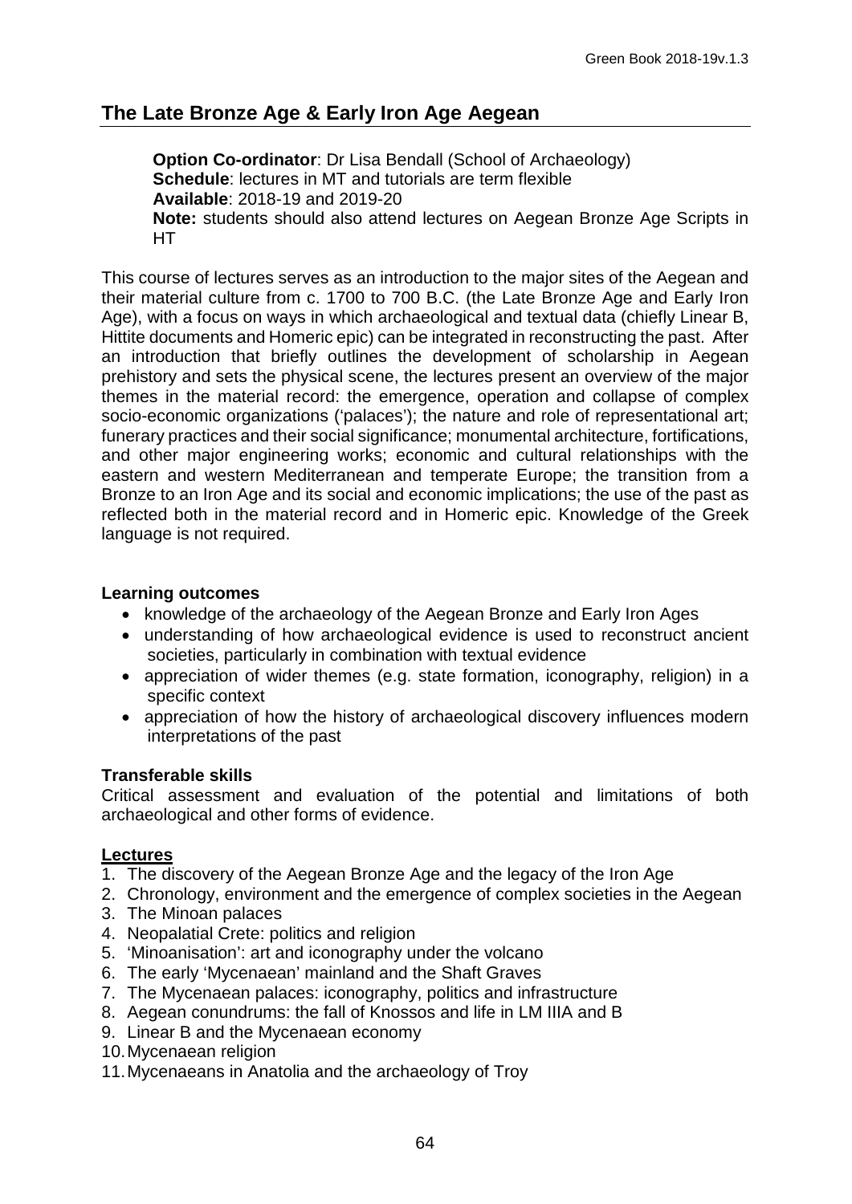## The Late Bronze Age & Early Iron Age Aegean

**Option Co-ordinator**: Dr Lisa Bendall (School of Archaeology)
**Schedule**: lectures in MT and tutorials are term flexible
**Available**: 2018-19 and 2019-20
**Note:** students should also attend lectures on Aegean Bronze Age Scripts in HT

This course of lectures serves as an introduction to the major sites of the Aegean and their material culture from c. 1700 to 700 B.C. (the Late Bronze Age and Early Iron Age), with a focus on ways in which archaeological and textual data (chiefly Linear B, Hittite documents and Homeric epic) can be integrated in reconstructing the past. After an introduction that briefly outlines the development of scholarship in Aegean prehistory and sets the physical scene, the lectures present an overview of the major themes in the material record: the emergence, operation and collapse of complex socio-economic organizations ('palaces'); the nature and role of representational art; funerary practices and their social significance; monumental architecture, fortifications, and other major engineering works; economic and cultural relationships with the eastern and western Mediterranean and temperate Europe; the transition from a Bronze to an Iron Age and its social and economic implications; the use of the past as reflected both in the material record and in Homeric epic. Knowledge of the Greek language is not required.

**Learning outcomes**

- knowledge of the archaeology of the Aegean Bronze and Early Iron Ages
- understanding of how archaeological evidence is used to reconstruct ancient societies, particularly in combination with textual evidence
- appreciation of wider themes (e.g. state formation, iconography, religion) in a specific context
- appreciation of how the history of archaeological discovery influences modern interpretations of the past

**Transferable skills**

Critical assessment and evaluation of the potential and limitations of both archaeological and other forms of evidence.

**Lectures**

1. The discovery of the Aegean Bronze Age and the legacy of the Iron Age
2. Chronology, environment and the emergence of complex societies in the Aegean
3. The Minoan palaces
4. Neopalatial Crete: politics and religion
5. 'Minoanisation': art and iconography under the volcano
6. The early 'Mycenaean' mainland and the Shaft Graves
7. The Mycenaean palaces: iconography, politics and infrastructure
8. Aegean conundrums: the fall of Knossos and life in LM IIIA and B
9. Linear B and the Mycenaean economy
10. Mycenaean religion
11. Mycenaeans in Anatolia and the archaeology of Troy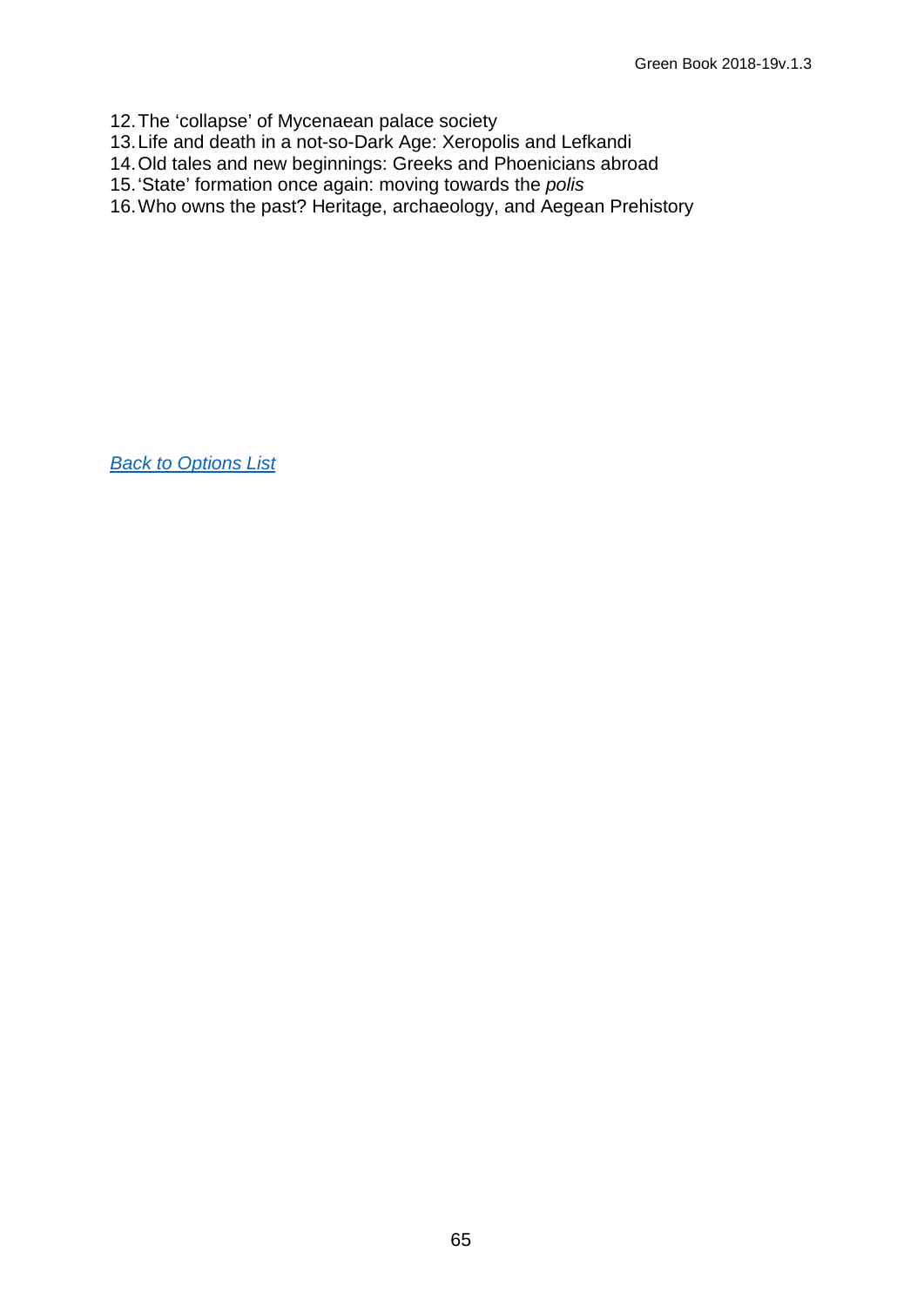12. The ‘collapse’ of Mycenaean palace society
13. Life and death in a not-so-Dark Age: Xeropolis and Lefkandi
14. Old tales and new beginnings: Greeks and Phoenicians abroad
15. ‘State’ formation once again: moving towards the *polis*
16. Who owns the past? Heritage, archaeology, and Aegean Prehistory

*Back to Options List*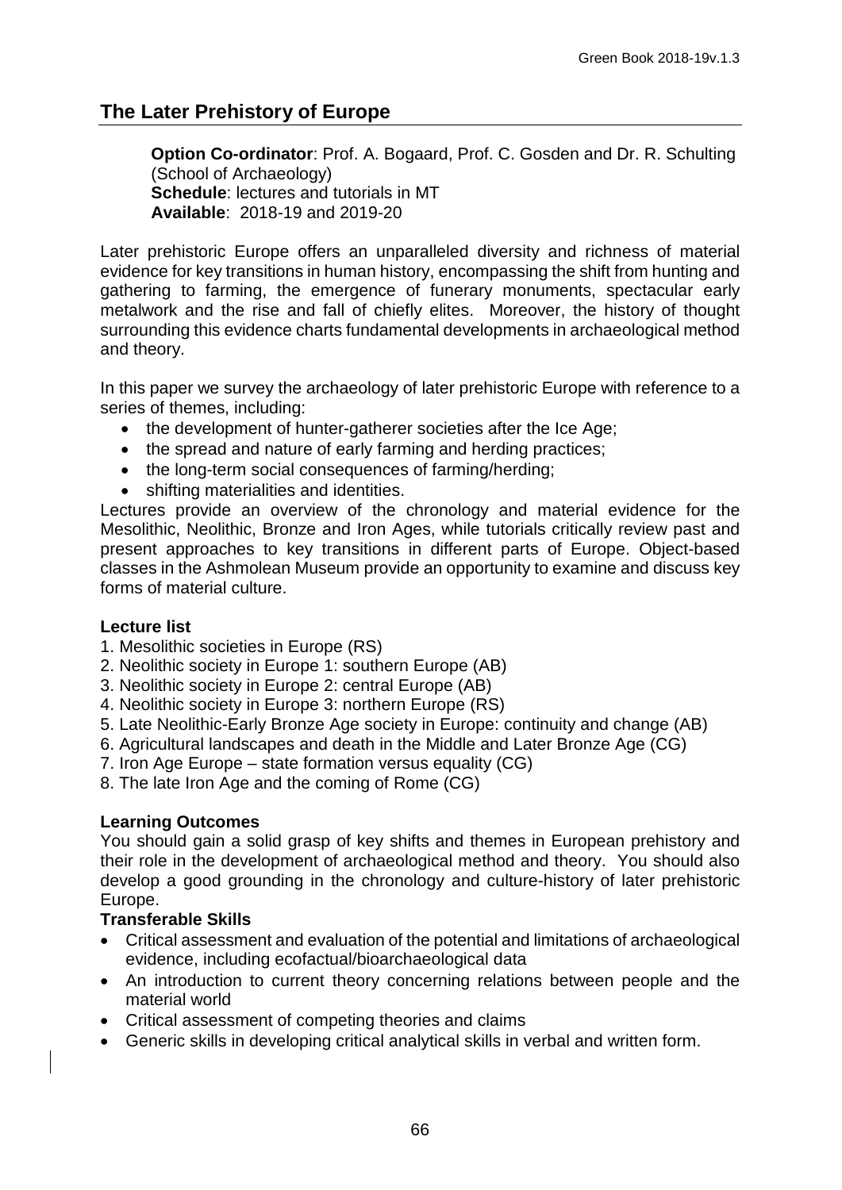## The Later Prehistory of Europe

**Option Co-ordinator**: Prof. A. Bogaard, Prof. C. Gosden and Dr. R. Schulting (School of Archaeology)
**Schedule**: lectures and tutorials in MT
**Available**: 2018-19 and 2019-20

Later prehistoric Europe offers an unparalleled diversity and richness of material evidence for key transitions in human history, encompassing the shift from hunting and gathering to farming, the emergence of funerary monuments, spectacular early metalwork and the rise and fall of chiefly elites. Moreover, the history of thought surrounding this evidence charts fundamental developments in archaeological method and theory.

In this paper we survey the archaeology of later prehistoric Europe with reference to a series of themes, including:

- the development of hunter-gatherer societies after the Ice Age;
- the spread and nature of early farming and herding practices;
- the long-term social consequences of farming/herding;
- shifting materialities and identities.

Lectures provide an overview of the chronology and material evidence for the Mesolithic, Neolithic, Bronze and Iron Ages, while tutorials critically review past and present approaches to key transitions in different parts of Europe. Object-based classes in the Ashmolean Museum provide an opportunity to examine and discuss key forms of material culture.

**Lecture list**

1. Mesolithic societies in Europe (RS)
2. Neolithic society in Europe 1: southern Europe (AB)
3. Neolithic society in Europe 2: central Europe (AB)
4. Neolithic society in Europe 3: northern Europe (RS)
5. Late Neolithic-Early Bronze Age society in Europe: continuity and change (AB)
6. Agricultural landscapes and death in the Middle and Later Bronze Age (CG)
7. Iron Age Europe – state formation versus equality (CG)
8. The late Iron Age and the coming of Rome (CG)

**Learning Outcomes**

You should gain a solid grasp of key shifts and themes in European prehistory and their role in the development of archaeological method and theory. You should also develop a good grounding in the chronology and culture-history of later prehistoric Europe.

**Transferable Skills**

- Critical assessment and evaluation of the potential and limitations of archaeological evidence, including ecofactual/bioarchaeological data
- An introduction to current theory concerning relations between people and the material world
- Critical assessment of competing theories and claims
- Generic skills in developing critical analytical skills in verbal and written form.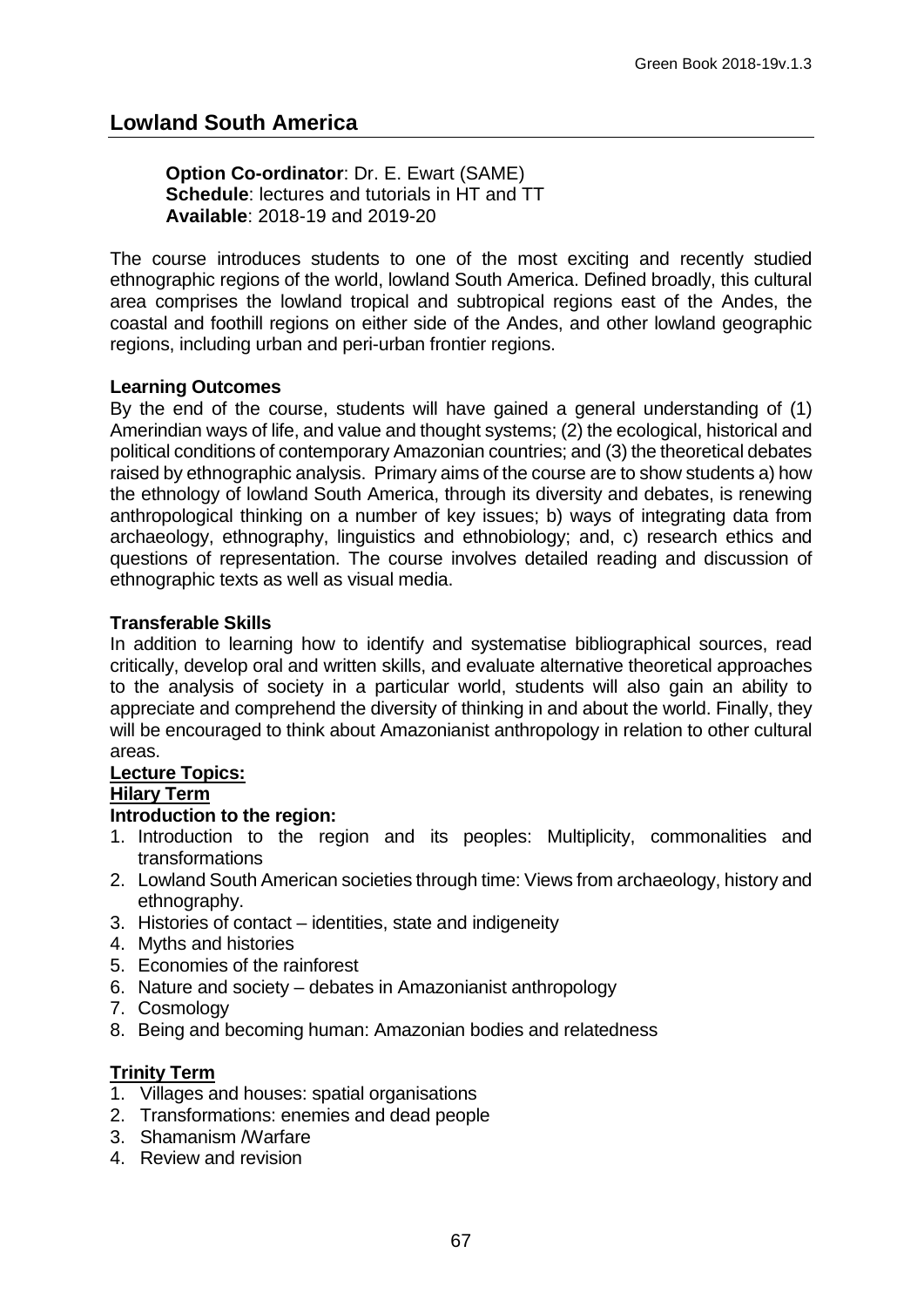## Lowland South America

**Option Co-ordinator**: Dr. E. Ewart (SAME)
**Schedule**: lectures and tutorials in HT and TT
**Available**: 2018-19 and 2019-20

The course introduces students to one of the most exciting and recently studied ethnographic regions of the world, lowland South America. Defined broadly, this cultural area comprises the lowland tropical and subtropical regions east of the Andes, the coastal and foothill regions on either side of the Andes, and other lowland geographic regions, including urban and peri-urban frontier regions.

**Learning Outcomes**

By the end of the course, students will have gained a general understanding of (1) Amerindian ways of life, and value and thought systems; (2) the ecological, historical and political conditions of contemporary Amazonian countries; and (3) the theoretical debates raised by ethnographic analysis. Primary aims of the course are to show students a) how the ethnology of lowland South America, through its diversity and debates, is renewing anthropological thinking on a number of key issues; b) ways of integrating data from archaeology, ethnography, linguistics and ethnobiology; and, c) research ethics and questions of representation. The course involves detailed reading and discussion of ethnographic texts as well as visual media.

**Transferable Skills**

In addition to learning how to identify and systematise bibliographical sources, read critically, develop oral and written skills, and evaluate alternative theoretical approaches to the analysis of society in a particular world, students will also gain an ability to appreciate and comprehend the diversity of thinking in and about the world. Finally, they will be encouraged to think about Amazonianist anthropology in relation to other cultural areas.

**Lecture Topics:**

**Hilary Term**

**Introduction to the region:**

1. Introduction to the region and its peoples: Multiplicity, commonalities and transformations
2. Lowland South American societies through time: Views from archaeology, history and ethnography.
3. Histories of contact – identities, state and indigeneity
4. Myths and histories
5. Economies of the rainforest
6. Nature and society – debates in Amazonianist anthropology
7. Cosmology
8. Being and becoming human: Amazonian bodies and relatedness

**Trinity Term**

1. Villages and houses: spatial organisations
2. Transformations: enemies and dead people
3. Shamanism /Warfare
4. Review and revision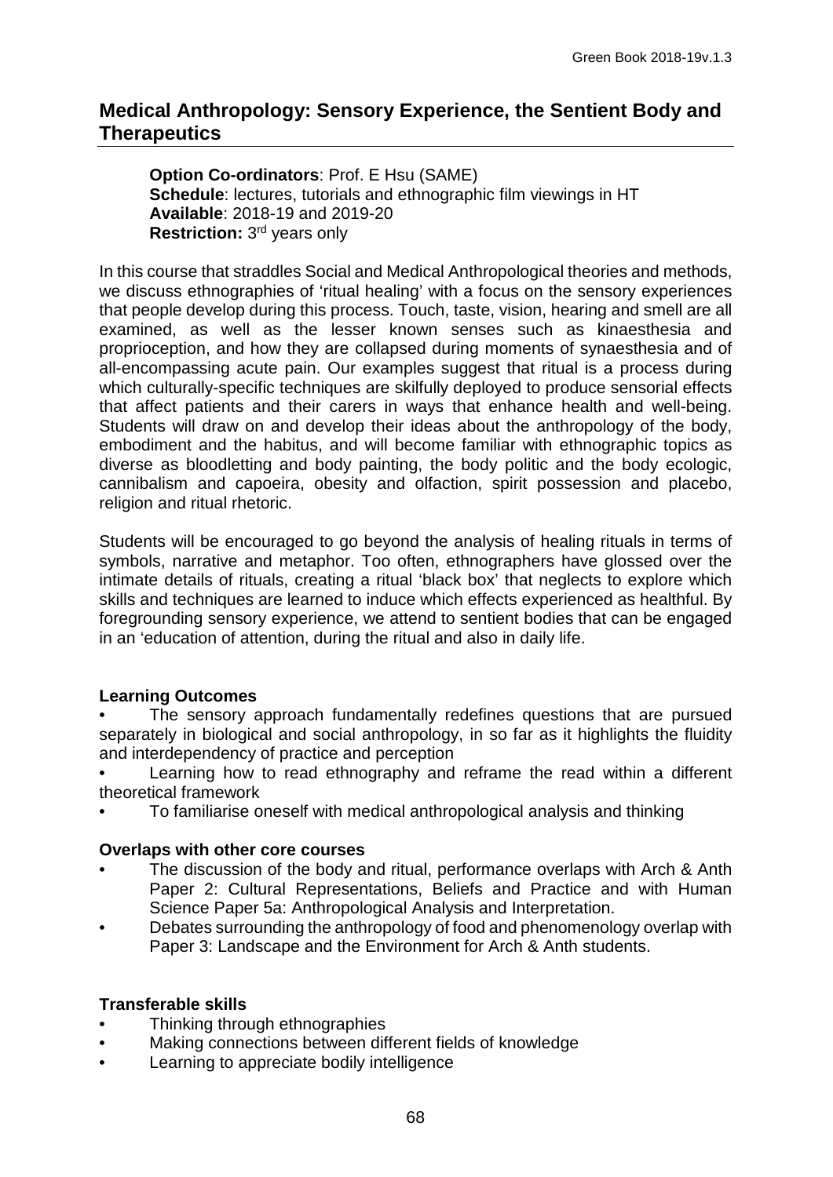## Medical Anthropology: Sensory Experience, the Sentient Body and Therapeutics

**Option Co-ordinators**: Prof. E Hsu (SAME)
**Schedule**: lectures, tutorials and ethnographic film viewings in HT
**Available**: 2018-19 and 2019-20
**Restriction:** 3rd years only

In this course that straddles Social and Medical Anthropological theories and methods, we discuss ethnographies of 'ritual healing' with a focus on the sensory experiences that people develop during this process. Touch, taste, vision, hearing and smell are all examined, as well as the lesser known senses such as kinaesthesia and proprioception, and how they are collapsed during moments of synaesthesia and of all-encompassing acute pain. Our examples suggest that ritual is a process during which culturally-specific techniques are skilfully deployed to produce sensorial effects that affect patients and their carers in ways that enhance health and well-being. Students will draw on and develop their ideas about the anthropology of the body, embodiment and the habitus, and will become familiar with ethnographic topics as diverse as bloodletting and body painting, the body politic and the body ecologic, cannibalism and capoeira, obesity and olfaction, spirit possession and placebo, religion and ritual rhetoric.

Students will be encouraged to go beyond the analysis of healing rituals in terms of symbols, narrative and metaphor. Too often, ethnographers have glossed over the intimate details of rituals, creating a ritual 'black box' that neglects to explore which skills and techniques are learned to induce which effects experienced as healthful. By foregrounding sensory experience, we attend to sentient bodies that can be engaged in an 'education of attention, during the ritual and also in daily life.

### Learning Outcomes

- The sensory approach fundamentally redefines questions that are pursued separately in biological and social anthropology, in so far as it highlights the fluidity and interdependency of practice and perception
- Learning how to read ethnography and reframe the read within a different theoretical framework
- To familiarise oneself with medical anthropological analysis and thinking

### Overlaps with other core courses

- The discussion of the body and ritual, performance overlaps with Arch & Anth Paper 2: Cultural Representations, Beliefs and Practice and with Human Science Paper 5a: Anthropological Analysis and Interpretation.
- Debates surrounding the anthropology of food and phenomenology overlap with Paper 3: Landscape and the Environment for Arch & Anth students.

### Transferable skills

- Thinking through ethnographies
- Making connections between different fields of knowledge
- Learning to appreciate bodily intelligence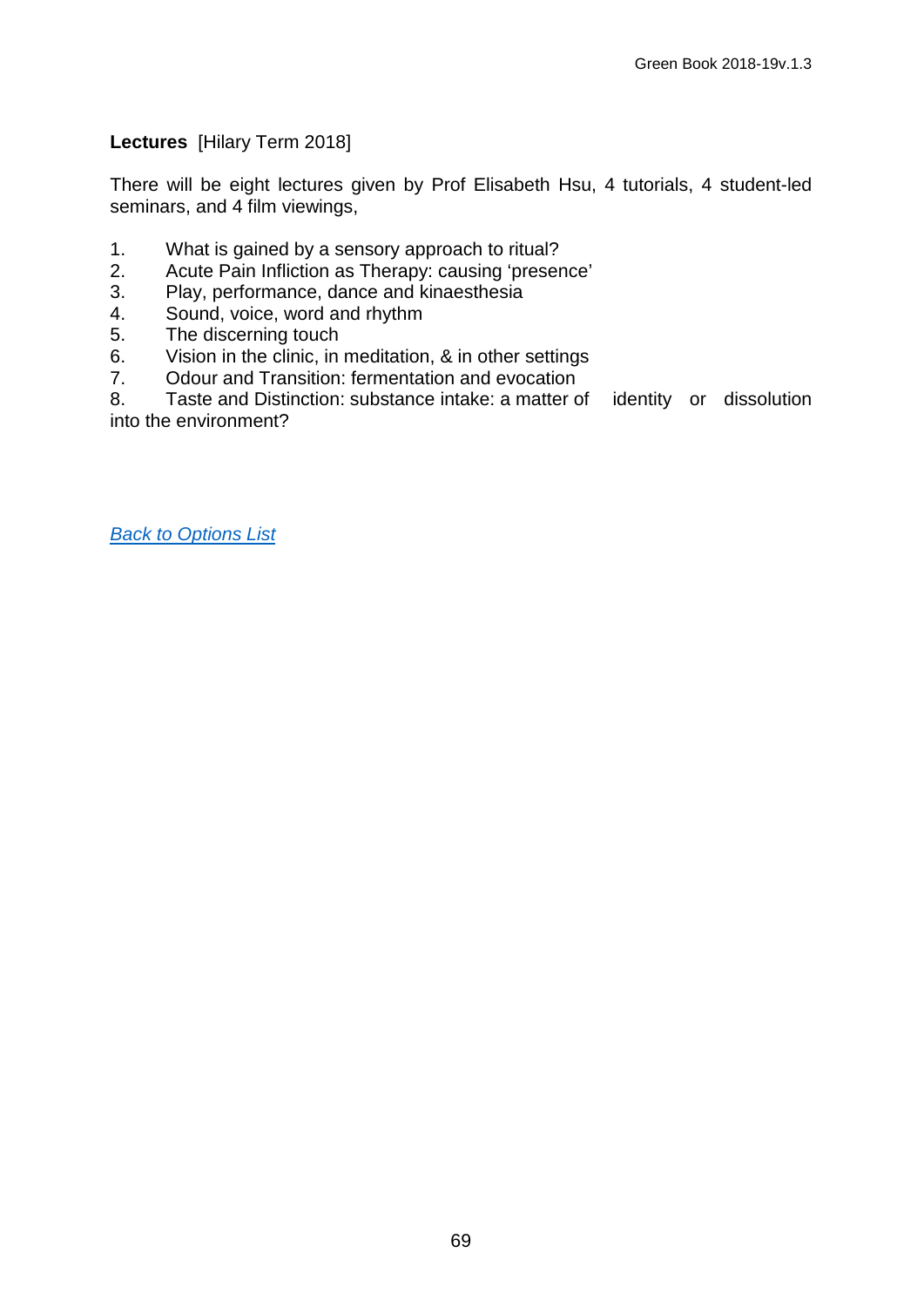**Lectures** [Hilary Term 2018]

There will be eight lectures given by Prof Elisabeth Hsu, 4 tutorials, 4 student-led seminars, and 4 film viewings,

1. What is gained by a sensory approach to ritual?
2. Acute Pain Infliction as Therapy: causing 'presence'
3. Play, performance, dance and kinaesthesia
4. Sound, voice, word and rhythm
5. The discerning touch
6. Vision in the clinic, in meditation, & in other settings
7. Odour and Transition: fermentation and evocation
8. Taste and Distinction: substance intake: a matter of identity or dissolution into the environment?

*Back to Options List*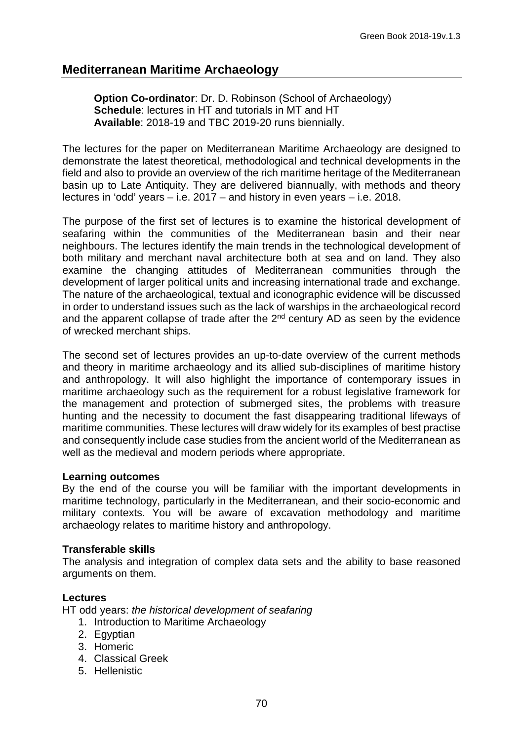## Mediterranean Maritime Archaeology

**Option Co-ordinator**: Dr. D. Robinson (School of Archaeology)
**Schedule**: lectures in HT and tutorials in MT and HT
**Available**: 2018-19 and TBC 2019-20 runs biennially.

The lectures for the paper on Mediterranean Maritime Archaeology are designed to demonstrate the latest theoretical, methodological and technical developments in the field and also to provide an overview of the rich maritime heritage of the Mediterranean basin up to Late Antiquity. They are delivered biannually, with methods and theory lectures in 'odd' years – i.e. 2017 – and history in even years – i.e. 2018.

The purpose of the first set of lectures is to examine the historical development of seafaring within the communities of the Mediterranean basin and their near neighbours. The lectures identify the main trends in the technological development of both military and merchant naval architecture both at sea and on land. They also examine the changing attitudes of Mediterranean communities through the development of larger political units and increasing international trade and exchange. The nature of the archaeological, textual and iconographic evidence will be discussed in order to understand issues such as the lack of warships in the archaeological record and the apparent collapse of trade after the 2nd century AD as seen by the evidence of wrecked merchant ships.

The second set of lectures provides an up-to-date overview of the current methods and theory in maritime archaeology and its allied sub-disciplines of maritime history and anthropology. It will also highlight the importance of contemporary issues in maritime archaeology such as the requirement for a robust legislative framework for the management and protection of submerged sites, the problems with treasure hunting and the necessity to document the fast disappearing traditional lifeways of maritime communities. These lectures will draw widely for its examples of best practise and consequently include case studies from the ancient world of the Mediterranean as well as the medieval and modern periods where appropriate.

### Learning outcomes

By the end of the course you will be familiar with the important developments in maritime technology, particularly in the Mediterranean, and their socio-economic and military contexts. You will be aware of excavation methodology and maritime archaeology relates to maritime history and anthropology.

### Transferable skills

The analysis and integration of complex data sets and the ability to base reasoned arguments on them.

### Lectures

HT odd years: *the historical development of seafaring*

1. Introduction to Maritime Archaeology
2. Egyptian
3. Homeric
4. Classical Greek
5. Hellenistic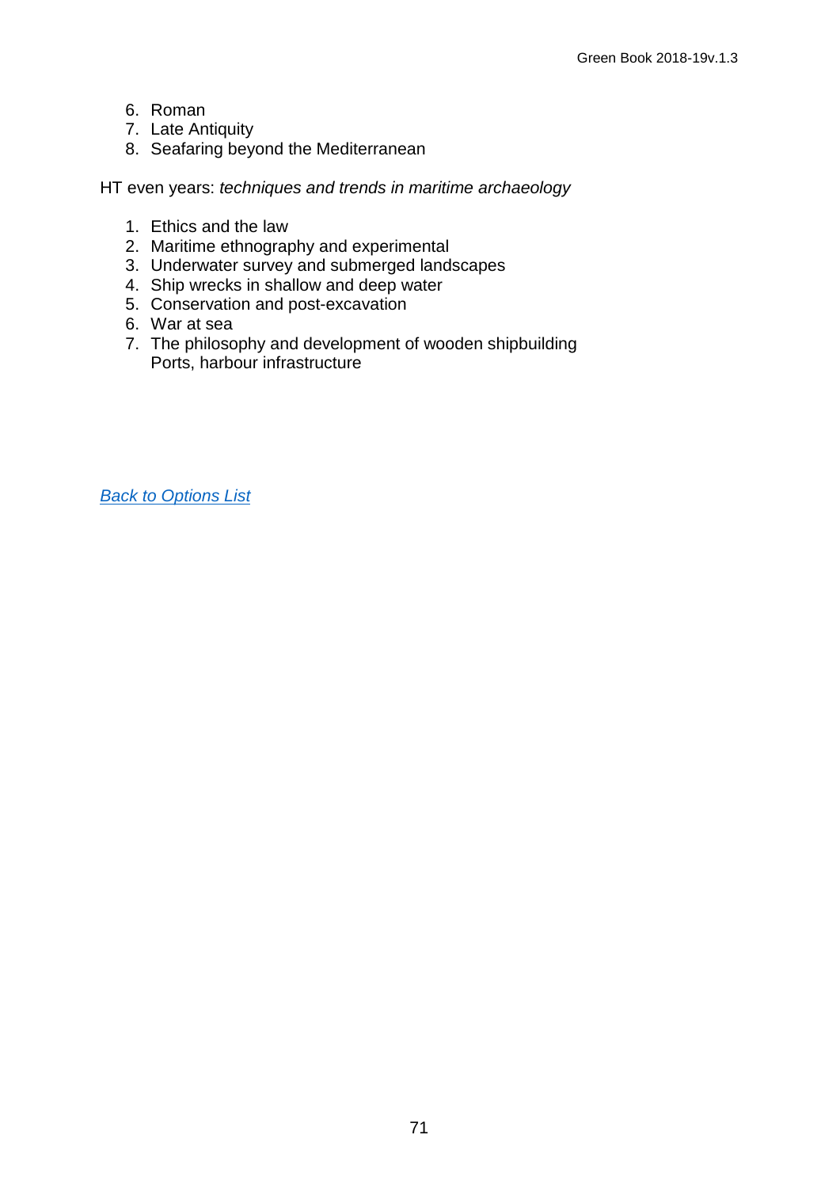6. Roman
7. Late Antiquity
8. Seafaring beyond the Mediterranean

HT even years: *techniques and trends in maritime archaeology*

1. Ethics and the law
2. Maritime ethnography and experimental
3. Underwater survey and submerged landscapes
4. Ship wrecks in shallow and deep water
5. Conservation and post-excavation
6. War at sea
7. The philosophy and development of wooden shipbuilding
   Ports, harbour infrastructure

*Back to Options List*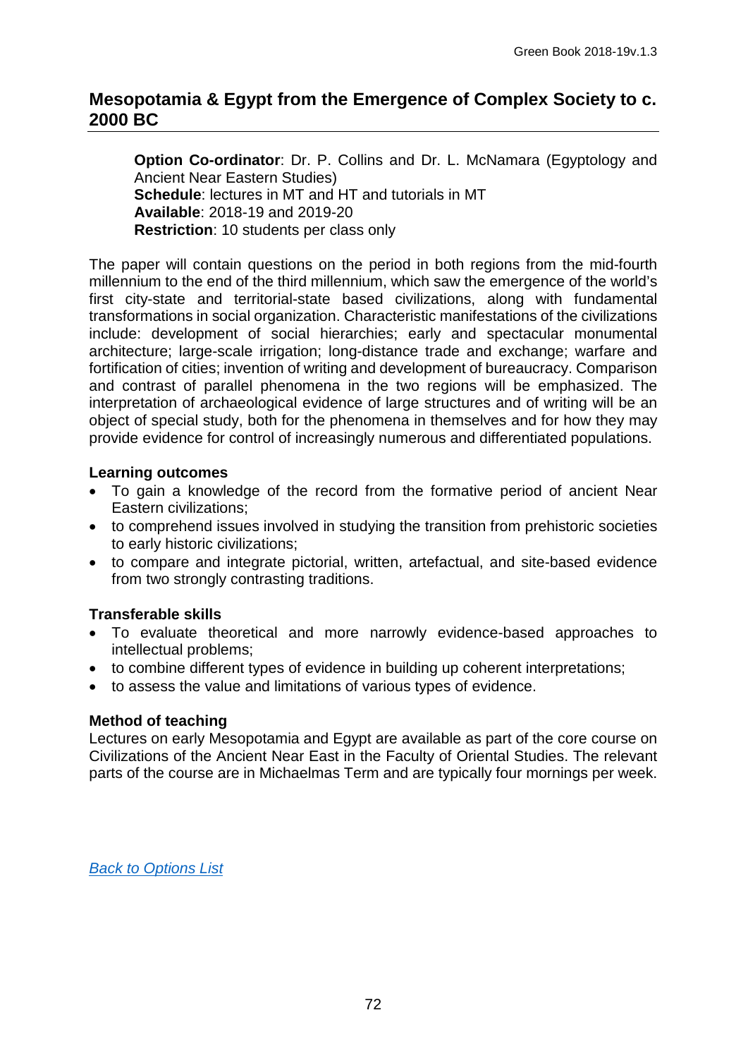## Mesopotamia & Egypt from the Emergence of Complex Society to c. 2000 BC

**Option Co-ordinator**: Dr. P. Collins and Dr. L. McNamara (Egyptology and Ancient Near Eastern Studies)
**Schedule**: lectures in MT and HT and tutorials in MT
**Available**: 2018-19 and 2019-20
**Restriction**: 10 students per class only

The paper will contain questions on the period in both regions from the mid-fourth millennium to the end of the third millennium, which saw the emergence of the world's first city-state and territorial-state based civilizations, along with fundamental transformations in social organization. Characteristic manifestations of the civilizations include: development of social hierarchies; early and spectacular monumental architecture; large-scale irrigation; long-distance trade and exchange; warfare and fortification of cities; invention of writing and development of bureaucracy. Comparison and contrast of parallel phenomena in the two regions will be emphasized. The interpretation of archaeological evidence of large structures and of writing will be an object of special study, both for the phenomena in themselves and for how they may provide evidence for control of increasingly numerous and differentiated populations.

### Learning outcomes

- To gain a knowledge of the record from the formative period of ancient Near Eastern civilizations;
- to comprehend issues involved in studying the transition from prehistoric societies to early historic civilizations;
- to compare and integrate pictorial, written, artefactual, and site-based evidence from two strongly contrasting traditions.

### Transferable skills

- To evaluate theoretical and more narrowly evidence-based approaches to intellectual problems;
- to combine different types of evidence in building up coherent interpretations;
- to assess the value and limitations of various types of evidence.

### Method of teaching

Lectures on early Mesopotamia and Egypt are available as part of the core course on Civilizations of the Ancient Near East in the Faculty of Oriental Studies. The relevant parts of the course are in Michaelmas Term and are typically four mornings per week.

*Back to Options List*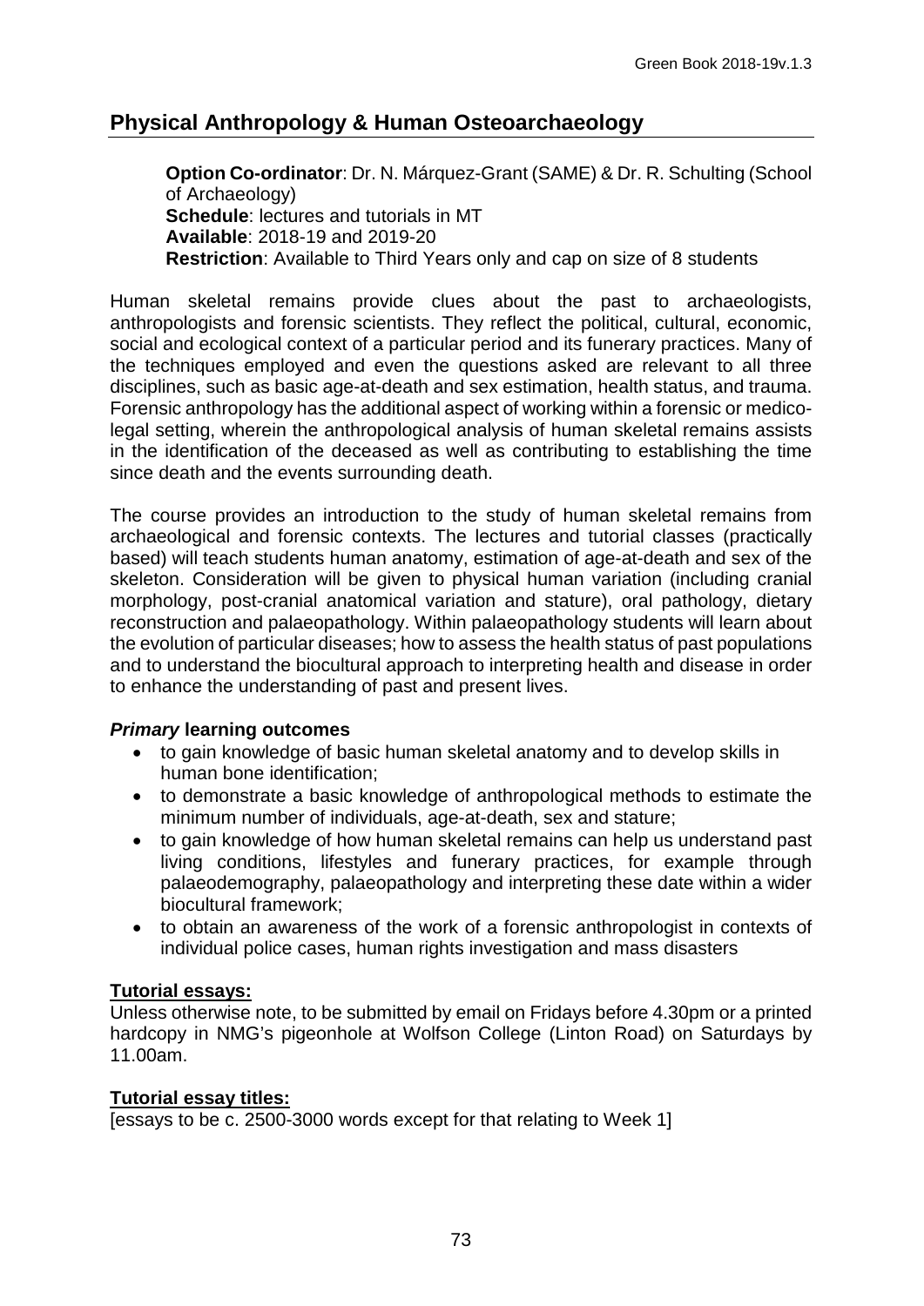## Physical Anthropology & Human Osteoarchaeology

**Option Co-ordinator**: Dr. N. Márquez-Grant (SAME) & Dr. R. Schulting (School of Archaeology)
**Schedule**: lectures and tutorials in MT
**Available**: 2018-19 and 2019-20
**Restriction**: Available to Third Years only and cap on size of 8 students

Human skeletal remains provide clues about the past to archaeologists, anthropologists and forensic scientists. They reflect the political, cultural, economic, social and ecological context of a particular period and its funerary practices. Many of the techniques employed and even the questions asked are relevant to all three disciplines, such as basic age-at-death and sex estimation, health status, and trauma. Forensic anthropology has the additional aspect of working within a forensic or medico-legal setting, wherein the anthropological analysis of human skeletal remains assists in the identification of the deceased as well as contributing to establishing the time since death and the events surrounding death.

The course provides an introduction to the study of human skeletal remains from archaeological and forensic contexts. The lectures and tutorial classes (practically based) will teach students human anatomy, estimation of age-at-death and sex of the skeleton. Consideration will be given to physical human variation (including cranial morphology, post-cranial anatomical variation and stature), oral pathology, dietary reconstruction and palaeopathology. Within palaeopathology students will learn about the evolution of particular diseases; how to assess the health status of past populations and to understand the biocultural approach to interpreting health and disease in order to enhance the understanding of past and present lives.

### ***Primary*** **learning outcomes**

- to gain knowledge of basic human skeletal anatomy and to develop skills in human bone identification;
- to demonstrate a basic knowledge of anthropological methods to estimate the minimum number of individuals, age-at-death, sex and stature;
- to gain knowledge of how human skeletal remains can help us understand past living conditions, lifestyles and funerary practices, for example through palaeodemography, palaeopathology and interpreting these date within a wider biocultural framework;
- to obtain an awareness of the work of a forensic anthropologist in contexts of individual police cases, human rights investigation and mass disasters

### Tutorial essays:

Unless otherwise note, to be submitted by email on Fridays before 4.30pm or a printed hardcopy in NMG's pigeonhole at Wolfson College (Linton Road) on Saturdays by 11.00am.

### Tutorial essay titles:

[essays to be c. 2500-3000 words except for that relating to Week 1]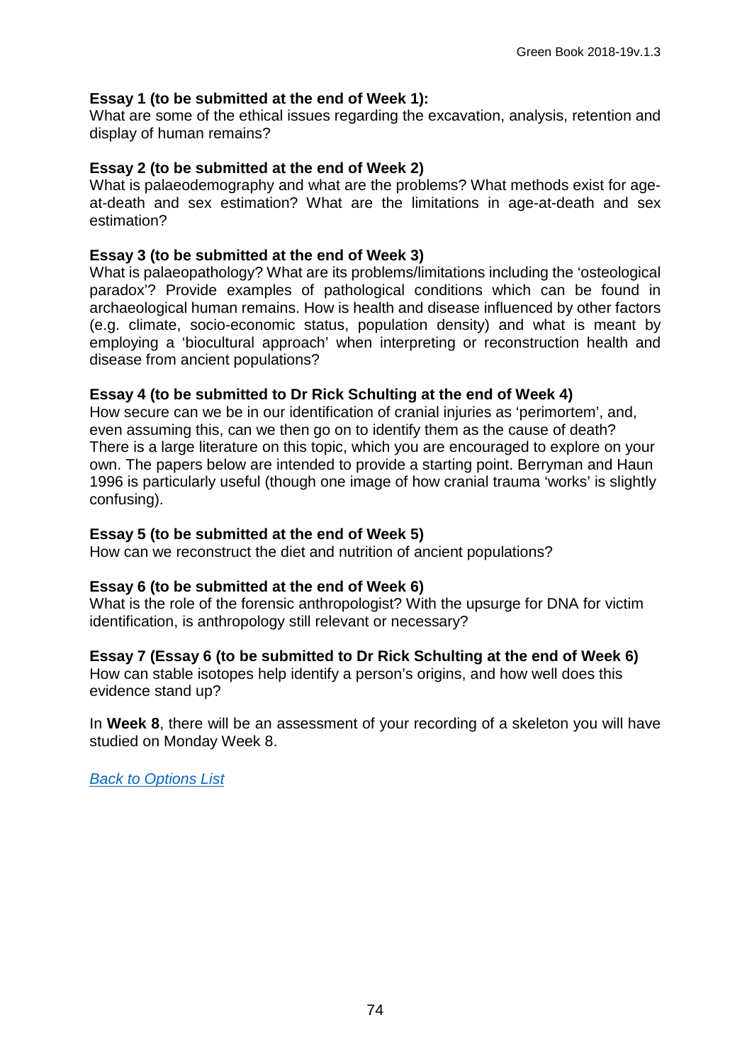**Essay 1 (to be submitted at the end of Week 1):**
What are some of the ethical issues regarding the excavation, analysis, retention and display of human remains?

**Essay 2 (to be submitted at the end of Week 2)**
What is palaeodemography and what are the problems? What methods exist for age-at-death and sex estimation? What are the limitations in age-at-death and sex estimation?

**Essay 3 (to be submitted at the end of Week 3)**
What is palaeopathology? What are its problems/limitations including the 'osteological paradox'? Provide examples of pathological conditions which can be found in archaeological human remains. How is health and disease influenced by other factors (e.g. climate, socio-economic status, population density) and what is meant by employing a 'biocultural approach' when interpreting or reconstruction health and disease from ancient populations?

**Essay 4 (to be submitted to Dr Rick Schulting at the end of Week 4)**
How secure can we be in our identification of cranial injuries as 'perimortem', and, even assuming this, can we then go on to identify them as the cause of death? There is a large literature on this topic, which you are encouraged to explore on your own. The papers below are intended to provide a starting point. Berryman and Haun 1996 is particularly useful (though one image of how cranial trauma 'works' is slightly confusing).

**Essay 5 (to be submitted at the end of Week 5)**
How can we reconstruct the diet and nutrition of ancient populations?

**Essay 6 (to be submitted at the end of Week 6)**
What is the role of the forensic anthropologist? With the upsurge for DNA for victim identification, is anthropology still relevant or necessary?

**Essay 7 (Essay 6 (to be submitted to Dr Rick Schulting at the end of Week 6)**
How can stable isotopes help identify a person's origins, and how well does this evidence stand up?

In **Week 8**, there will be an assessment of your recording of a skeleton you will have studied on Monday Week 8.

*Back to Options List*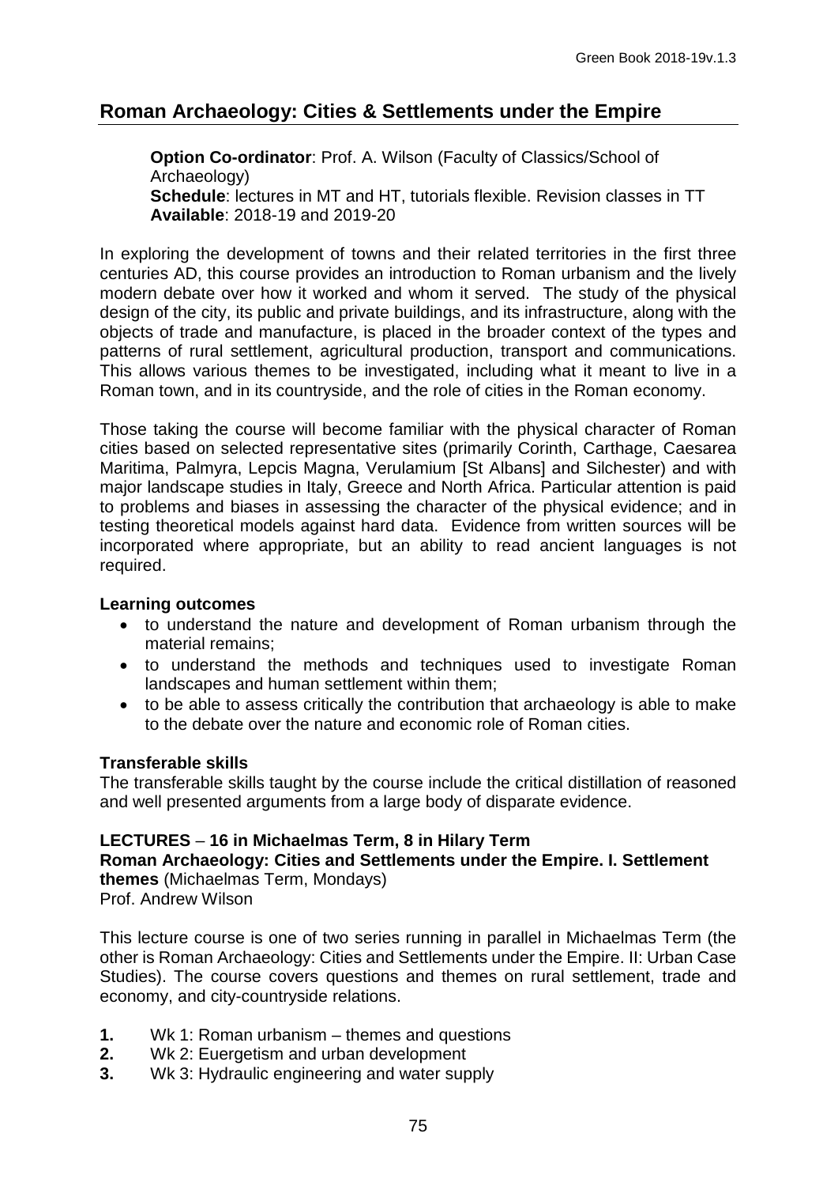## Roman Archaeology: Cities & Settlements under the Empire

**Option Co-ordinator**: Prof. A. Wilson (Faculty of Classics/School of Archaeology)
**Schedule**: lectures in MT and HT, tutorials flexible. Revision classes in TT
**Available**: 2018-19 and 2019-20

In exploring the development of towns and their related territories in the first three centuries AD, this course provides an introduction to Roman urbanism and the lively modern debate over how it worked and whom it served. The study of the physical design of the city, its public and private buildings, and its infrastructure, along with the objects of trade and manufacture, is placed in the broader context of the types and patterns of rural settlement, agricultural production, transport and communications. This allows various themes to be investigated, including what it meant to live in a Roman town, and in its countryside, and the role of cities in the Roman economy.

Those taking the course will become familiar with the physical character of Roman cities based on selected representative sites (primarily Corinth, Carthage, Caesarea Maritima, Palmyra, Lepcis Magna, Verulamium [St Albans] and Silchester) and with major landscape studies in Italy, Greece and North Africa. Particular attention is paid to problems and biases in assessing the character of the physical evidence; and in testing theoretical models against hard data. Evidence from written sources will be incorporated where appropriate, but an ability to read ancient languages is not required.

**Learning outcomes**

- to understand the nature and development of Roman urbanism through the material remains;
- to understand the methods and techniques used to investigate Roman landscapes and human settlement within them;
- to be able to assess critically the contribution that archaeology is able to make to the debate over the nature and economic role of Roman cities.

**Transferable skills**

The transferable skills taught by the course include the critical distillation of reasoned and well presented arguments from a large body of disparate evidence.

**LECTURES – 16 in Michaelmas Term, 8 in Hilary Term**
**Roman Archaeology: Cities and Settlements under the Empire. I. Settlement themes** (Michaelmas Term, Mondays)
Prof. Andrew Wilson

This lecture course is one of two series running in parallel in Michaelmas Term (the other is Roman Archaeology: Cities and Settlements under the Empire. II: Urban Case Studies). The course covers questions and themes on rural settlement, trade and economy, and city-countryside relations.

1. Wk 1: Roman urbanism – themes and questions
2. Wk 2: Euergetism and urban development
3. Wk 3: Hydraulic engineering and water supply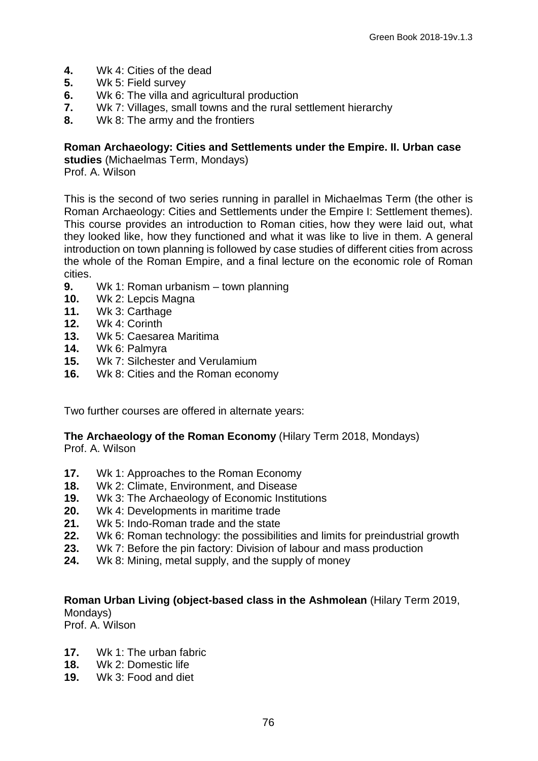**4.** Wk 4: Cities of the dead
**5.** Wk 5: Field survey
**6.** Wk 6: The villa and agricultural production
**7.** Wk 7: Villages, small towns and the rural settlement hierarchy
**8.** Wk 8: The army and the frontiers

**Roman Archaeology: Cities and Settlements under the Empire. II. Urban case studies** (Michaelmas Term, Mondays)
Prof. A. Wilson

This is the second of two series running in parallel in Michaelmas Term (the other is Roman Archaeology: Cities and Settlements under the Empire I: Settlement themes). This course provides an introduction to Roman cities, how they were laid out, what they looked like, how they functioned and what it was like to live in them. A general introduction on town planning is followed by case studies of different cities from across the whole of the Roman Empire, and a final lecture on the economic role of Roman cities.

**9.** Wk 1: Roman urbanism – town planning
**10.** Wk 2: Lepcis Magna
**11.** Wk 3: Carthage
**12.** Wk 4: Corinth
**13.** Wk 5: Caesarea Maritima
**14.** Wk 6: Palmyra
**15.** Wk 7: Silchester and Verulamium
**16.** Wk 8: Cities and the Roman economy

Two further courses are offered in alternate years:

**The Archaeology of the Roman Economy** (Hilary Term 2018, Mondays)
Prof. A. Wilson

**17.** Wk 1: Approaches to the Roman Economy
**18.** Wk 2: Climate, Environment, and Disease
**19.** Wk 3: The Archaeology of Economic Institutions
**20.** Wk 4: Developments in maritime trade
**21.** Wk 5: Indo-Roman trade and the state
**22.** Wk 6: Roman technology: the possibilities and limits for preindustrial growth
**23.** Wk 7: Before the pin factory: Division of labour and mass production
**24.** Wk 8: Mining, metal supply, and the supply of money

**Roman Urban Living (object-based class in the Ashmolean** (Hilary Term 2019, Mondays)
Prof. A. Wilson

**17.** Wk 1: The urban fabric
**18.** Wk 2: Domestic life
**19.** Wk 3: Food and diet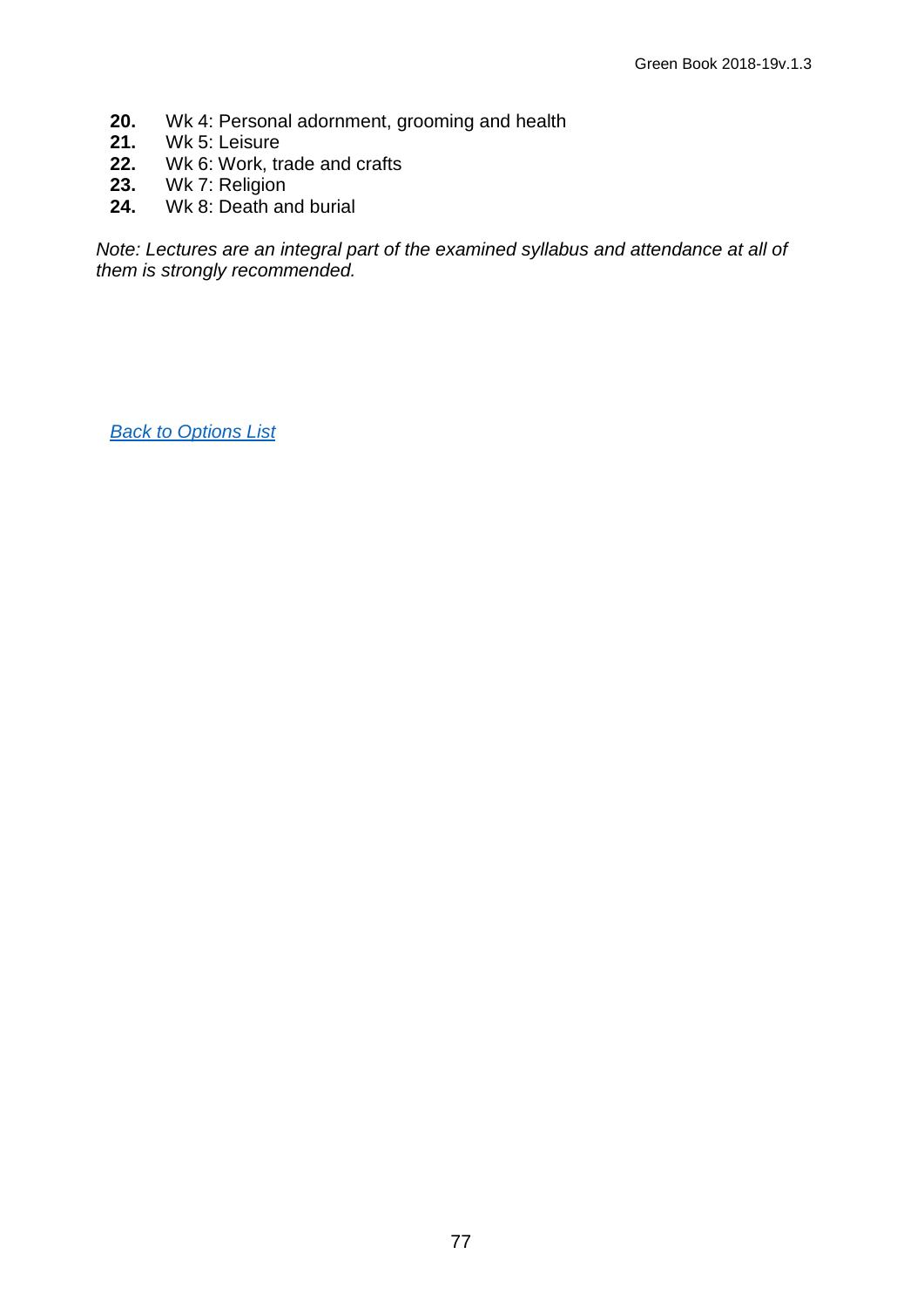**20.** Wk 4: Personal adornment, grooming and health
**21.** Wk 5: Leisure
**22.** Wk 6: Work, trade and crafts
**23.** Wk 7: Religion
**24.** Wk 8: Death and burial

*Note: Lectures are an integral part of the examined syllabus and attendance at all of them is strongly recommended.*

*Back to Options List*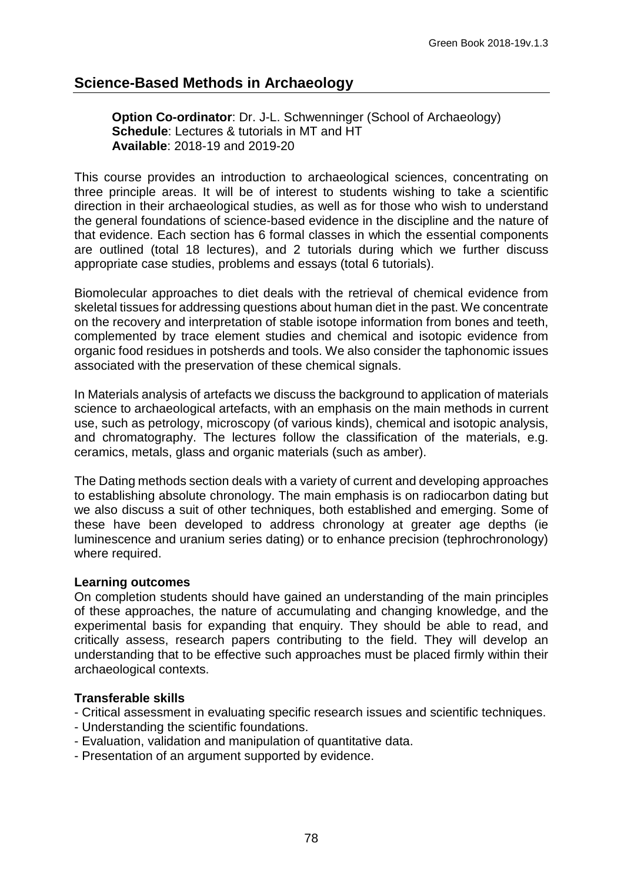## Science-Based Methods in Archaeology

**Option Co-ordinator**: Dr. J-L. Schwenninger (School of Archaeology)
**Schedule**: Lectures & tutorials in MT and HT
**Available**: 2018-19 and 2019-20

This course provides an introduction to archaeological sciences, concentrating on three principle areas. It will be of interest to students wishing to take a scientific direction in their archaeological studies, as well as for those who wish to understand the general foundations of science-based evidence in the discipline and the nature of that evidence. Each section has 6 formal classes in which the essential components are outlined (total 18 lectures), and 2 tutorials during which we further discuss appropriate case studies, problems and essays (total 6 tutorials).

Biomolecular approaches to diet deals with the retrieval of chemical evidence from skeletal tissues for addressing questions about human diet in the past. We concentrate on the recovery and interpretation of stable isotope information from bones and teeth, complemented by trace element studies and chemical and isotopic evidence from organic food residues in potsherds and tools. We also consider the taphonomic issues associated with the preservation of these chemical signals.

In Materials analysis of artefacts we discuss the background to application of materials science to archaeological artefacts, with an emphasis on the main methods in current use, such as petrology, microscopy (of various kinds), chemical and isotopic analysis, and chromatography. The lectures follow the classification of the materials, e.g. ceramics, metals, glass and organic materials (such as amber).

The Dating methods section deals with a variety of current and developing approaches to establishing absolute chronology. The main emphasis is on radiocarbon dating but we also discuss a suit of other techniques, both established and emerging. Some of these have been developed to address chronology at greater age depths (ie luminescence and uranium series dating) or to enhance precision (tephrochronology) where required.

**Learning outcomes**

On completion students should have gained an understanding of the main principles of these approaches, the nature of accumulating and changing knowledge, and the experimental basis for expanding that enquiry. They should be able to read, and critically assess, research papers contributing to the field. They will develop an understanding that to be effective such approaches must be placed firmly within their archaeological contexts.

**Transferable skills**

- Critical assessment in evaluating specific research issues and scientific techniques.
- Understanding the scientific foundations.
- Evaluation, validation and manipulation of quantitative data.
- Presentation of an argument supported by evidence.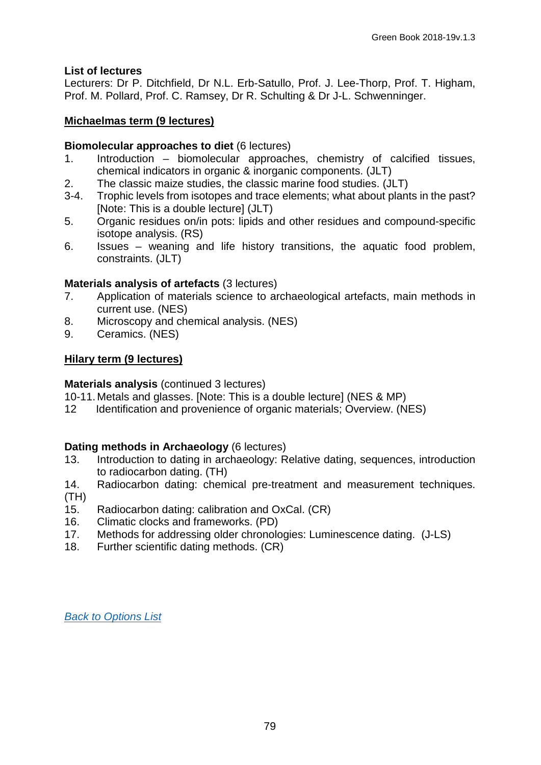**List of lectures**

Lecturers: Dr P. Ditchfield, Dr N.L. Erb-Satullo, Prof. J. Lee-Thorp, Prof. T. Higham, Prof. M. Pollard, Prof. C. Ramsey, Dr R. Schulting & Dr J-L. Schwenninger.

**<u>Michaelmas term (9 lectures)</u>**

**Biomolecular approaches to diet** (6 lectures)

1. Introduction – biomolecular approaches, chemistry of calcified tissues, chemical indicators in organic & inorganic components. (JLT)
2. The classic maize studies, the classic marine food studies. (JLT)

3-4. Trophic levels from isotopes and trace elements; what about plants in the past? [Note: This is a double lecture] (JLT)

5. Organic residues on/in pots: lipids and other residues and compound-specific isotope analysis. (RS)
6. Issues – weaning and life history transitions, the aquatic food problem, constraints. (JLT)

**Materials analysis of artefacts** (3 lectures)

7. Application of materials science to archaeological artefacts, main methods in current use. (NES)
8. Microscopy and chemical analysis. (NES)
9. Ceramics. (NES)

**<u>Hilary term (9 lectures)</u>**

**Materials analysis** (continued 3 lectures)

10-11. Metals and glasses. [Note: This is a double lecture] (NES & MP)

12 Identification and provenience of organic materials; Overview. (NES)

**Dating methods in Archaeology** (6 lectures)

13. Introduction to dating in archaeology: Relative dating, sequences, introduction to radiocarbon dating. (TH)
14. Radiocarbon dating: chemical pre-treatment and measurement techniques. (TH)
15. Radiocarbon dating: calibration and OxCal. (CR)
16. Climatic clocks and frameworks. (PD)
17. Methods for addressing older chronologies: Luminescence dating. (J-LS)
18. Further scientific dating methods. (CR)

*Back to Options List*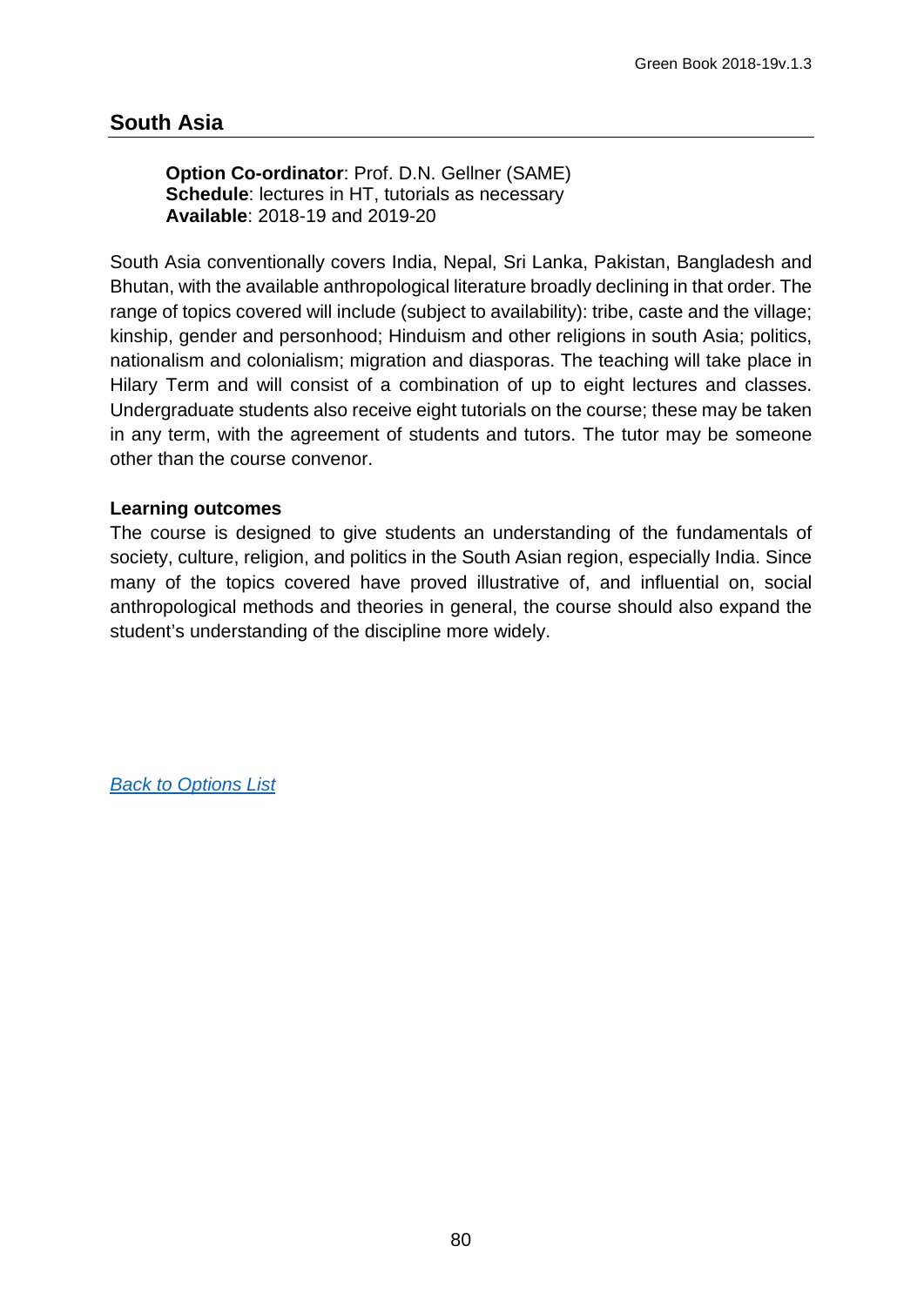## South Asia

**Option Co-ordinator**: Prof. D.N. Gellner (SAME)
**Schedule**: lectures in HT, tutorials as necessary
**Available**: 2018-19 and 2019-20

South Asia conventionally covers India, Nepal, Sri Lanka, Pakistan, Bangladesh and Bhutan, with the available anthropological literature broadly declining in that order. The range of topics covered will include (subject to availability): tribe, caste and the village; kinship, gender and personhood; Hinduism and other religions in south Asia; politics, nationalism and colonialism; migration and diasporas. The teaching will take place in Hilary Term and will consist of a combination of up to eight lectures and classes. Undergraduate students also receive eight tutorials on the course; these may be taken in any term, with the agreement of students and tutors. The tutor may be someone other than the course convenor.

**Learning outcomes**

The course is designed to give students an understanding of the fundamentals of society, culture, religion, and politics in the South Asian region, especially India. Since many of the topics covered have proved illustrative of, and influential on, social anthropological methods and theories in general, the course should also expand the student's understanding of the discipline more widely.

*Back to Options List*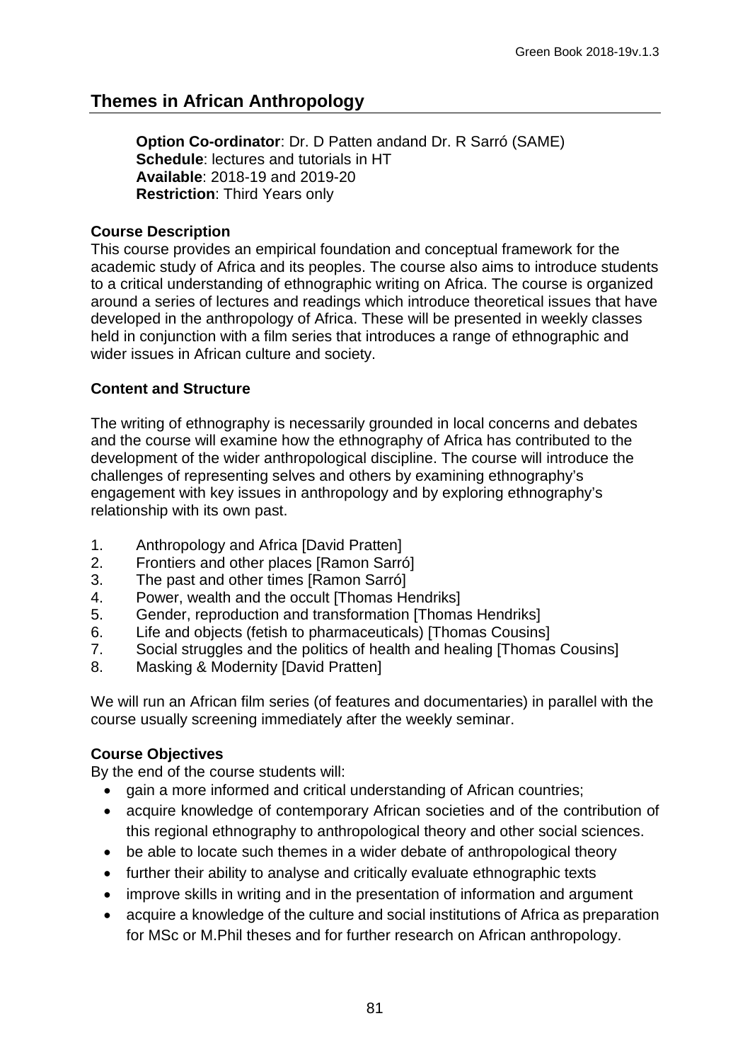## Themes in African Anthropology

**Option Co-ordinator**: Dr. D Patten andand Dr. R Sarró (SAME)
**Schedule**: lectures and tutorials in HT
**Available**: 2018-19 and 2019-20
**Restriction**: Third Years only

### Course Description

This course provides an empirical foundation and conceptual framework for the academic study of Africa and its peoples. The course also aims to introduce students to a critical understanding of ethnographic writing on Africa. The course is organized around a series of lectures and readings which introduce theoretical issues that have developed in the anthropology of Africa. These will be presented in weekly classes held in conjunction with a film series that introduces a range of ethnographic and wider issues in African culture and society.

### Content and Structure

The writing of ethnography is necessarily grounded in local concerns and debates and the course will examine how the ethnography of Africa has contributed to the development of the wider anthropological discipline. The course will introduce the challenges of representing selves and others by examining ethnography's engagement with key issues in anthropology and by exploring ethnography's relationship with its own past.

1. Anthropology and Africa [David Pratten]
2. Frontiers and other places [Ramon Sarró]
3. The past and other times [Ramon Sarró]
4. Power, wealth and the occult [Thomas Hendriks]
5. Gender, reproduction and transformation [Thomas Hendriks]
6. Life and objects (fetish to pharmaceuticals) [Thomas Cousins]
7. Social struggles and the politics of health and healing [Thomas Cousins]
8. Masking & Modernity [David Pratten]

We will run an African film series (of features and documentaries) in parallel with the course usually screening immediately after the weekly seminar.

### Course Objectives

By the end of the course students will:

- gain a more informed and critical understanding of African countries;
- acquire knowledge of contemporary African societies and of the contribution of this regional ethnography to anthropological theory and other social sciences.
- be able to locate such themes in a wider debate of anthropological theory
- further their ability to analyse and critically evaluate ethnographic texts
- improve skills in writing and in the presentation of information and argument
- acquire a knowledge of the culture and social institutions of Africa as preparation for MSc or M.Phil theses and for further research on African anthropology.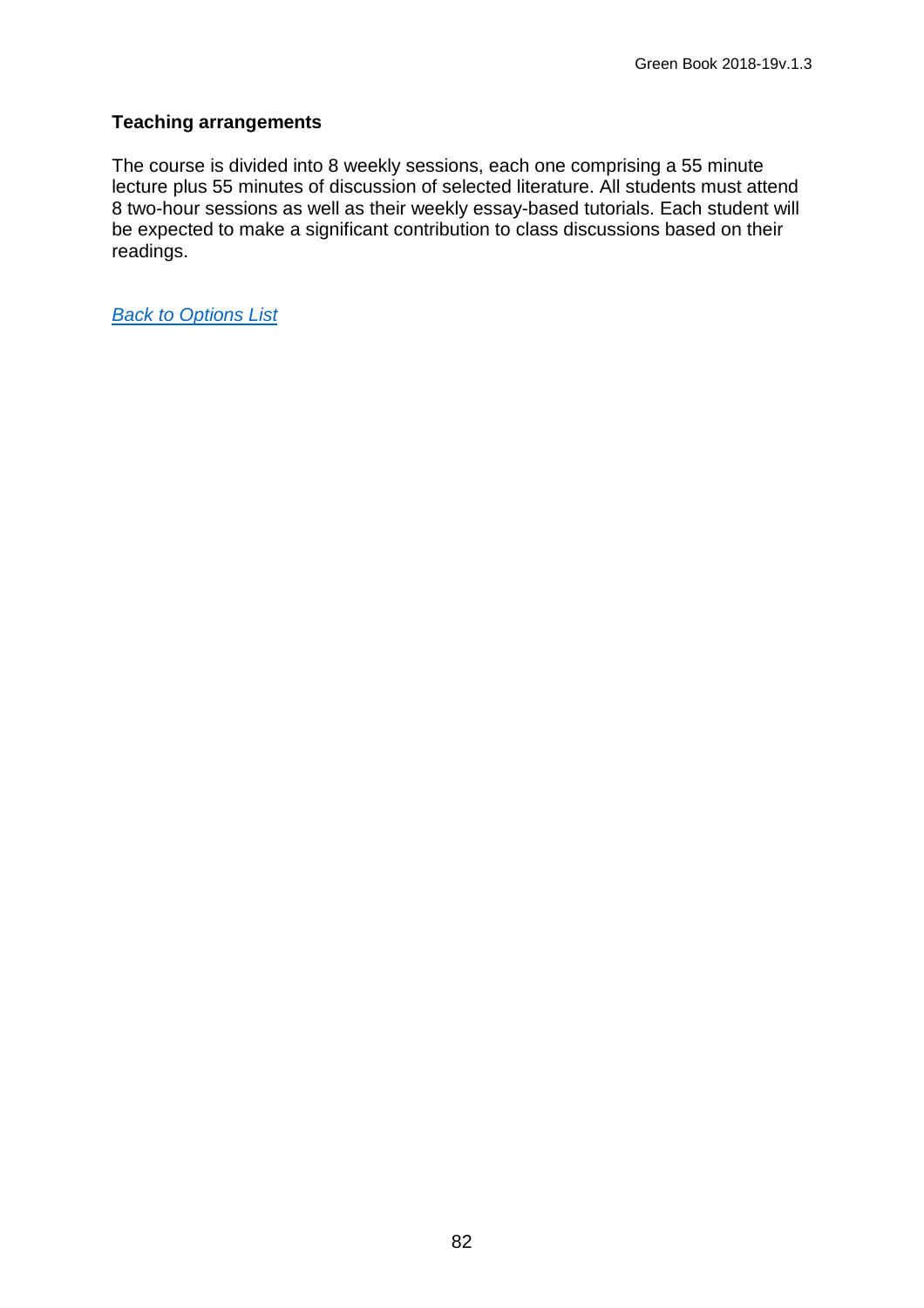**Teaching arrangements**

The course is divided into 8 weekly sessions, each one comprising a 55 minute lecture plus 55 minutes of discussion of selected literature. All students must attend 8 two-hour sessions as well as their weekly essay-based tutorials. Each student will be expected to make a significant contribution to class discussions based on their readings.

*Back to Options List*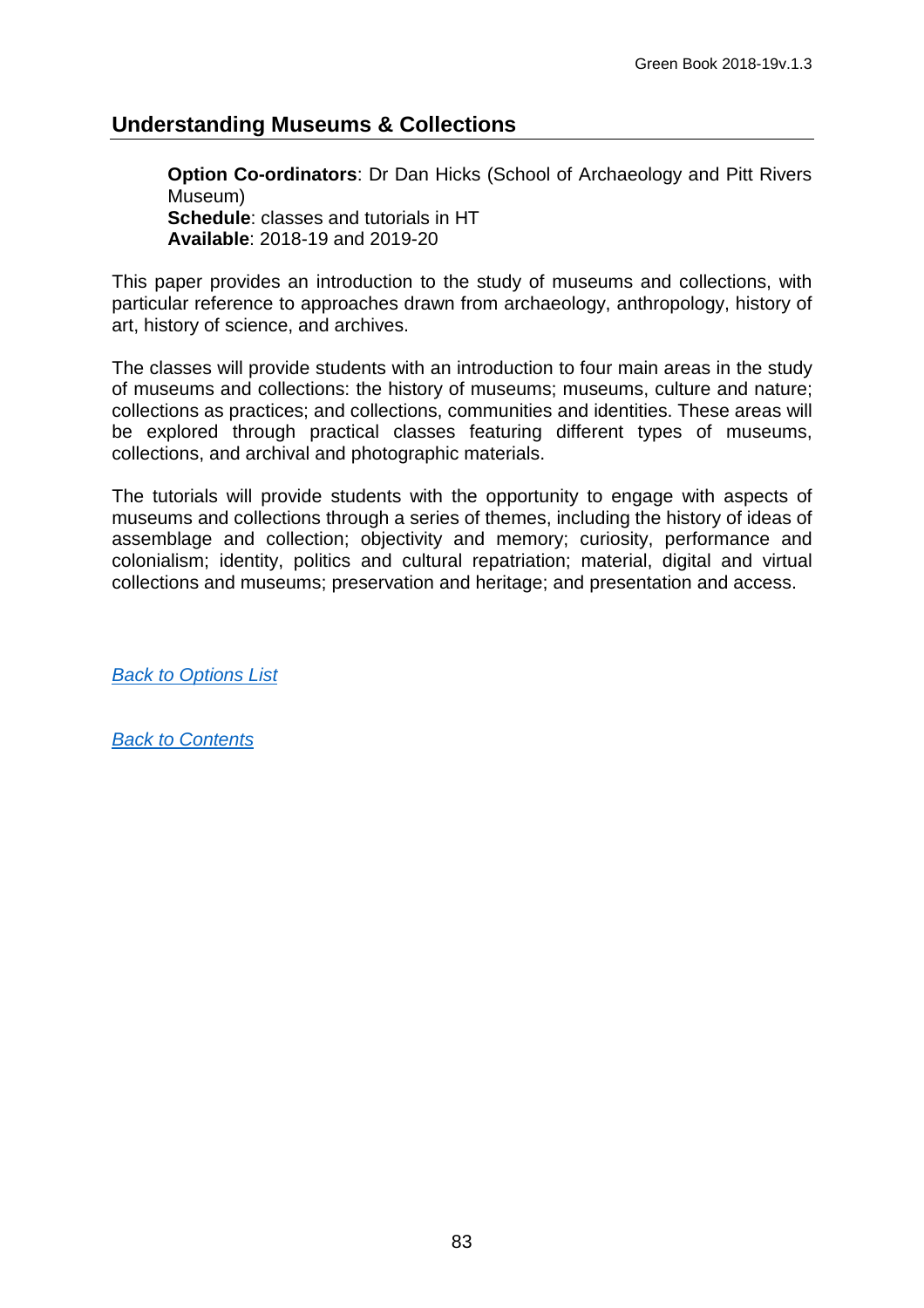## Understanding Museums & Collections

**Option Co-ordinators**: Dr Dan Hicks (School of Archaeology and Pitt Rivers Museum)
**Schedule**: classes and tutorials in HT
**Available**: 2018-19 and 2019-20

This paper provides an introduction to the study of museums and collections, with particular reference to approaches drawn from archaeology, anthropology, history of art, history of science, and archives.

The classes will provide students with an introduction to four main areas in the study of museums and collections: the history of museums; museums, culture and nature; collections as practices; and collections, communities and identities. These areas will be explored through practical classes featuring different types of museums, collections, and archival and photographic materials.

The tutorials will provide students with the opportunity to engage with aspects of museums and collections through a series of themes, including the history of ideas of assemblage and collection; objectivity and memory; curiosity, performance and colonialism; identity, politics and cultural repatriation; material, digital and virtual collections and museums; preservation and heritage; and presentation and access.

*Back to Options List*

*Back to Contents*